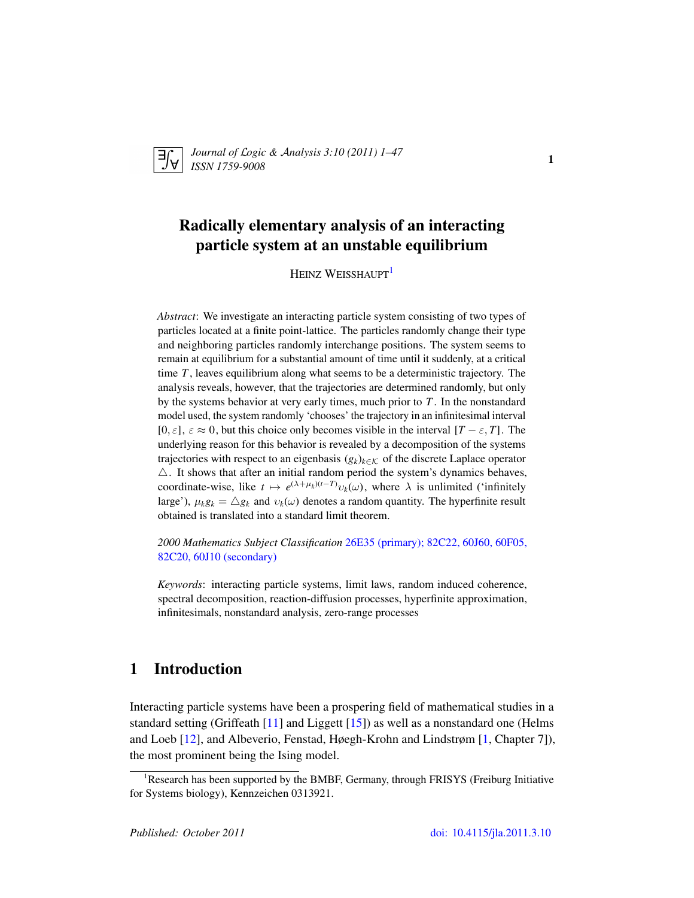# Radically elementary analysis of an interacting particle system at an unstable equilibrium

HEINZ WEISSHAUPT[1]

*Abstract*: We investigate an interacting particle system consisting of two types of particles located at a finite point-lattice. The particles randomly change their type and neighboring particles randomly interchange positions. The system seems to remain at equilibrium for a substantial amount of time until it suddenly, at a critical time $T$, leaves equilibrium along what seems to be a deterministic trajectory. The analysis reveals, however, that the trajectories are determined randomly, but only by the systems behavior at very early times, much prior to $T$. In the nonstandard model used, the system randomly 'chooses' the trajectory in an infinitesimal interval $[0, \varepsilon]$, $\varepsilon \approx 0$, but this choice only becomes visible in the interval $[T - \varepsilon, T]$. The underlying reason for this behavior is revealed by a decomposition of the systems trajectories with respect to an eigenbasis $(g_k)_{k \in \mathcal{K}}$ of the discrete Laplace operator $\triangle$. It shows that after an initial random period the system's dynamics behaves, coordinate-wise, like $t \mapsto e^{(\lambda+\mu_k)(t-T)}\upsilon_k(\omega)$, where $\lambda$ is unlimited ('infinitely large'), $\mu_k g_k = \triangle g_k$ and $\upsilon_k(\omega)$ denotes a random quantity. The hyperfinite result obtained is translated into a standard limit theorem.

*2000 Mathematics Subject Classification* 26E35 (primary); 82C22, 60J60, 60F05, 82C20, 60J10 (secondary)

*Keywords*: interacting particle systems, limit laws, random induced coherence, spectral decomposition, reaction-diffusion processes, hyperfinite approximation, infinitesimals, nonstandard analysis, zero-range processes

## 1 Introduction

Interacting particle systems have been a prospering field of mathematical studies in a standard setting (Griffeath [11] and Liggett [15]) as well as a nonstandard one (Helms and Loeb [12], and Albeverio, Fenstad, Høegh-Krohn and Lindstrøm [1, Chapter 7]), the most prominent being the Ising model.

[1] Research has been supported by the BMBF, Germany, through FRISYS (Freiburg Initiative for Systems biology), Kennzeichen 0313921.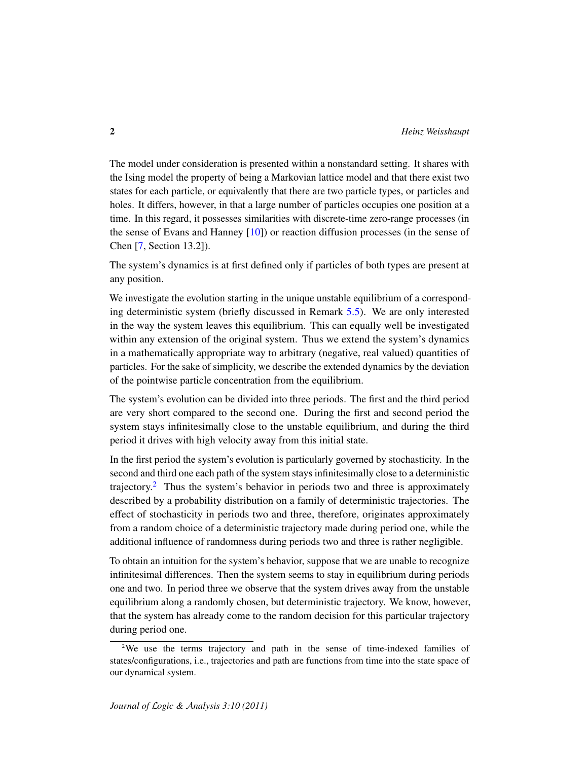The model under consideration is presented within a nonstandard setting. It shares with the Ising model the property of being a Markovian lattice model and that there exist two states for each particle, or equivalently that there are two particle types, or particles and holes. It differs, however, in that a large number of particles occupies one position at a time. In this regard, it possesses similarities with discrete-time zero-range processes (in the sense of Evans and Hanney [10]) or reaction diffusion processes (in the sense of Chen [7, Section 13.2]).

The system's dynamics is at first defined only if particles of both types are present at any position.

We investigate the evolution starting in the unique unstable equilibrium of a corresponding deterministic system (briefly discussed in Remark 5.5). We are only interested in the way the system leaves this equilibrium. This can equally well be investigated within any extension of the original system. Thus we extend the system's dynamics in a mathematically appropriate way to arbitrary (negative, real valued) quantities of particles. For the sake of simplicity, we describe the extended dynamics by the deviation of the pointwise particle concentration from the equilibrium.

The system's evolution can be divided into three periods. The first and the third period are very short compared to the second one. During the first and second period the system stays infinitesimally close to the unstable equilibrium, and during the third period it drives with high velocity away from this initial state.

In the first period the system's evolution is particularly governed by stochasticity. In the second and third one each path of the system stays infinitesimally close to a deterministic trajectory.[2] Thus the system's behavior in periods two and three is approximately described by a probability distribution on a family of deterministic trajectories. The effect of stochasticity in periods two and three, therefore, originates approximately from a random choice of a deterministic trajectory made during period one, while the additional influence of randomness during periods two and three is rather negligible.

To obtain an intuition for the system's behavior, suppose that we are unable to recognize infinitesimal differences. Then the system seems to stay in equilibrium during periods one and two. In period three we observe that the system drives away from the unstable equilibrium along a randomly chosen, but deterministic trajectory. We know, however, that the system has already come to the random decision for this particular trajectory during period one.

[2]We use the terms trajectory and path in the sense of time-indexed families of states/configurations, i.e., trajectories and path are functions from time into the state space of our dynamical system.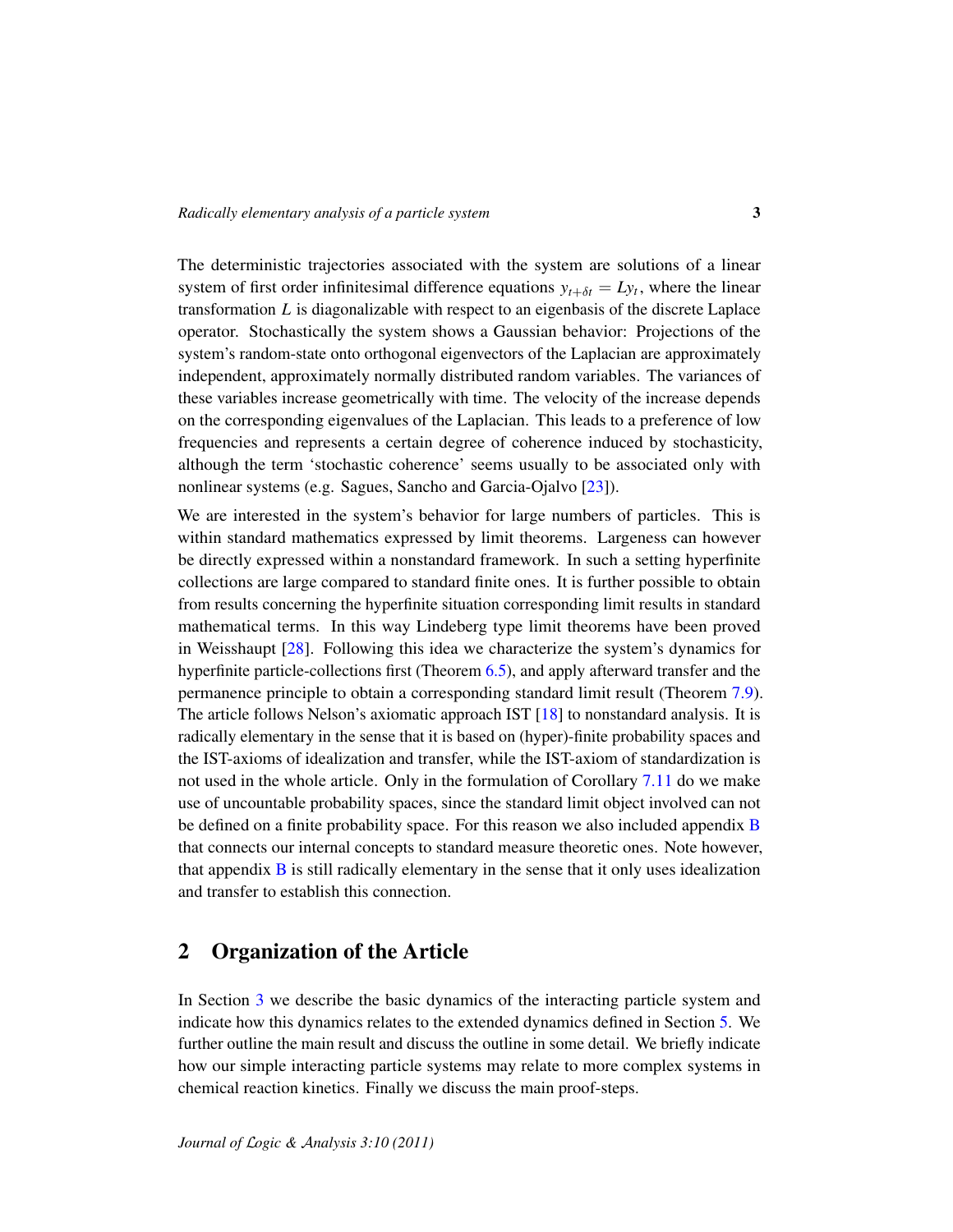The deterministic trajectories associated with the system are solutions of a linear system of first order infinitesimal difference equations $y_{t+\delta t} = Ly_t$, where the linear transformation $L$ is diagonalizable with respect to an eigenbasis of the discrete Laplace operator. Stochastically the system shows a Gaussian behavior: Projections of the system's random-state onto orthogonal eigenvectors of the Laplacian are approximately independent, approximately normally distributed random variables. The variances of these variables increase geometrically with time. The velocity of the increase depends on the corresponding eigenvalues of the Laplacian. This leads to a preference of low frequencies and represents a certain degree of coherence induced by stochasticity, although the term 'stochastic coherence' seems usually to be associated only with nonlinear systems (e.g. Sagues, Sancho and Garcia-Ojalvo [23]).

We are interested in the system's behavior for large numbers of particles. This is within standard mathematics expressed by limit theorems. Largeness can however be directly expressed within a nonstandard framework. In such a setting hyperfinite collections are large compared to standard finite ones. It is further possible to obtain from results concerning the hyperfinite situation corresponding limit results in standard mathematical terms. In this way Lindeberg type limit theorems have been proved in Weisshaupt [28]. Following this idea we characterize the system's dynamics for hyperfinite particle-collections first (Theorem 6.5), and apply afterward transfer and the permanence principle to obtain a corresponding standard limit result (Theorem 7.9). The article follows Nelson's axiomatic approach IST [18] to nonstandard analysis. It is radically elementary in the sense that it is based on (hyper)-finite probability spaces and the IST-axioms of idealization and transfer, while the IST-axiom of standardization is not used in the whole article. Only in the formulation of Corollary 7.11 do we make use of uncountable probability spaces, since the standard limit object involved can not be defined on a finite probability space. For this reason we also included appendix B that connects our internal concepts to standard measure theoretic ones. Note however, that appendix B is still radically elementary in the sense that it only uses idealization and transfer to establish this connection.

## 2 Organization of the Article

In Section 3 we describe the basic dynamics of the interacting particle system and indicate how this dynamics relates to the extended dynamics defined in Section 5. We further outline the main result and discuss the outline in some detail. We briefly indicate how our simple interacting particle systems may relate to more complex systems in chemical reaction kinetics. Finally we discuss the main proof-steps.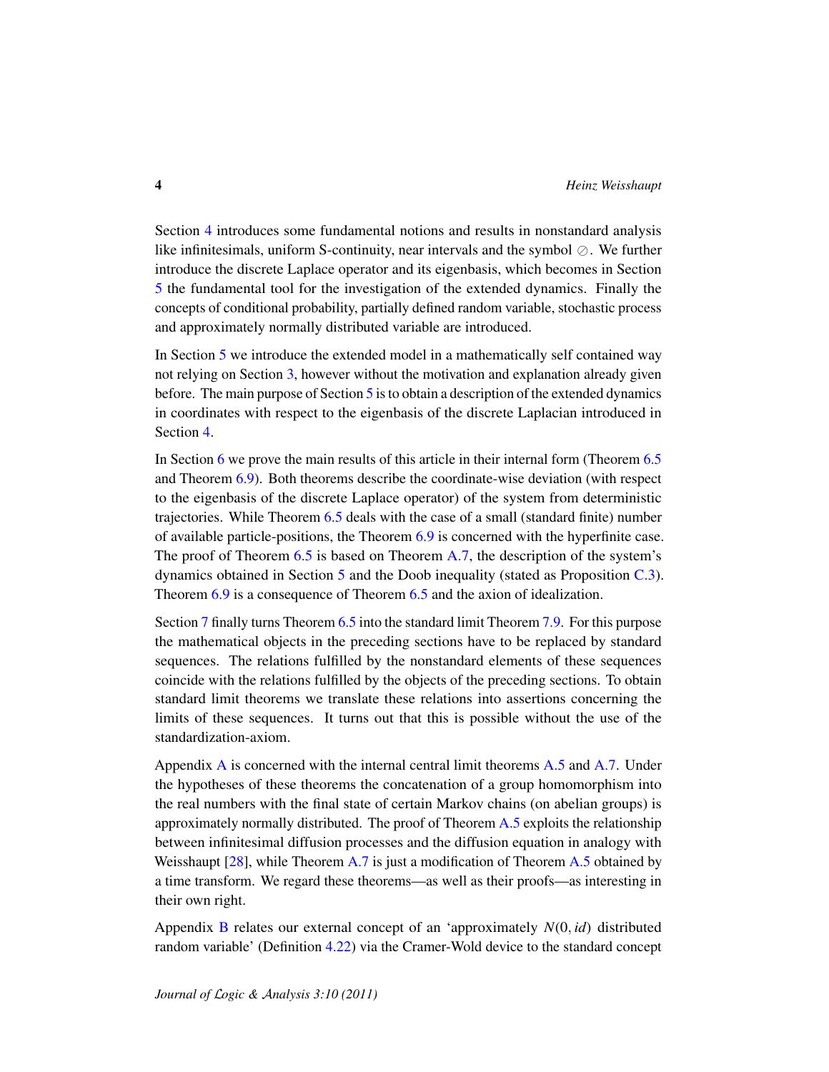Section 4 introduces some fundamental notions and results in nonstandard analysis like infinitesimals, uniform S-continuity, near intervals and the symbol $\oslash$. We further introduce the discrete Laplace operator and its eigenbasis, which becomes in Section 5 the fundamental tool for the investigation of the extended dynamics. Finally the concepts of conditional probability, partially defined random variable, stochastic process and approximately normally distributed variable are introduced.

In Section 5 we introduce the extended model in a mathematically self contained way not relying on Section 3, however without the motivation and explanation already given before. The main purpose of Section 5 is to obtain a description of the extended dynamics in coordinates with respect to the eigenbasis of the discrete Laplacian introduced in Section 4.

In Section 6 we prove the main results of this article in their internal form (Theorem 6.5 and Theorem 6.9). Both theorems describe the coordinate-wise deviation (with respect to the eigenbasis of the discrete Laplace operator) of the system from deterministic trajectories. While Theorem 6.5 deals with the case of a small (standard finite) number of available particle-positions, the Theorem 6.9 is concerned with the hyperfinite case. The proof of Theorem 6.5 is based on Theorem A.7, the description of the system's dynamics obtained in Section 5 and the Doob inequality (stated as Proposition C.3). Theorem 6.9 is a consequence of Theorem 6.5 and the axion of idealization.

Section 7 finally turns Theorem 6.5 into the standard limit Theorem 7.9. For this purpose the mathematical objects in the preceding sections have to be replaced by standard sequences. The relations fulfilled by the nonstandard elements of these sequences coincide with the relations fulfilled by the objects of the preceding sections. To obtain standard limit theorems we translate these relations into assertions concerning the limits of these sequences. It turns out that this is possible without the use of the standardization-axiom.

Appendix A is concerned with the internal central limit theorems A.5 and A.7. Under the hypotheses of these theorems the concatenation of a group homomorphism into the real numbers with the final state of certain Markov chains (on abelian groups) is approximately normally distributed. The proof of Theorem A.5 exploits the relationship between infinitesimal diffusion processes and the diffusion equation in analogy with Weisshaupt [28], while Theorem A.7 is just a modification of Theorem A.5 obtained by a time transform. We regard these theorems—as well as their proofs—as interesting in their own right.

Appendix B relates our external concept of an 'approximately $N(0, id)$ distributed random variable' (Definition 4.22) via the Cramer-Wold device to the standard concept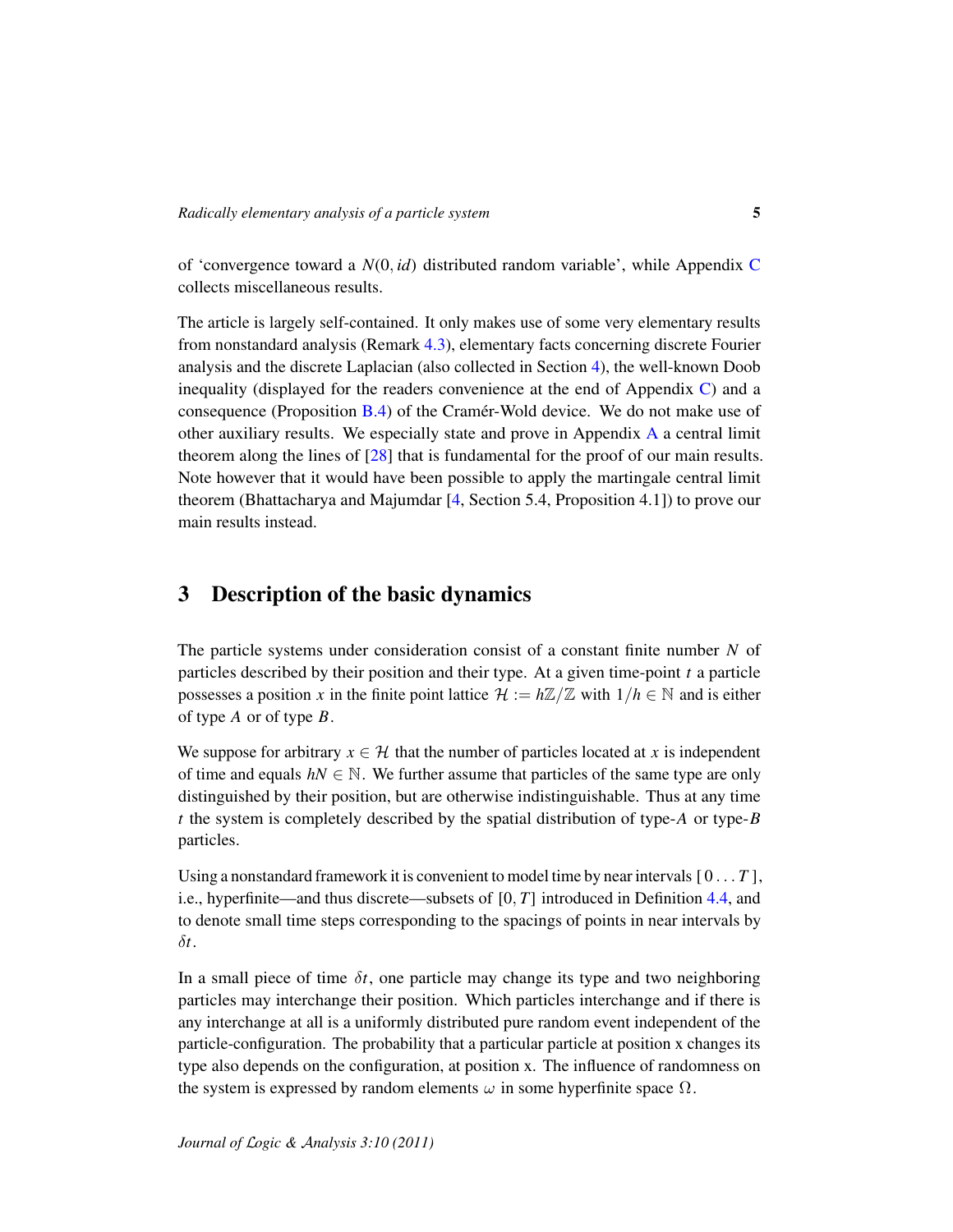of 'convergence toward a $N(0, id)$ distributed random variable', while Appendix C collects miscellaneous results.

The article is largely self-contained. It only makes use of some very elementary results from nonstandard analysis (Remark 4.3), elementary facts concerning discrete Fourier analysis and the discrete Laplacian (also collected in Section 4), the well-known Doob inequality (displayed for the readers convenience at the end of Appendix C) and a consequence (Proposition B.4) of the Cramér-Wold device. We do not make use of other auxiliary results. We especially state and prove in Appendix A a central limit theorem along the lines of [28] that is fundamental for the proof of our main results. Note however that it would have been possible to apply the martingale central limit theorem (Bhattacharya and Majumdar [4, Section 5.4, Proposition 4.1]) to prove our main results instead.

## 3 Description of the basic dynamics

The particle systems under consideration consist of a constant finite number $N$ of particles described by their position and their type. At a given time-point $t$ a particle possesses a position $x$ in the finite point lattice $\mathcal{H} := h\mathbb{Z}/\mathbb{Z}$ with $1/h \in \mathbb{N}$ and is either of type $A$ or of type $B$.

We suppose for arbitrary $x \in \mathcal{H}$ that the number of particles located at $x$ is independent of time and equals $hN \in \mathbb{N}$. We further assume that particles of the same type are only distinguished by their position, but are otherwise indistinguishable. Thus at any time $t$ the system is completely described by the spatial distribution of type-$A$ or type-$B$ particles.

Using a nonstandard framework it is convenient to model time by near intervals $[\,0 \ldots T\,]$, i.e., hyperfinite—and thus discrete—subsets of $[0, T]$ introduced in Definition 4.4, and to denote small time steps corresponding to the spacings of points in near intervals by $\delta t$.

In a small piece of time $\delta t$, one particle may change its type and two neighboring particles may interchange their position. Which particles interchange and if there is any interchange at all is a uniformly distributed pure random event independent of the particle-configuration. The probability that a particular particle at position x changes its type also depends on the configuration, at position x. The influence of randomness on the system is expressed by random elements $\omega$ in some hyperfinite space $\Omega$.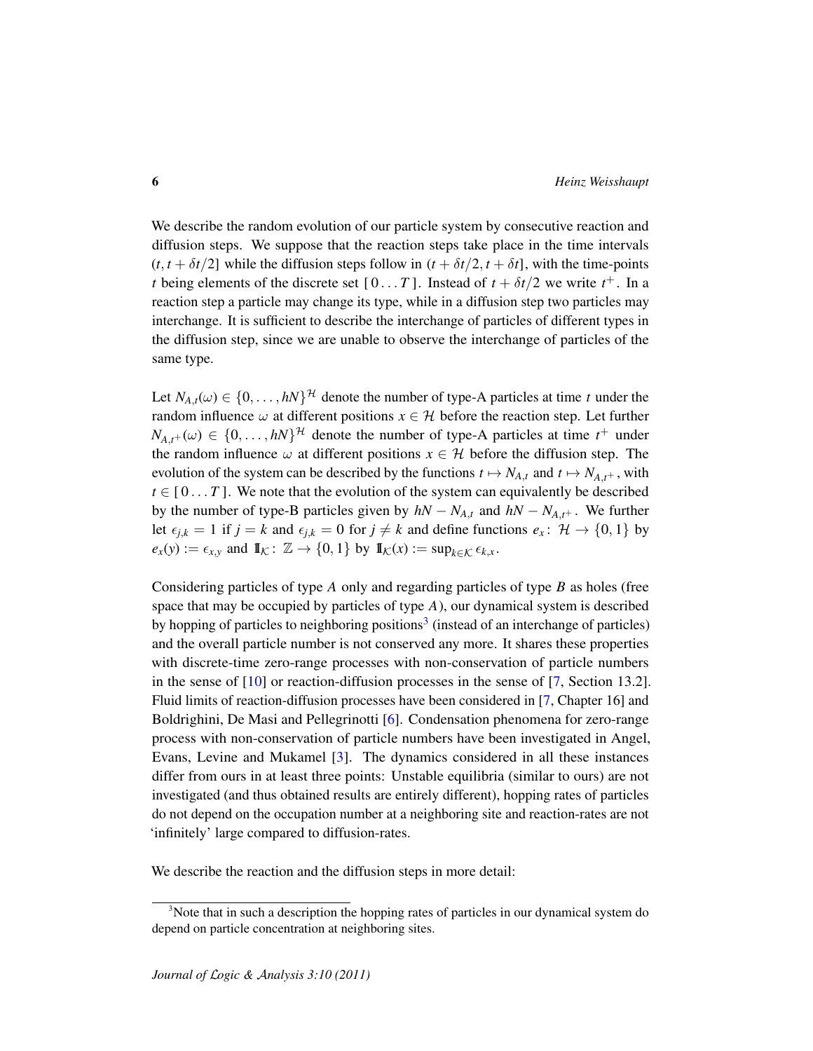We describe the random evolution of our particle system by consecutive reaction and diffusion steps. We suppose that the reaction steps take place in the time intervals $(t, t+\delta t/2]$ while the diffusion steps follow in $(t+\delta t/2, t+\delta t]$, with the time-points $t$ being elements of the discrete set $[\,0\ldots T\,]$. Instead of $t+\delta t/2$ we write $t^+$. In a reaction step a particle may change its type, while in a diffusion step two particles may interchange. It is sufficient to describe the interchange of particles of different types in the diffusion step, since we are unable to observe the interchange of particles of the same type.

Let $N_{A,t}(\omega) \in \{0,\ldots,hN\}^{\mathcal{H}}$ denote the number of type-A particles at time $t$ under the random influence $\omega$ at different positions $x \in \mathcal{H}$ before the reaction step. Let further $N_{A,t^+}(\omega) \in \{0,\ldots,hN\}^{\mathcal{H}}$ denote the number of type-A particles at time $t^+$ under the random influence $\omega$ at different positions $x \in \mathcal{H}$ before the diffusion step. The evolution of the system can be described by the functions $t \mapsto N_{A,t}$ and $t \mapsto N_{A,t^+}$, with $t \in [\,0\ldots T\,]$. We note that the evolution of the system can equivalently be described by the number of type-B particles given by $hN - N_{A,t}$ and $hN - N_{A,t^+}$. We further let $\epsilon_{j,k} = 1$ if $j = k$ and $\epsilon_{j,k} = 0$ for $j \neq k$ and define functions $e_x \colon \mathcal{H} \to \{0,1\}$ by $e_x(y) := \epsilon_{x,y}$ and $\mathbb{I}_{\mathcal{K}} \colon \mathbb{Z} \to \{0,1\}$ by $\mathbb{I}_{\mathcal{K}}(x) := \sup_{k\in\mathcal{K}} \epsilon_{k,x}$.

Considering particles of type $A$ only and regarding particles of type $B$ as holes (free space that may be occupied by particles of type $A$), our dynamical system is described by hopping of particles to neighboring positions[3] (instead of an interchange of particles) and the overall particle number is not conserved any more. It shares these properties with discrete-time zero-range processes with non-conservation of particle numbers in the sense of [10] or reaction-diffusion processes in the sense of [7, Section 13.2]. Fluid limits of reaction-diffusion processes have been considered in [7, Chapter 16] and Boldrighini, De Masi and Pellegrinotti [6]. Condensation phenomena for zero-range process with non-conservation of particle numbers have been investigated in Angel, Evans, Levine and Mukamel [3]. The dynamics considered in all these instances differ from ours in at least three points: Unstable equilibria (similar to ours) are not investigated (and thus obtained results are entirely different), hopping rates of particles do not depend on the occupation number at a neighboring site and reaction-rates are not 'infinitely' large compared to diffusion-rates.

We describe the reaction and the diffusion steps in more detail:

[3] Note that in such a description the hopping rates of particles in our dynamical system do depend on particle concentration at neighboring sites.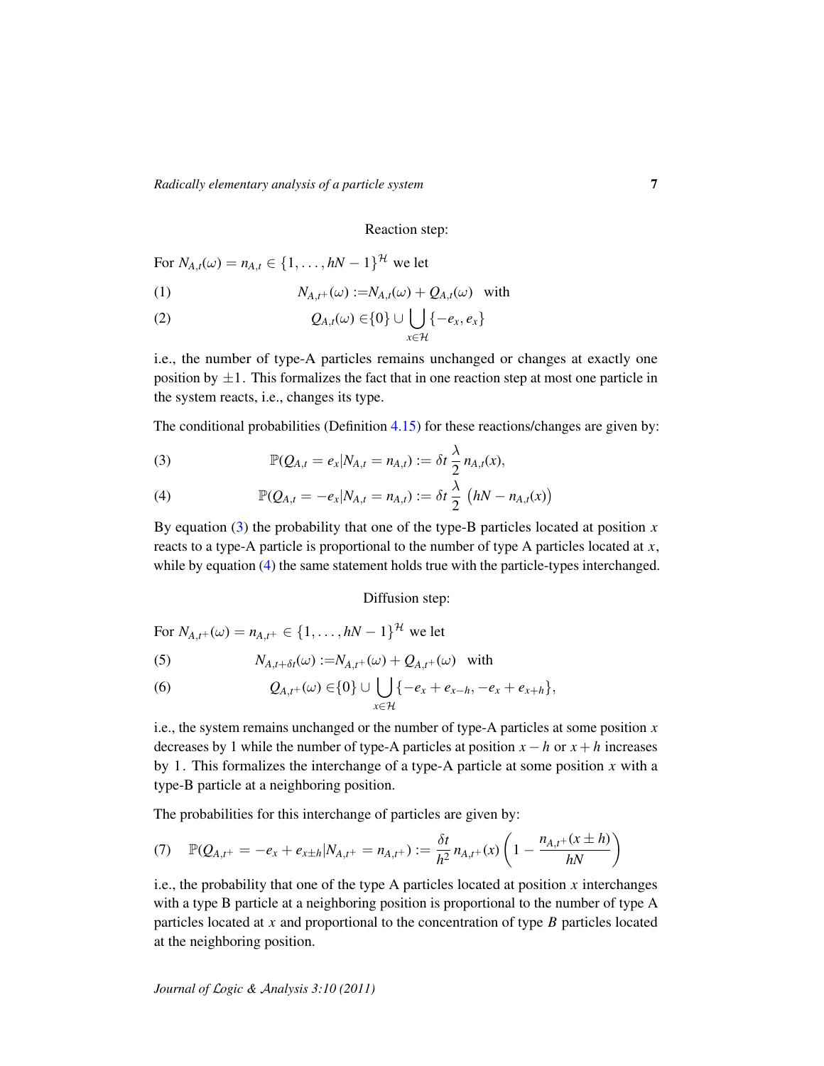Reaction step:

For $N_{A,t}(\omega) = n_{A,t} \in \{1, \ldots, hN - 1\}^{\mathcal{H}}$ we let

$$N_{A,t^+}(\omega) := N_{A,t}(\omega) + Q_{A,t}(\omega) \quad \text{with} \tag{1}$$

$$Q_{A,t}(\omega) \in \{0\} \cup \bigcup_{x \in \mathcal{H}} \{-e_x, e_x\} \tag{2}$$

i.e., the number of type-A particles remains unchanged or changes at exactly one position by $\pm 1$. This formalizes the fact that in one reaction step at most one particle in the system reacts, i.e., changes its type.

The conditional probabilities (Definition 4.15) for these reactions/changes are given by:

$$\mathbb{P}(Q_{A,t} = e_x | N_{A,t} = n_{A,t}) := \delta t \, \frac{\lambda}{2} \, n_{A,t}(x), \tag{3}$$

$$\mathbb{P}(Q_{A,t} = -e_x | N_{A,t} = n_{A,t}) := \delta t \, \frac{\lambda}{2} \, \big(hN - n_{A,t}(x)\big) \tag{4}$$

By equation (3) the probability that one of the type-B particles located at position $x$ reacts to a type-A particle is proportional to the number of type A particles located at $x$, while by equation (4) the same statement holds true with the particle-types interchanged.

Diffusion step:

For $N_{A,t^+}(\omega) = n_{A,t^+} \in \{1, \ldots, hN - 1\}^{\mathcal{H}}$ we let

$$N_{A,t+\delta t}(\omega) := N_{A,t^+}(\omega) + Q_{A,t^+}(\omega) \quad \text{with} \tag{5}$$

$$Q_{A,t^+}(\omega) \in \{0\} \cup \bigcup_{x \in \mathcal{H}} \{-e_x + e_{x-h}, -e_x + e_{x+h}\}, \tag{6}$$

i.e., the system remains unchanged or the number of type-A particles at some position $x$ decreases by 1 while the number of type-A particles at position $x - h$ or $x + h$ increases by 1. This formalizes the interchange of a type-A particle at some position $x$ with a type-B particle at a neighboring position.

The probabilities for this interchange of particles are given by:

$$\mathbb{P}(Q_{A,t^+} = -e_x + e_{x \pm h} | N_{A,t^+} = n_{A,t^+}) := \frac{\delta t}{h^2} \, n_{A,t^+}(x) \left(1 - \frac{n_{A,t^+}(x \pm h)}{hN}\right) \tag{7}$$

i.e., the probability that one of the type A particles located at position $x$ interchanges with a type B particle at a neighboring position is proportional to the number of type A particles located at $x$ and proportional to the concentration of type $B$ particles located at the neighboring position.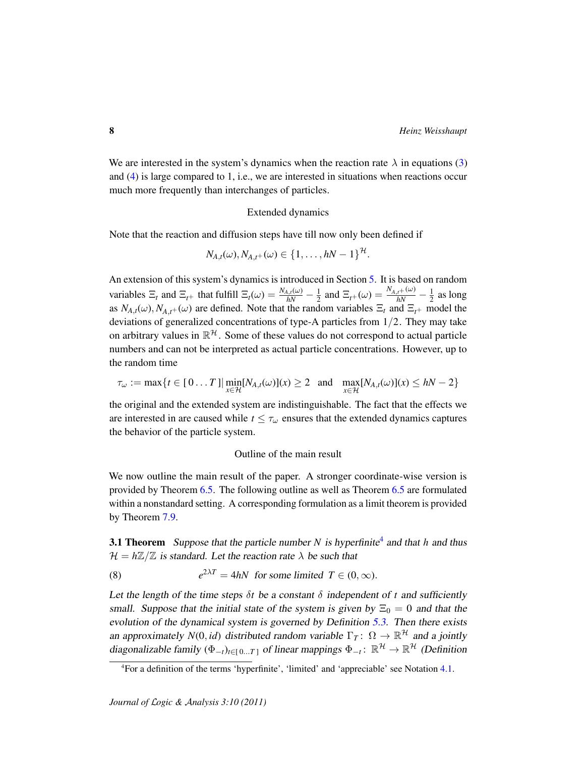We are interested in the system's dynamics when the reaction rate $\lambda$ in equations (3) and (4) is large compared to 1, i.e., we are interested in situations when reactions occur much more frequently than interchanges of particles.

### Extended dynamics

Note that the reaction and diffusion steps have till now only been defined if

$$N_{A,t}(\omega), N_{A,t^+}(\omega) \in \{1, \dots, hN-1\}^{\mathcal{H}}.$$

An extension of this system's dynamics is introduced in Section 5. It is based on random variables $\Xi_t$ and $\Xi_{t^+}$ that fulfill $\Xi_t(\omega) = \frac{N_{A,t}(\omega)}{hN} - \frac{1}{2}$ and $\Xi_{t^+}(\omega) = \frac{N_{A,t^+}(\omega)}{hN} - \frac{1}{2}$ as long as $N_{A,t}(\omega), N_{A,t^+}(\omega)$ are defined. Note that the random variables $\Xi_t$ and $\Xi_{t^+}$ model the deviations of generalized concentrations of type-A particles from $1/2$. They may take on arbitrary values in $\mathbb{R}^{\mathcal{H}}$. Some of these values do not correspond to actual particle numbers and can not be interpreted as actual particle concentrations. However, up to the random time

$$\tau_\omega := \max\{t \in [\,0 \dots T\,] \,|\, \min_{x\in\mathcal{H}}[N_{A,t}(\omega)](x) \geq 2 \quad \text{and} \quad \max_{x\in\mathcal{H}}[N_{A,t}(\omega)](x) \leq hN-2\}$$

the original and the extended system are indistinguishable. The fact that the effects we are interested in are caused while $t \leq \tau_\omega$ ensures that the extended dynamics captures the behavior of the particle system.

### Outline of the main result

We now outline the main result of the paper. A stronger coordinate-wise version is provided by Theorem 6.5. The following outline as well as Theorem 6.5 are formulated within a nonstandard setting. A corresponding formulation as a limit theorem is provided by Theorem 7.9.

**3.1 Theorem** *Suppose that the particle number $N$ is hyperfinite[4] and that $h$ and thus $\mathcal{H} = h\mathbb{Z}/\mathbb{Z}$ is standard. Let the reaction rate $\lambda$ be such that*

$$e^{2\lambda T} = 4hN \quad \text{for some limited } T \in (0,\infty). \tag{8}$$

*Let the length of the time steps $\delta t$ be a constant $\delta$ independent of $t$ and sufficiently small. Suppose that the initial state of the system is given by $\Xi_0 = 0$ and that the evolution of the dynamical system is governed by Definition 5.3. Then there exists an approximately $N(0, id)$ distributed random variable $\Gamma_T \colon \Omega \to \mathbb{R}^{\mathcal{H}}$ and a jointly diagonalizable family $(\Phi_{-t})_{t\in[\,0\dots T\,]}$ of linear mappings $\Phi_{-t} \colon \mathbb{R}^{\mathcal{H}} \to \mathbb{R}^{\mathcal{H}}$ (Definition*

[4] For a definition of the terms 'hyperfinite', 'limited' and 'appreciable' see Notation 4.1.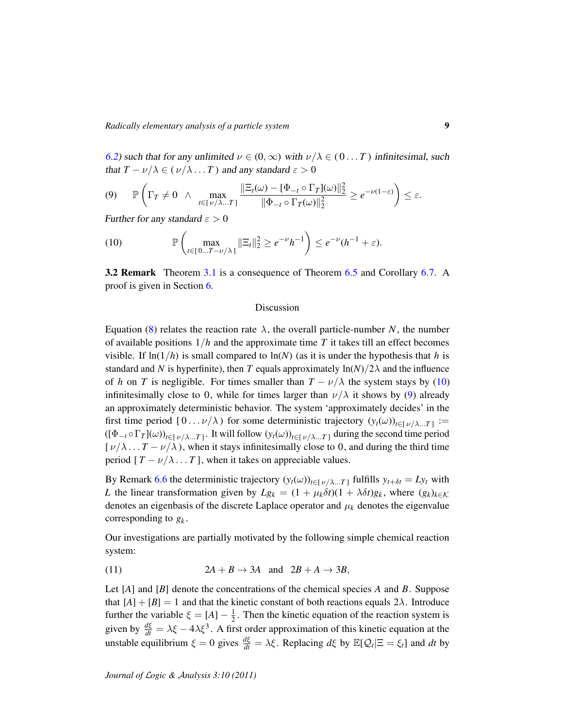6.2) such that for any unlimited $\nu \in (0,\infty)$ with $\nu/\lambda \in (\,0\ldots T\,)$ infinitesimal, such that $T-\nu/\lambda \in (\,\nu/\lambda\ldots T\,)$ and any standard $\varepsilon > 0$

$$\mathbb{P}\left(\Gamma_T \neq 0 \ \wedge \max_{t\in[\,\nu/\lambda\ldots T\,]} \frac{\|\Xi_t(\omega) - [\Phi_{-t}\circ\Gamma_T](\omega)\|_2^2}{\|\Phi_{-t}\circ\Gamma_T(\omega)\|_2^2} \geq e^{-\nu(1-\varepsilon)}\right) \leq \varepsilon. \tag{9}$$

Further for any standard $\varepsilon > 0$

$$\mathbb{P}\left(\max_{t\in[\,0\ldots T-\nu/\lambda\,]} \|\Xi_t\|_2^2 \geq e^{-\nu}h^{-1}\right) \leq e^{-\nu}(h^{-1}+\varepsilon). \tag{10}$$

**3.2 Remark** Theorem 3.1 is a consequence of Theorem 6.5 and Corollary 6.7. A proof is given in Section 6.

## Discussion

Equation (8) relates the reaction rate $\lambda$, the overall particle-number $N$, the number of available positions $1/h$ and the approximate time $T$ it takes till an effect becomes visible. If $\ln(1/h)$ is small compared to $\ln(N)$ (as it is under the hypothesis that $h$ is standard and $N$ is hyperfinite), then $T$ equals approximately $\ln(N)/2\lambda$ and the influence of $h$ on $T$ is negligible. For times smaller than $T-\nu/\lambda$ the system stays by (10) infinitesimally close to 0, while for times larger than $\nu/\lambda$ it shows by (9) already an approximately deterministic behavior. The system 'approximately decides' in the first time period $[\,0\ldots\nu/\lambda\,)$ for some deterministic trajectory $(y_t(\omega))_{t\in[\,\nu/\lambda\ldots T\,]} := ([\Phi_{-t}\circ\Gamma_T](\omega))_{t\in[\,\nu/\lambda\ldots T\,]}$. It will follow $(y_t(\omega))_{t\in[\,\nu/\lambda\ldots T\,]}$ during the second time period $[\,\nu/\lambda\ldots T-\nu/\lambda\,)$, when it stays infinitesimally close to 0, and during the third time period $[\,T-\nu/\lambda\ldots T\,]$, when it takes on appreciable values.

By Remark 6.6 the deterministic trajectory $(y_t(\omega))_{t\in[\,\nu/\lambda\ldots T\,]}$ fulfills $y_{t+\delta t} = Ly_t$ with $L$ the linear transformation given by $Lg_k = (1+\mu_k\delta t)(1+\lambda\delta t)g_k$, where $(g_k)_{k\in\mathcal{K}}$ denotes an eigenbasis of the discrete Laplace operator and $\mu_k$ denotes the eigenvalue corresponding to $g_k$.

Our investigations are partially motivated by the following simple chemical reaction system:

$$2A + B \to 3A \quad \text{and} \quad 2B + A \to 3B, \tag{11}$$

Let $[A]$ and $[B]$ denote the concentrations of the chemical species $A$ and $B$. Suppose that $[A]+[B]=1$ and that the kinetic constant of both reactions equals $2\lambda$. Introduce further the variable $\xi = [A]-\frac{1}{2}$. Then the kinetic equation of the reaction system is given by $\frac{d\xi}{dt} = \lambda\xi - 4\lambda\xi^3$. A first order approximation of this kinetic equation at the unstable equilibrium $\xi = 0$ gives $\frac{d\xi}{dt} = \lambda\xi$. Replacing $d\xi$ by $\mathbb{E}[\mathcal{Q}_t|\Xi = \xi_t]$ and $dt$ by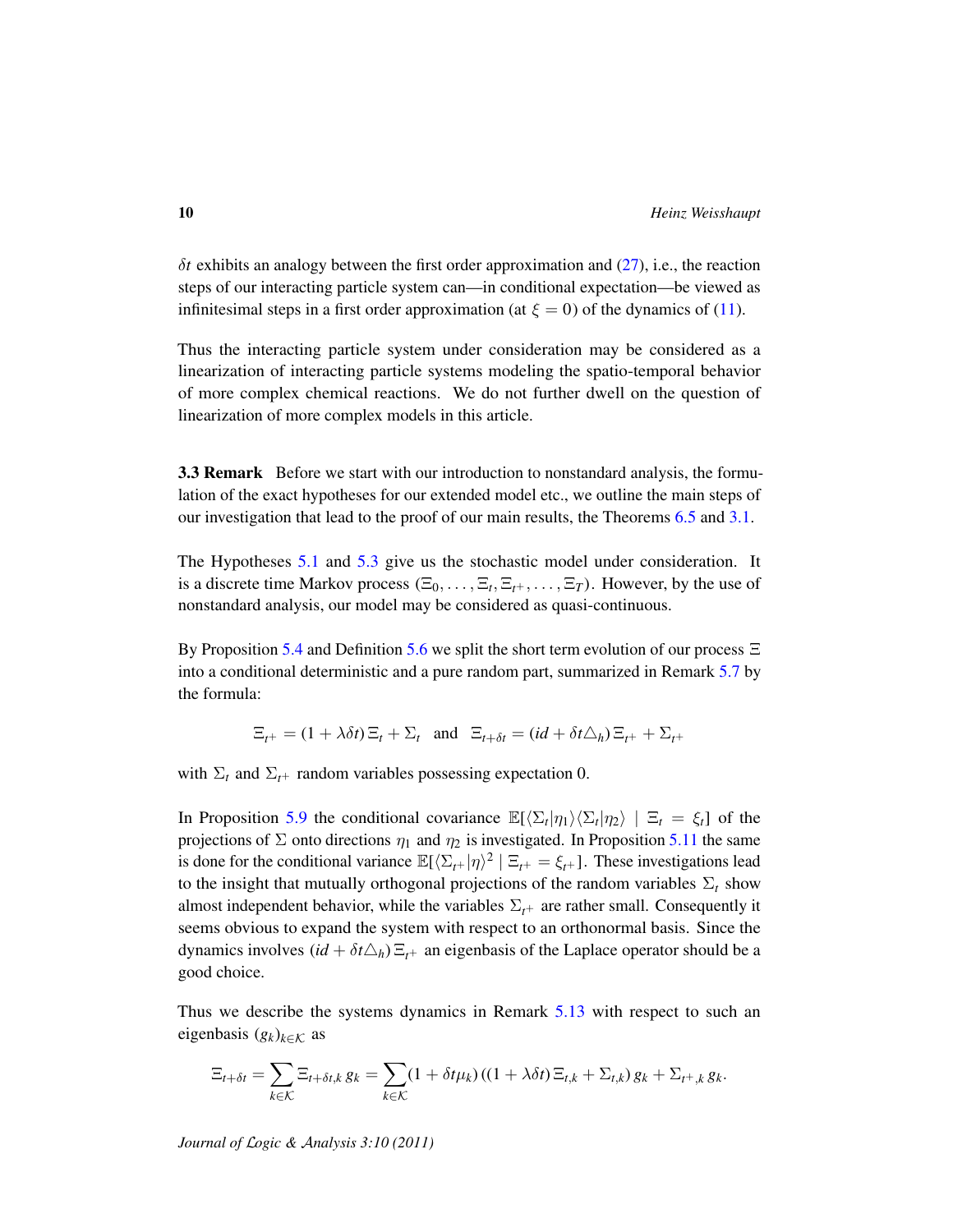$\delta t$ exhibits an analogy between the first order approximation and (27), i.e., the reaction steps of our interacting particle system can—in conditional expectation—be viewed as infinitesimal steps in a first order approximation (at $\xi = 0$) of the dynamics of (11).

Thus the interacting particle system under consideration may be considered as a linearization of interacting particle systems modeling the spatio-temporal behavior of more complex chemical reactions. We do not further dwell on the question of linearization of more complex models in this article.

**3.3 Remark** Before we start with our introduction to nonstandard analysis, the formulation of the exact hypotheses for our extended model etc., we outline the main steps of our investigation that lead to the proof of our main results, the Theorems 6.5 and 3.1.

The Hypotheses 5.1 and 5.3 give us the stochastic model under consideration. It is a discrete time Markov process $(\Xi_0, \ldots, \Xi_t, \Xi_{t^+}, \ldots, \Xi_T)$. However, by the use of nonstandard analysis, our model may be considered as quasi-continuous.

By Proposition 5.4 and Definition 5.6 we split the short term evolution of our process $\Xi$ into a conditional deterministic and a pure random part, summarized in Remark 5.7 by the formula:

$$\Xi_{t^+} = (1 + \lambda\delta t)\,\Xi_t + \Sigma_t \quad \text{and} \quad \Xi_{t+\delta t} = (id + \delta t \triangle_h)\,\Xi_{t^+} + \Sigma_{t^+}$$

with $\Sigma_t$ and $\Sigma_{t^+}$ random variables possessing expectation 0.

In Proposition 5.9 the conditional covariance $\mathbb{E}[\langle \Sigma_t | \eta_1 \rangle \langle \Sigma_t | \eta_2 \rangle \mid \Xi_t = \xi_t]$ of the projections of $\Sigma$ onto directions $\eta_1$ and $\eta_2$ is investigated. In Proposition 5.11 the same is done for the conditional variance $\mathbb{E}[\langle \Sigma_{t^+} | \eta \rangle^2 \mid \Xi_{t^+} = \xi_{t^+}]$. These investigations lead to the insight that mutually orthogonal projections of the random variables $\Sigma_t$ show almost independent behavior, while the variables $\Sigma_{t^+}$ are rather small. Consequently it seems obvious to expand the system with respect to an orthonormal basis. Since the dynamics involves $(id + \delta t \triangle_h)\,\Xi_{t^+}$ an eigenbasis of the Laplace operator should be a good choice.

Thus we describe the systems dynamics in Remark 5.13 with respect to such an eigenbasis $(g_k)_{k \in \mathcal{K}}$ as

$$\Xi_{t+\delta t} = \sum_{k \in \mathcal{K}} \Xi_{t+\delta t,k}\, g_k = \sum_{k \in \mathcal{K}} (1 + \delta t \mu_k)\,((1 + \lambda\delta t)\,\Xi_{t,k} + \Sigma_{t,k})\, g_k + \Sigma_{t^+,k}\, g_k.$$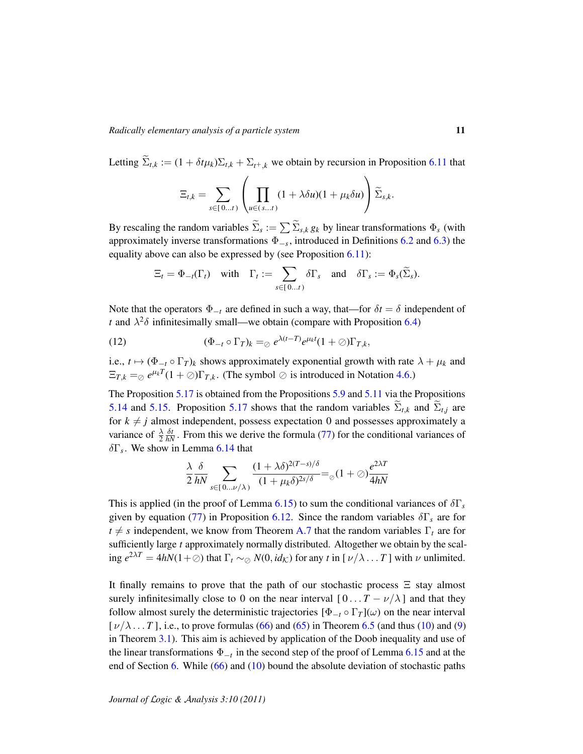Letting $\widetilde{\Sigma}_{t,k} := (1 + \delta t \mu_k)\Sigma_{t,k} + \Sigma_{t^+,k}$ we obtain by recursion in Proposition 6.11 that

$$\Xi_{t,k} = \sum_{s \in [\,0 \ldots t\,)} \left( \prod_{u \in (\,s \ldots t\,)} (1 + \lambda \delta u)(1 + \mu_k \delta u) \right) \widetilde{\Sigma}_{s,k}.$$

By rescaling the random variables $\widetilde{\Sigma}_s := \sum \widetilde{\Sigma}_{s,k}\, g_k$ by linear transformations $\Phi_s$ (with approximately inverse transformations $\Phi_{-s}$, introduced in Definitions 6.2 and 6.3) the equality above can also be expressed by (see Proposition 6.11):

$$\Xi_t = \Phi_{-t}(\Gamma_t) \quad \text{with} \quad \Gamma_t := \sum_{s \in [\,0 \ldots t\,)} \delta\Gamma_s \quad \text{and} \quad \delta\Gamma_s := \Phi_s(\widetilde{\Sigma}_s).$$

Note that the operators $\Phi_{-t}$ are defined in such a way, that—for $\delta t = \delta$ independent of $t$ and $\lambda^2\delta$ infinitesimally small—we obtain (compare with Proposition 6.4)

$$(\Phi_{-t} \circ \Gamma_T)_k =_{\oslash} e^{\lambda(t-T)} e^{\mu_k t}(1 + \oslash)\Gamma_{T,k}, \tag{12}$$

i.e., $t \mapsto (\Phi_{-t} \circ \Gamma_T)_k$ shows approximately exponential growth with rate $\lambda + \mu_k$ and $\Xi_{T,k} =_{\oslash} e^{\mu_k T}(1 + \oslash)\Gamma_{T,k}$. (The symbol $\oslash$ is introduced in Notation 4.6.)

The Proposition 5.17 is obtained from the Propositions 5.9 and 5.11 via the Propositions 5.14 and 5.15. Proposition 5.17 shows that the random variables $\widetilde{\Sigma}_{t,k}$ and $\widetilde{\Sigma}_{t,j}$ are for $k \neq j$ almost independent, possess expectation 0 and possesses approximately a variance of $\frac{\lambda}{2}\frac{\delta t}{hN}$. From this we derive the formula (77) for the conditional variances of $\delta\Gamma_s$. We show in Lemma 6.14 that

$$\frac{\lambda}{2}\frac{\delta}{hN} \sum_{s \in [\,0 \ldots \nu/\lambda\,)} \frac{(1 + \lambda\delta)^{2(T-s)/\delta}}{(1 + \mu_k\delta)^{2s/\delta}} =_{\oslash} (1 + \oslash)\frac{e^{2\lambda T}}{4hN}$$

This is applied (in the proof of Lemma 6.15) to sum the conditional variances of $\delta\Gamma_s$ given by equation (77) in Proposition 6.12. Since the random variables $\delta\Gamma_s$ are for $t \neq s$ independent, we know from Theorem A.7 that the random variables $\Gamma_t$ are for sufficiently large $t$ approximately normally distributed. Altogether we obtain by the scaling $e^{2\lambda T} = 4hN(1 + \oslash)$ that $\Gamma_t \sim_{\oslash} N(0, id_{\mathcal{K}})$ for any $t$ in $[\,\nu/\lambda \ldots T\,]$ with $\nu$ unlimited.

It finally remains to prove that the path of our stochastic process $\Xi$ stay almost surely infinitesimally close to 0 on the near interval $[\,0 \ldots T - \nu/\lambda\,]$ and that they follow almost surely the deterministic trajectories $[\Phi_{-t} \circ \Gamma_T](\omega)$ on the near interval $[\,\nu/\lambda \ldots T\,]$, i.e., to prove formulas (66) and (65) in Theorem 6.5 (and thus (10) and (9) in Theorem 3.1). This aim is achieved by application of the Doob inequality and use of the linear transformations $\Phi_{-t}$ in the second step of the proof of Lemma 6.15 and at the end of Section 6. While (66) and (10) bound the absolute deviation of stochastic paths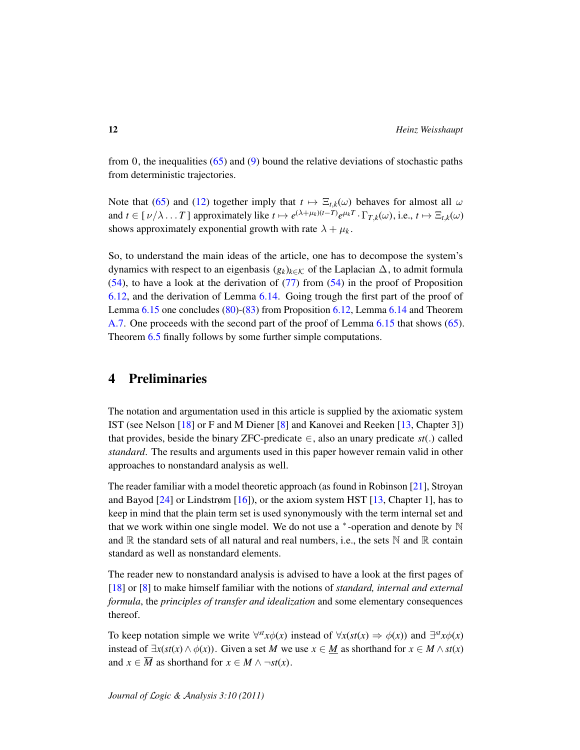from 0, the inequalities (65) and (9) bound the relative deviations of stochastic paths from deterministic trajectories.

Note that (65) and (12) together imply that $t \mapsto \Xi_{t,k}(\omega)$ behaves for almost all $\omega$ and $t \in [\,\nu/\lambda \ldots T\,]$ approximately like $t \mapsto e^{(\lambda+\mu_k)(t-T)} e^{\mu_k T} \cdot \Gamma_{T,k}(\omega)$, i.e., $t \mapsto \Xi_{t,k}(\omega)$ shows approximately exponential growth with rate $\lambda + \mu_k$.

So, to understand the main ideas of the article, one has to decompose the system's dynamics with respect to an eigenbasis $(g_k)_{k \in \mathcal{K}}$ of the Laplacian $\Delta$, to admit formula (54), to have a look at the derivation of (77) from (54) in the proof of Proposition 6.12, and the derivation of Lemma 6.14. Going trough the first part of the proof of Lemma 6.15 one concludes (80)-(83) from Proposition 6.12, Lemma 6.14 and Theorem A.7. One proceeds with the second part of the proof of Lemma 6.15 that shows (65). Theorem 6.5 finally follows by some further simple computations.

# 4 Preliminaries

The notation and argumentation used in this article is supplied by the axiomatic system IST (see Nelson [18] or F and M Diener [8] and Kanovei and Reeken [13, Chapter 3]) that provides, beside the binary ZFC-predicate $\in$, also an unary predicate $st(.)$ called *standard*. The results and arguments used in this paper however remain valid in other approaches to nonstandard analysis as well.

The reader familiar with a model theoretic approach (as found in Robinson [21], Stroyan and Bayod [24] or Lindstrøm [16]), or the axiom system HST [13, Chapter 1], has to keep in mind that the plain term set is used synonymously with the term internal set and that we work within one single model. We do not use a ${}^*$-operation and denote by $\mathbb{N}$ and $\mathbb{R}$ the standard sets of all natural and real numbers, i.e., the sets $\mathbb{N}$ and $\mathbb{R}$ contain standard as well as nonstandard elements.

The reader new to nonstandard analysis is advised to have a look at the first pages of [18] or [8] to make himself familiar with the notions of *standard, internal and external formula*, the *principles of transfer and idealization* and some elementary consequences thereof.

To keep notation simple we write $\forall^{st} x \phi(x)$ instead of $\forall x (st(x) \Rightarrow \phi(x))$ and $\exists^{st} x \phi(x)$ instead of $\exists x (st(x) \wedge \phi(x))$. Given a set $M$ we use $x \in \underline{M}$ as shorthand for $x \in M \wedge st(x)$ and $x \in \overline{M}$ as shorthand for $x \in M \wedge \neg st(x)$.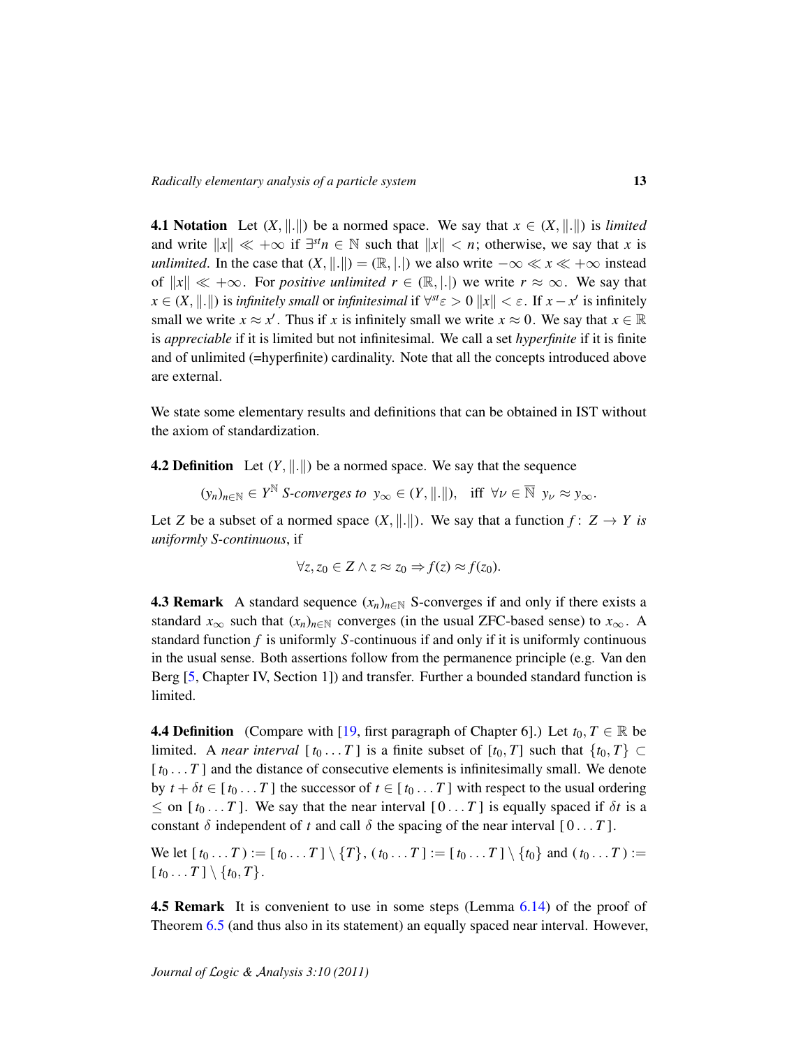**4.1 Notation** Let $(X, \|.\|)$ be a normed space. We say that $x \in (X, \|.\|)$ is *limited* and write $\|x\| \ll +\infty$ if $\exists^{st} n \in \mathbb{N}$ such that $\|x\| < n$; otherwise, we say that $x$ is *unlimited*. In the case that $(X, \|.\|) = (\mathbb{R}, |.|)$ we also write $-\infty \ll x \ll +\infty$ instead of $\|x\| \ll +\infty$. For *positive unlimited* $r \in (\mathbb{R}, |.|)$ we write $r \approx \infty$. We say that $x \in (X, \|.\|)$ is *infinitely small* or *infinitesimal* if $\forall^{st} \varepsilon > 0 \; \|x\| < \varepsilon$. If $x - x'$ is infinitely small we write $x \approx x'$. Thus if $x$ is infinitely small we write $x \approx 0$. We say that $x \in \mathbb{R}$ is *appreciable* if it is limited but not infinitesimal. We call a set *hyperfinite* if it is finite and of unlimited (=hyperfinite) cardinality. Note that all the concepts introduced above are external.

We state some elementary results and definitions that can be obtained in IST without the axiom of standardization.

**4.2 Definition** Let $(Y, \|.\|)$ be a normed space. We say that the sequence

$$(y_n)_{n \in \mathbb{N}} \in Y^{\mathbb{N}} \text{ } S\text{-converges to } \; y_\infty \in (Y, \|.\|), \quad \text{iff } \; \forall \nu \in \overline{\mathbb{N}} \;\; y_\nu \approx y_\infty.$$

Let $Z$ be a subset of a normed space $(X, \|.\|)$. We say that a function $f\colon \; Z \to Y$ *is uniformly S-continuous*, if

$$\forall z, z_0 \in Z \wedge z \approx z_0 \Rightarrow f(z) \approx f(z_0).$$

**4.3 Remark** A standard sequence $(x_n)_{n \in \mathbb{N}}$ S-converges if and only if there exists a standard $x_\infty$ such that $(x_n)_{n \in \mathbb{N}}$ converges (in the usual ZFC-based sense) to $x_\infty$. A standard function $f$ is uniformly $S$-continuous if and only if it is uniformly continuous in the usual sense. Both assertions follow from the permanence principle (e.g. Van den Berg [5, Chapter IV, Section 1]) and transfer. Further a bounded standard function is limited.

**4.4 Definition** (Compare with [19, first paragraph of Chapter 6].) Let $t_0, T \in \mathbb{R}$ be limited. A *near interval* $[\, t_0 \ldots T \,]$ is a finite subset of $[t_0, T]$ such that $\{t_0, T\} \subset [\, t_0 \ldots T \,]$ and the distance of consecutive elements is infinitesimally small. We denote by $t + \delta t \in [\, t_0 \ldots T \,]$ the successor of $t \in [\, t_0 \ldots T \,]$ with respect to the usual ordering $\leq$ on $[\, t_0 \ldots T \,]$. We say that the near interval $[\, 0 \ldots T \,]$ is equally spaced if $\delta t$ is a constant $\delta$ independent of $t$ and call $\delta$ the spacing of the near interval $[\, 0 \ldots T \,]$.

We let $[\, t_0 \ldots T \,) := [\, t_0 \ldots T \,] \setminus \{T\}$, $(\, t_0 \ldots T \,] := [\, t_0 \ldots T \,] \setminus \{t_0\}$ and $(\, t_0 \ldots T \,) := [\, t_0 \ldots T \,] \setminus \{t_0, T\}$.

**4.5 Remark** It is convenient to use in some steps (Lemma 6.14) of the proof of Theorem 6.5 (and thus also in its statement) an equally spaced near interval. However,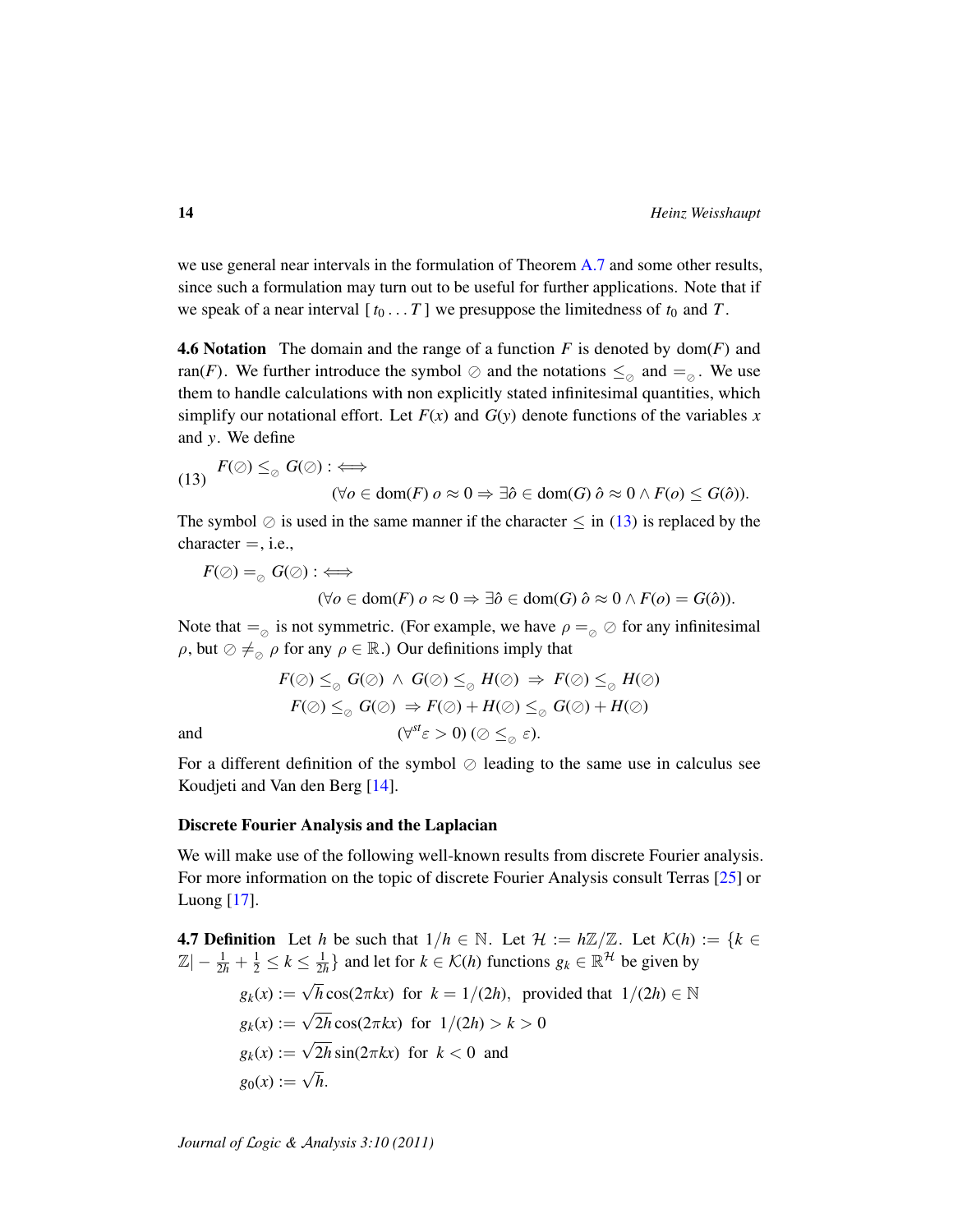we use general near intervals in the formulation of Theorem A.7 and some other results, since such a formulation may turn out to be useful for further applications. Note that if we speak of a near interval $[\,t_0 \ldots T\,]$ we presuppose the limitedness of $t_0$ and $T$.

**4.6 Notation** The domain and the range of a function $F$ is denoted by $\mathrm{dom}(F)$ and $\mathrm{ran}(F)$. We further introduce the symbol $\oslash$ and the notations $\leq_{\oslash}$ and $=_{\oslash}$. We use them to handle calculations with non explicitly stated infinitesimal quantities, which simplify our notational effort. Let $F(x)$ and $G(y)$ denote functions of the variables $x$ and $y$. We define

$$
\begin{aligned}
(13)\quad & F(\oslash) \leq_{\oslash} G(\oslash) :\Longleftrightarrow \\
& \qquad (\forall o \in \mathrm{dom}(F)\; o \approx 0 \Rightarrow \exists \hat{o} \in \mathrm{dom}(G)\; \hat{o} \approx 0 \wedge F(o) \leq G(\hat{o})).
\end{aligned}
$$

The symbol $\oslash$ is used in the same manner if the character $\leq$ in (13) is replaced by the character $=$, i.e.,

$$
\begin{aligned}
& F(\oslash) =_{\oslash} G(\oslash) :\Longleftrightarrow \\
& \qquad (\forall o \in \mathrm{dom}(F)\; o \approx 0 \Rightarrow \exists \hat{o} \in \mathrm{dom}(G)\; \hat{o} \approx 0 \wedge F(o) = G(\hat{o})).
\end{aligned}
$$

Note that $=_{\oslash}$ is not symmetric. (For example, we have $\rho =_{\oslash} \oslash$ for any infinitesimal $\rho$, but $\oslash \neq_{\oslash} \rho$ for any $\rho \in \mathbb{R}$.) Our definitions imply that

$$
F(\oslash) \leq_{\oslash} G(\oslash) \;\wedge\; G(\oslash) \leq_{\oslash} H(\oslash) \;\Rightarrow\; F(\oslash) \leq_{\oslash} H(\oslash)
$$

$$
F(\oslash) \leq_{\oslash} G(\oslash) \;\Rightarrow F(\oslash) + H(\oslash) \leq_{\oslash} G(\oslash) + H(\oslash)
$$

and

$$
(\forall^{st} \varepsilon > 0)\,(\oslash \leq_{\oslash} \varepsilon).
$$

For a different definition of the symbol $\oslash$ leading to the same use in calculus see Koudjeti and Van den Berg [14].

### Discrete Fourier Analysis and the Laplacian

We will make use of the following well-known results from discrete Fourier analysis. For more information on the topic of discrete Fourier Analysis consult Terras [25] or Luong [17].

**4.7 Definition** Let $h$ be such that $1/h \in \mathbb{N}$. Let $\mathcal{H} := h\mathbb{Z}/\mathbb{Z}$. Let $\mathcal{K}(h) := \{k \in \mathbb{Z} | -\frac{1}{2h} + \frac{1}{2} \leq k \leq \frac{1}{2h}\}$ and let for $k \in \mathcal{K}(h)$ functions $g_k \in \mathbb{R}^{\mathcal{H}}$ be given by

$$
\begin{aligned}
g_k(x) &:= \sqrt{h}\cos(2\pi k x) \;\text{ for }\; k = 1/(2h), \;\text{ provided that }\; 1/(2h) \in \mathbb{N} \\
g_k(x) &:= \sqrt{2h}\cos(2\pi k x) \;\text{ for }\; 1/(2h) > k > 0 \\
g_k(x) &:= \sqrt{2h}\sin(2\pi k x) \;\text{ for }\; k < 0 \;\text{ and} \\
g_0(x) &:= \sqrt{h}.
\end{aligned}
$$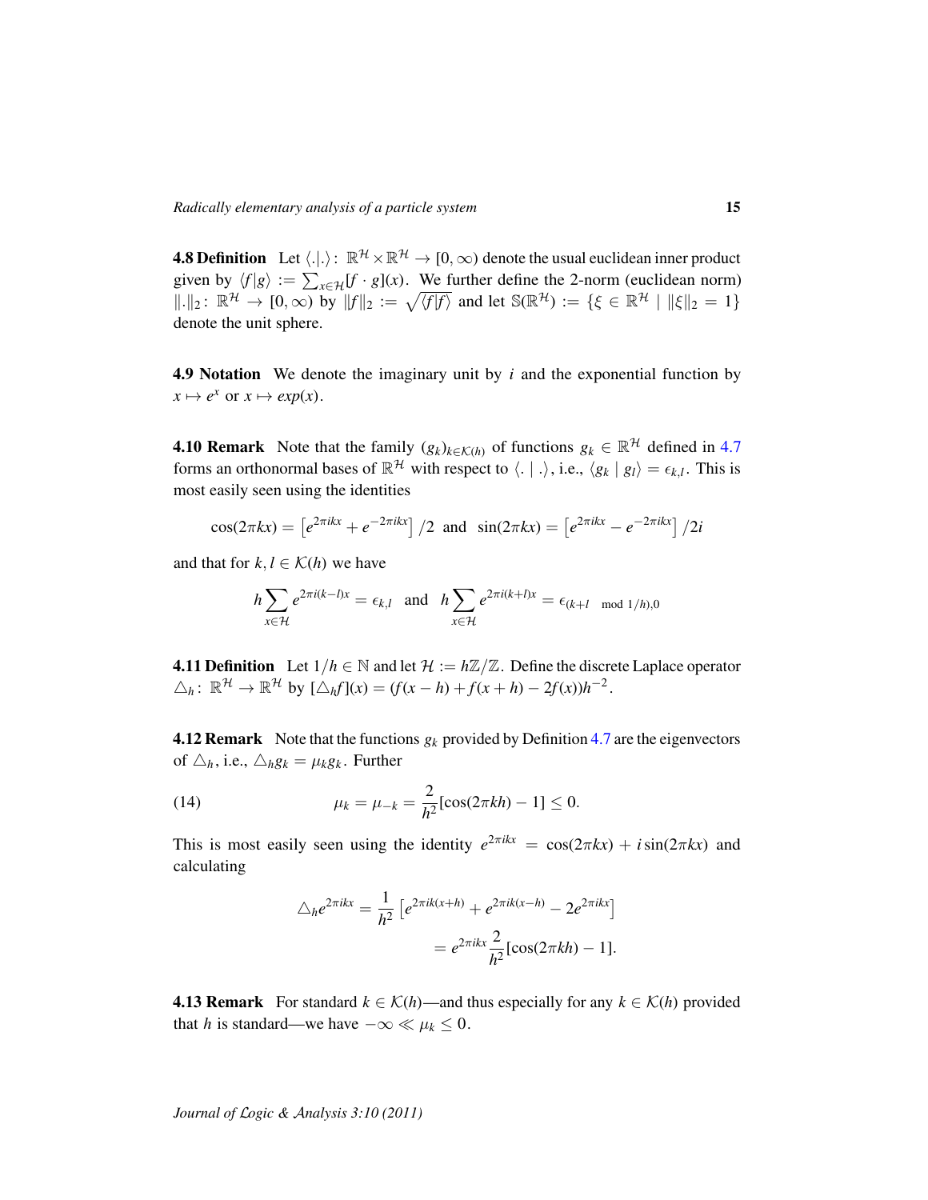**4.8 Definition** Let $\langle .|. \rangle \colon \mathbb{R}^{\mathcal{H}} \times \mathbb{R}^{\mathcal{H}} \to [0, \infty)$ denote the usual euclidean inner product given by $\langle f|g \rangle := \sum_{x\in\mathcal{H}}[f \cdot g](x)$. We further define the 2-norm (euclidean norm) $\|.\|_2 \colon \mathbb{R}^{\mathcal{H}} \to [0, \infty)$ by $\|f\|_2 := \sqrt{\langle f|f \rangle}$ and let $\mathbb{S}(\mathbb{R}^{\mathcal{H}}) := \{\xi \in \mathbb{R}^{\mathcal{H}} \mid \|\xi\|_2 = 1\}$ denote the unit sphere.

**4.9 Notation** We denote the imaginary unit by $i$ and the exponential function by $x \mapsto e^x$ or $x \mapsto exp(x)$.

**4.10 Remark** Note that the family $(g_k)_{k\in\mathcal{K}(h)}$ of functions $g_k \in \mathbb{R}^{\mathcal{H}}$ defined in 4.7 forms an orthonormal bases of $\mathbb{R}^{\mathcal{H}}$ with respect to $\langle . \mid . \rangle$, i.e., $\langle g_k \mid g_l \rangle = \epsilon_{k,l}$. This is most easily seen using the identities

$$\cos(2\pi kx) = \left[e^{2\pi ikx} + e^{-2\pi ikx}\right]/2 \quad \text{and} \quad \sin(2\pi kx) = \left[e^{2\pi ikx} - e^{-2\pi ikx}\right]/2i$$

and that for $k, l \in \mathcal{K}(h)$ we have

$$h\sum_{x\in\mathcal{H}} e^{2\pi i(k-l)x} = \epsilon_{k,l} \quad \text{and} \quad h\sum_{x\in\mathcal{H}} e^{2\pi i(k+l)x} = \epsilon_{(k+l \mod 1/h),0}$$

**4.11 Definition** Let $1/h \in \mathbb{N}$ and let $\mathcal{H} := h\mathbb{Z}/\mathbb{Z}$. Define the discrete Laplace operator $\triangle_h \colon \mathbb{R}^{\mathcal{H}} \to \mathbb{R}^{\mathcal{H}}$ by $[\triangle_h f](x) = (f(x-h) + f(x+h) - 2f(x))h^{-2}$.

**4.12 Remark** Note that the functions $g_k$ provided by Definition 4.7 are the eigenvectors of $\triangle_h$, i.e., $\triangle_h g_k = \mu_k g_k$. Further

$$\mu_k = \mu_{-k} = \frac{2}{h^2}[\cos(2\pi kh) - 1] \leq 0. \tag{14}$$

This is most easily seen using the identity $e^{2\pi ikx} = \cos(2\pi kx) + i\sin(2\pi kx)$ and calculating

$$\begin{aligned}\triangle_h e^{2\pi ikx} &= \frac{1}{h^2}\left[e^{2\pi ik(x+h)} + e^{2\pi ik(x-h)} - 2e^{2\pi ikx}\right] \\ &= e^{2\pi ikx}\frac{2}{h^2}[\cos(2\pi kh) - 1].\end{aligned}$$

**4.13 Remark** For standard $k \in \mathcal{K}(h)$—and thus especially for any $k \in \mathcal{K}(h)$ provided that $h$ is standard—we have $-\infty \ll \mu_k \leq 0$.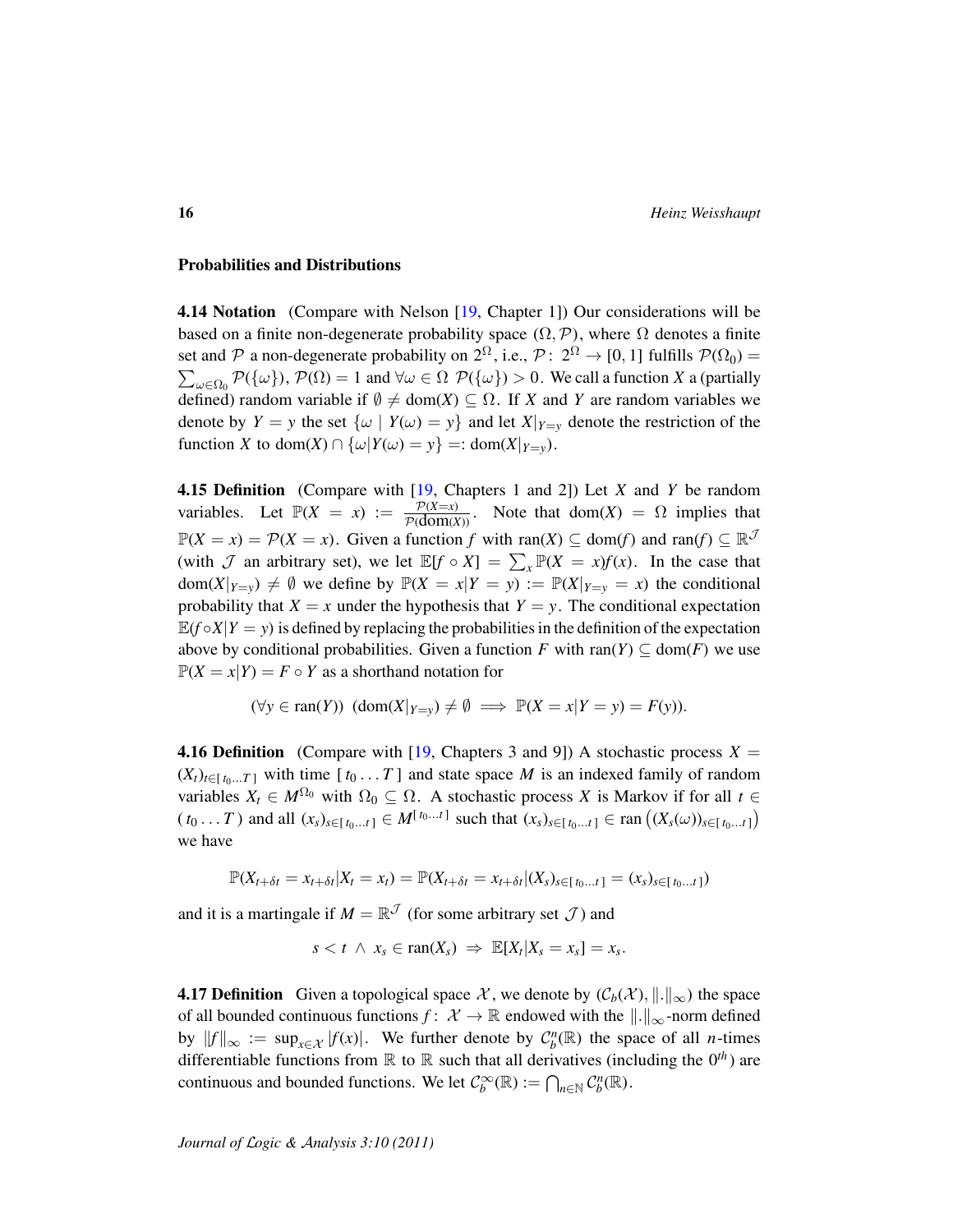### Probabilities and Distributions

**4.14 Notation** (Compare with Nelson [19, Chapter 1]) Our considerations will be based on a finite non-degenerate probability space $(\Omega, \mathcal{P})$, where $\Omega$ denotes a finite set and $\mathcal{P}$ a non-degenerate probability on $2^\Omega$, i.e., $\mathcal{P}\colon 2^\Omega \to [0,1]$ fulfills $\mathcal{P}(\Omega_0) = \sum_{\omega\in\Omega_0} \mathcal{P}(\{\omega\})$, $\mathcal{P}(\Omega) = 1$ and $\forall \omega \in \Omega\ \mathcal{P}(\{\omega\}) > 0$. We call a function $X$ a (partially defined) random variable if $\emptyset \neq \mathrm{dom}(X) \subseteq \Omega$. If $X$ and $Y$ are random variables we denote by $Y = y$ the set $\{\omega \mid Y(\omega) = y\}$ and let $X|_{Y=y}$ denote the restriction of the function $X$ to $\mathrm{dom}(X) \cap \{\omega | Y(\omega) = y\} =: \mathrm{dom}(X|_{Y=y})$.

**4.15 Definition** (Compare with [19, Chapters 1 and 2]) Let $X$ and $Y$ be random variables. Let $\mathbb{P}(X = x) := \frac{\mathcal{P}(X=x)}{\mathcal{P}(\mathrm{dom}(X))}$. Note that $\mathrm{dom}(X) = \Omega$ implies that $\mathbb{P}(X = x) = \mathcal{P}(X = x)$. Given a function $f$ with $\mathrm{ran}(X) \subseteq \mathrm{dom}(f)$ and $\mathrm{ran}(f) \subseteq \mathbb{R}^{\mathcal{J}}$ (with $\mathcal{J}$ an arbitrary set), we let $\mathbb{E}[f \circ X] = \sum_x \mathbb{P}(X = x) f(x)$. In the case that $\mathrm{dom}(X|_{Y=y}) \neq \emptyset$ we define by $\mathbb{P}(X = x|Y = y) := \mathbb{P}(X|_{Y=y} = x)$ the conditional probability that $X = x$ under the hypothesis that $Y = y$. The conditional expectation $\mathbb{E}(f \circ X|Y = y)$ is defined by replacing the probabilities in the definition of the expectation above by conditional probabilities. Given a function $F$ with $\mathrm{ran}(Y) \subseteq \mathrm{dom}(F)$ we use $\mathbb{P}(X = x|Y) = F \circ Y$ as a shorthand notation for

$$(\forall y \in \mathrm{ran}(Y))\ \ (\mathrm{dom}(X|_{Y=y}) \neq \emptyset \implies \mathbb{P}(X = x|Y = y) = F(y)).$$

**4.16 Definition** (Compare with [19, Chapters 3 and 9]) A stochastic process $X = (X_t)_{t\in[\,t_0\ldots T\,]}$ with time $[\,t_0 \ldots T\,]$ and state space $M$ is an indexed family of random variables $X_t \in M^{\Omega_0}$ with $\Omega_0 \subseteq \Omega$. A stochastic process $X$ is Markov if for all $t \in (\,t_0 \ldots T\,)$ and all $(x_s)_{s\in[\,t_0\ldots t\,]} \in M^{[\,t_0\ldots t\,]}$ such that $(x_s)_{s\in[\,t_0\ldots t\,]} \in \mathrm{ran}\left((X_s(\omega))_{s\in[\,t_0\ldots t\,]}\right)$ we have

$$\mathbb{P}(X_{t+\delta t} = x_{t+\delta t}|X_t = x_t) = \mathbb{P}(X_{t+\delta t} = x_{t+\delta t}|(X_s)_{s\in[\,t_0\ldots t\,]} = (x_s)_{s\in[\,t_0\ldots t\,]})$$

and it is a martingale if $M = \mathbb{R}^{\mathcal{J}}$ (for some arbitrary set $\mathcal{J}$) and

$$s < t\ \wedge\ x_s \in \mathrm{ran}(X_s)\ \Rightarrow\ \mathbb{E}[X_t|X_s = x_s] = x_s.$$

**4.17 Definition** Given a topological space $\mathcal{X}$, we denote by $(\mathcal{C}_b(\mathcal{X}), \|.\|_\infty)$ the space of all bounded continuous functions $f\colon \mathcal{X} \to \mathbb{R}$ endowed with the $\|.\|_\infty$-norm defined by $\|f\|_\infty := \sup_{x\in\mathcal{X}} |f(x)|$. We further denote by $\mathcal{C}_b^n(\mathbb{R})$ the space of all $n$-times differentiable functions from $\mathbb{R}$ to $\mathbb{R}$ such that all derivatives (including the $0^{th}$) are continuous and bounded functions. We let $\mathcal{C}_b^\infty(\mathbb{R}) := \bigcap_{n\in\mathbb{N}} \mathcal{C}_b^n(\mathbb{R})$.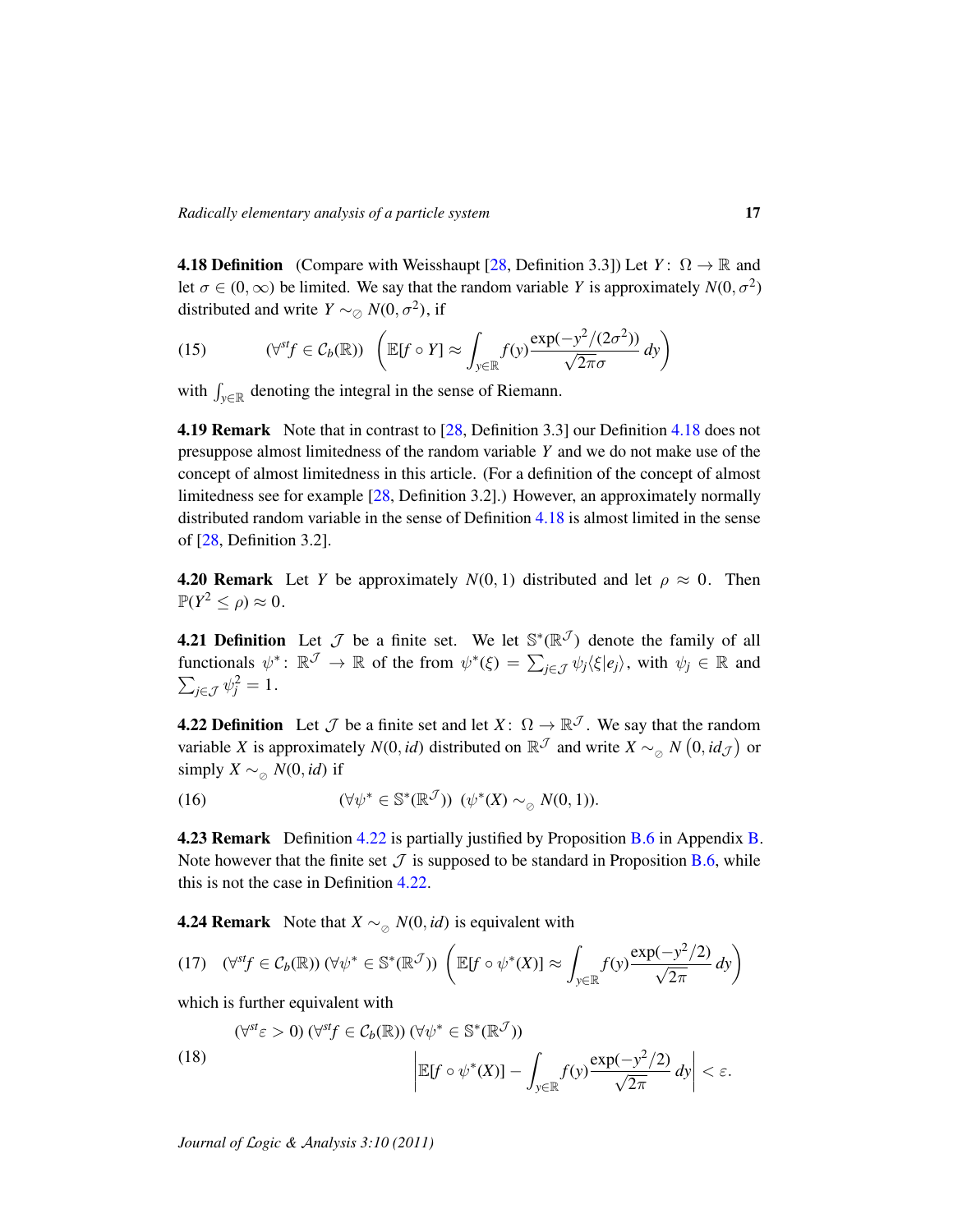**4.18 Definition** (Compare with Weisshaupt [28, Definition 3.3]) Let $Y\colon \Omega \to \mathbb{R}$ and let $\sigma \in (0,\infty)$ be limited. We say that the random variable $Y$ is approximately $N(0,\sigma^2)$ distributed and write $Y \sim_{\oslash} N(0,\sigma^2)$, if

$$(\forall^{st} f \in \mathcal{C}_b(\mathbb{R})) \quad \left( \mathbb{E}[f \circ Y] \approx \int_{y\in\mathbb{R}} f(y) \frac{\exp(-y^2/(2\sigma^2))}{\sqrt{2\pi}\sigma}\, dy \right) \tag{15}$$

with $\int_{y\in\mathbb{R}}$ denoting the integral in the sense of Riemann.

**4.19 Remark** Note that in contrast to [28, Definition 3.3] our Definition 4.18 does not presuppose almost limitedness of the random variable $Y$ and we do not make use of the concept of almost limitedness in this article. (For a definition of the concept of almost limitedness see for example [28, Definition 3.2].) However, an approximately normally distributed random variable in the sense of Definition 4.18 is almost limited in the sense of [28, Definition 3.2].

**4.20 Remark** Let $Y$ be approximately $N(0,1)$ distributed and let $\rho \approx 0$. Then $\mathbb{P}(Y^2 \le \rho) \approx 0$.

**4.21 Definition** Let $\mathcal{J}$ be a finite set. We let $\mathbb{S}^*(\mathbb{R}^{\mathcal{J}})$ denote the family of all functionals $\psi^*\colon \mathbb{R}^{\mathcal{J}} \to \mathbb{R}$ of the from $\psi^*(\xi) = \sum_{j\in\mathcal{J}} \psi_j \langle \xi | e_j \rangle$, with $\psi_j \in \mathbb{R}$ and $\sum_{j\in\mathcal{J}} \psi_j^2 = 1$.

**4.22 Definition** Let $\mathcal{J}$ be a finite set and let $X\colon \Omega \to \mathbb{R}^{\mathcal{J}}$. We say that the random variable $X$ is approximately $N(0,id)$ distributed on $\mathbb{R}^{\mathcal{J}}$ and write $X \sim_{\oslash} N\left(0, id_{\mathcal{J}}\right)$ or simply $X \sim_{\oslash} N(0,id)$ if

$$(\forall \psi^* \in \mathbb{S}^*(\mathbb{R}^{\mathcal{J}})) \;\; (\psi^*(X) \sim_{\oslash} N(0,1)). \tag{16}$$

**4.23 Remark** Definition 4.22 is partially justified by Proposition B.6 in Appendix B. Note however that the finite set $\mathcal{J}$ is supposed to be standard in Proposition B.6, while this is not the case in Definition 4.22.

**4.24 Remark** Note that $X \sim_{\oslash} N(0,id)$ is equivalent with

$$(\forall^{st} f \in \mathcal{C}_b(\mathbb{R}))\, (\forall \psi^* \in \mathbb{S}^*(\mathbb{R}^{\mathcal{J}})) \left( \mathbb{E}[f \circ \psi^*(X)] \approx \int_{y\in\mathbb{R}} f(y) \frac{\exp(-y^2/2)}{\sqrt{2\pi}}\, dy \right) \tag{17}$$

which is further equivalent with

$$\begin{aligned} &(\forall^{st} \varepsilon > 0)\, (\forall^{st} f \in \mathcal{C}_b(\mathbb{R}))\, (\forall \psi^* \in \mathbb{S}^*(\mathbb{R}^{\mathcal{J}})) \\ &\qquad \left| \mathbb{E}[f \circ \psi^*(X)] - \int_{y\in\mathbb{R}} f(y) \frac{\exp(-y^2/2)}{\sqrt{2\pi}}\, dy \right| < \varepsilon. \end{aligned} \tag{18}$$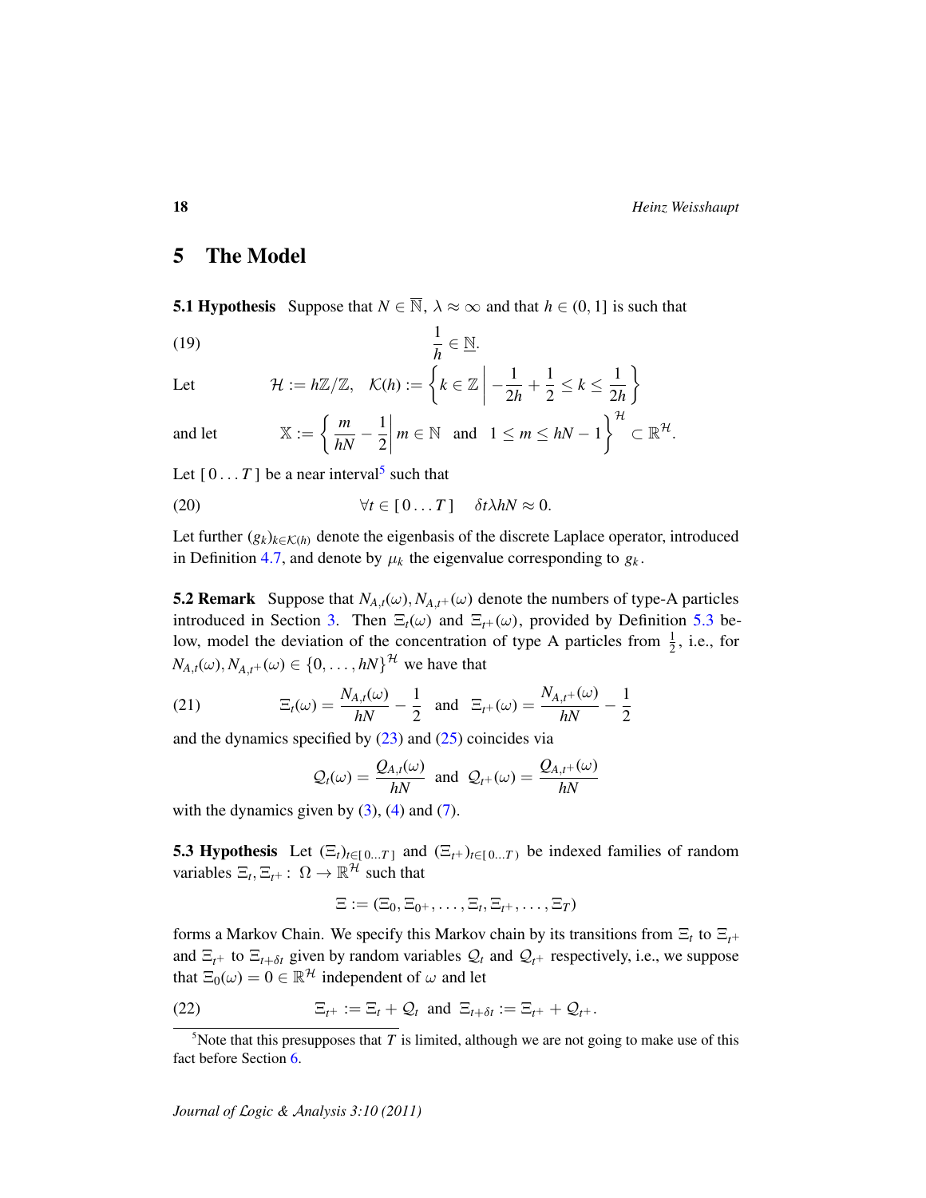## 5 The Model

**5.1 Hypothesis** Suppose that $N \in \overline{\mathbb{N}}$, $\lambda \approx \infty$ and that $h \in (0,1]$ is such that

$$\frac{1}{h} \in \underline{\mathbb{N}}. \tag{19}$$

Let $\qquad \mathcal{H} := h\mathbb{Z}/\mathbb{Z}, \quad \mathcal{K}(h) := \left\{ k \in \mathbb{Z} \,\middle|\, -\frac{1}{2h} + \frac{1}{2} \leq k \leq \frac{1}{2h} \right\}$

and let $\qquad \mathbb{X} := \left\{ \frac{m}{hN} - \frac{1}{2} \,\middle|\, m \in \mathbb{N} \text{ and } 1 \leq m \leq hN - 1 \right\}^{\mathcal{H}} \subset \mathbb{R}^{\mathcal{H}}.$

Let $[\,0 \ldots T\,]$ be a near interval[5] such that

$$\forall t \in [\,0 \ldots T\,] \quad \delta t \lambda h N \approx 0. \tag{20}$$

Let further $(g_k)_{k \in \mathcal{K}(h)}$ denote the eigenbasis of the discrete Laplace operator, introduced in Definition 4.7, and denote by $\mu_k$ the eigenvalue corresponding to $g_k$.

**5.2 Remark** Suppose that $N_{A,t}(\omega), N_{A,t^+}(\omega)$ denote the numbers of type-A particles introduced in Section 3. Then $\Xi_t(\omega)$ and $\Xi_{t^+}(\omega)$, provided by Definition 5.3 below, model the deviation of the concentration of type A particles from $\frac{1}{2}$, i.e., for $N_{A,t}(\omega), N_{A,t^+}(\omega) \in \{0, \ldots, hN\}^{\mathcal{H}}$ we have that

$$\Xi_t(\omega) = \frac{N_{A,t}(\omega)}{hN} - \frac{1}{2} \quad \text{and} \quad \Xi_{t^+}(\omega) = \frac{N_{A,t^+}(\omega)}{hN} - \frac{1}{2} \tag{21}$$

and the dynamics specified by (23) and (25) coincides via

$$\mathcal{Q}_t(\omega) = \frac{Q_{A,t}(\omega)}{hN} \quad \text{and} \quad \mathcal{Q}_{t^+}(\omega) = \frac{Q_{A,t^+}(\omega)}{hN}$$

with the dynamics given by (3), (4) and (7).

**5.3 Hypothesis** Let $(\Xi_t)_{t \in [\,0 \ldots T\,]}$ and $(\Xi_{t^+})_{t \in [\,0 \ldots T\,)}$ be indexed families of random variables $\Xi_t, \Xi_{t^+} : \Omega \to \mathbb{R}^{\mathcal{H}}$ such that

$$\Xi := (\Xi_0, \Xi_{0^+}, \ldots, \Xi_t, \Xi_{t^+}, \ldots, \Xi_T)$$

forms a Markov Chain. We specify this Markov chain by its transitions from $\Xi_t$ to $\Xi_{t^+}$ and $\Xi_{t^+}$ to $\Xi_{t+\delta t}$ given by random variables $\mathcal{Q}_t$ and $\mathcal{Q}_{t^+}$ respectively, i.e., we suppose that $\Xi_0(\omega) = 0 \in \mathbb{R}^{\mathcal{H}}$ independent of $\omega$ and let

$$\Xi_{t^+} := \Xi_t + \mathcal{Q}_t \quad \text{and} \quad \Xi_{t+\delta t} := \Xi_{t^+} + \mathcal{Q}_{t^+}. \tag{22}$$

[5] Note that this presupposes that $T$ is limited, although we are not going to make use of this fact before Section 6.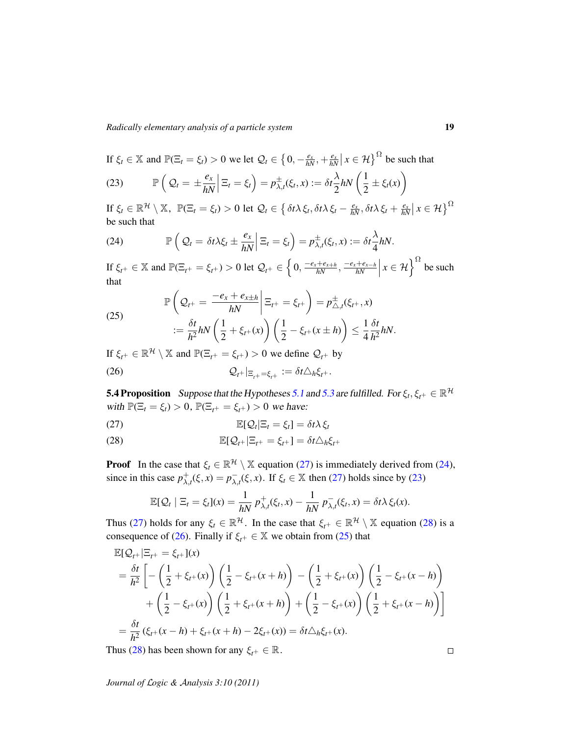If $\xi_t \in \mathbb{X}$ and $\mathbb{P}(\Xi_t = \xi_t) > 0$ we let $\mathcal{Q}_t \in \left\{ 0, -\frac{e_x}{hN}, +\frac{e_x}{hN} \,\middle|\, x \in \mathcal{H} \right\}^\Omega$ be such that

$$
\mathbb{P}\left( \mathcal{Q}_t = \pm\frac{e_x}{hN} \,\middle|\, \Xi_t = \xi_t \right) = p^{\pm}_{\lambda,t}(\xi_t, x) := \delta t \frac{\lambda}{2} hN \left( \frac{1}{2} \pm \xi_t(x) \right) \tag{23}
$$

If $\xi_t \in \mathbb{R}^{\mathcal{H}} \setminus \mathbb{X}$, $\mathbb{P}(\Xi_t = \xi_t) > 0$ let $\mathcal{Q}_t \in \left\{ \delta t \lambda \xi_t, \delta t \lambda \xi_t - \frac{e_x}{hN}, \delta t \lambda \xi_t + \frac{e_x}{hN} \,\middle|\, x \in \mathcal{H} \right\}^\Omega$ be such that

$$
\mathbb{P}\left( \mathcal{Q}_t = \delta t \lambda \xi_t \pm \frac{e_x}{hN} \,\middle|\, \Xi_t = \xi_t \right) = p^{\pm}_{\lambda,t}(\xi_t, x) := \delta t \frac{\lambda}{4} hN. \tag{24}
$$

If $\xi_{t^+} \in \mathbb{X}$ and $\mathbb{P}(\Xi_{t^+} = \xi_{t^+}) > 0$ let $\mathcal{Q}_{t^+} \in \left\{ 0, \frac{-e_x + e_{x+h}}{hN}, \frac{-e_x + e_{x-h}}{hN} \,\middle|\, x \in \mathcal{H} \right\}^\Omega$ be such that

$$
\begin{aligned}
\mathbb{P}\left( \mathcal{Q}_{t^+} = \frac{-e_x + e_{x \pm h}}{hN} \,\middle|\, \Xi_{t^+} = \xi_{t^+} \right) &= p^{\pm}_{\triangle,t}(\xi_{t^+}, x) \\
:= \frac{\delta t}{h^2} hN \left( \frac{1}{2} + \xi_{t^+}(x) \right) \left( \frac{1}{2} - \xi_{t^+}(x \pm h) \right) &\leq \frac{1}{4} \frac{\delta t}{h^2} hN.
\end{aligned} \tag{25}
$$

If $\xi_{t^+} \in \mathbb{R}^{\mathcal{H}} \setminus \mathbb{X}$ and $\mathbb{P}(\Xi_{t^+} = \xi_{t^+}) > 0$ we define $\mathcal{Q}_{t^+}$ by

$$
\mathcal{Q}_{t^+}|_{\Xi_{t^+} = \xi_{t^+}} := \delta t \triangle_h \xi_{t^+}. \tag{26}
$$

**5.4 Proposition** *Suppose that the Hypotheses 5.1 and 5.3 are fulfilled. For $\xi_t, \xi_{t^+} \in \mathbb{R}^{\mathcal{H}}$ with $\mathbb{P}(\Xi_t = \xi_t) > 0$, $\mathbb{P}(\Xi_{t^+} = \xi_{t^+}) > 0$ we have:*

$$
\mathbb{E}[\mathcal{Q}_t | \Xi_t = \xi_t] = \delta t \lambda \, \xi_t \tag{27}
$$

$$
\mathbb{E}[\mathcal{Q}_{t^+} | \Xi_{t^+} = \xi_{t^+}] = \delta t \triangle_h \xi_{t^+} \tag{28}
$$

**Proof** In the case that $\xi_t \in \mathbb{R}^{\mathcal{H}} \setminus \mathbb{X}$ equation (27) is immediately derived from (24), since in this case $p^{+}_{\lambda,t}(\xi, x) = p^{-}_{\lambda,t}(\xi, x)$. If $\xi_t \in \mathbb{X}$ then (27) holds since by (23)

$$
\mathbb{E}[\mathcal{Q}_t \mid \Xi_t = \xi_t](x) = \frac{1}{hN} \, p^{+}_{\lambda,t}(\xi_t, x) - \frac{1}{hN} \, p^{-}_{\lambda,t}(\xi_t, x) = \delta t \lambda \, \xi_t(x).
$$

Thus (27) holds for any $\xi_t \in \mathbb{R}^{\mathcal{H}}$. In the case that $\xi_{t^+} \in \mathbb{R}^{\mathcal{H}} \setminus \mathbb{X}$ equation (28) is a consequence of (26). Finally if $\xi_{t^+} \in \mathbb{X}$ we obtain from (25) that

$$
\begin{aligned}
&\mathbb{E}[\mathcal{Q}_{t^+} | \Xi_{t^+} = \xi_{t^+}](x) \\
&= \frac{\delta t}{h^2} \left[ -\left( \frac{1}{2} + \xi_{t^+}(x) \right) \left( \frac{1}{2} - \xi_{t^+}(x+h) \right) - \left( \frac{1}{2} + \xi_{t^+}(x) \right) \left( \frac{1}{2} - \xi_{t^+}(x-h) \right) \right. \\
&\qquad \left. + \left( \frac{1}{2} - \xi_{t^+}(x) \right) \left( \frac{1}{2} + \xi_{t^+}(x+h) \right) + \left( \frac{1}{2} - \xi_{t^+}(x) \right) \left( \frac{1}{2} + \xi_{t^+}(x-h) \right) \right] \\
&= \frac{\delta t}{h^2} \left( \xi_{t^+}(x-h) + \xi_{t^+}(x+h) - 2\xi_{t^+}(x) \right) = \delta t \triangle_h \xi_{t^+}(x).
\end{aligned}
$$

Thus (28) has been shown for any $\xi_{t^+} \in \mathbb{R}$. □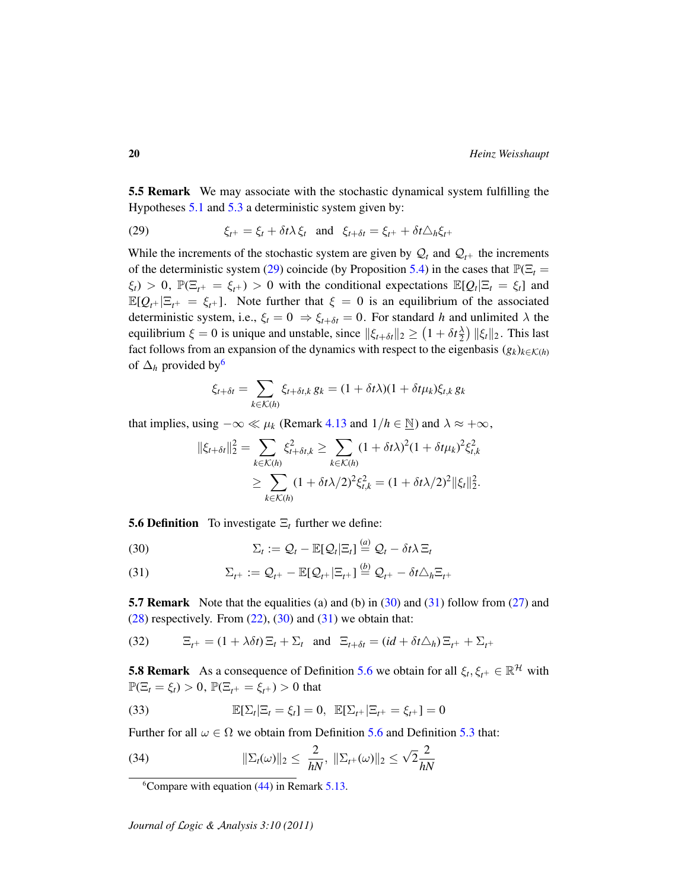**5.5 Remark** We may associate with the stochastic dynamical system fulfilling the Hypotheses 5.1 and 5.3 a deterministic system given by:

$$\xi_{t^+} = \xi_t + \delta t \lambda \, \xi_t \quad \text{and} \quad \xi_{t+\delta t} = \xi_{t^+} + \delta t \triangle_h \xi_{t^+} \tag{29}$$

While the increments of the stochastic system are given by $\mathcal{Q}_t$ and $\mathcal{Q}_{t^+}$ the increments of the deterministic system (29) coincide (by Proposition 5.4) in the cases that $\mathbb{P}(\Xi_t = \xi_t) > 0$, $\mathbb{P}(\Xi_{t^+} = \xi_{t^+}) > 0$ with the conditional expectations $\mathbb{E}[\mathcal{Q}_t | \Xi_t = \xi_t]$ and $\mathbb{E}[\mathcal{Q}_{t^+} | \Xi_{t^+} = \xi_{t^+}]$. Note further that $\xi = 0$ is an equilibrium of the associated deterministic system, i.e., $\xi_t = 0 \Rightarrow \xi_{t+\delta t} = 0$. For standard $h$ and unlimited $\lambda$ the equilibrium $\xi = 0$ is unique and unstable, since $\|\xi_{t+\delta t}\|_2 \geq \left(1 + \delta t \frac{\lambda}{2}\right) \|\xi_t\|_2$. This last fact follows from an expansion of the dynamics with respect to the eigenbasis $(g_k)_{k \in \mathcal{K}(h)}$ of $\Delta_h$ provided by[6]

$$\xi_{t+\delta t} = \sum_{k \in \mathcal{K}(h)} \xi_{t+\delta t, k} \, g_k = (1 + \delta t \lambda)(1 + \delta t \mu_k) \xi_{t,k} \, g_k$$

that implies, using $-\infty \ll \mu_k$ (Remark 4.13 and $1/h \in \mathbb{N}$) and $\lambda \approx +\infty$,

$$\begin{aligned}
\|\xi_{t+\delta t}\|_2^2 = \sum_{k \in \mathcal{K}(h)} \xi_{t+\delta t,k}^2 &\geq \sum_{k \in \mathcal{K}(h)} (1 + \delta t \lambda)^2 (1 + \delta t \mu_k)^2 \xi_{t,k}^2 \\
&\geq \sum_{k \in \mathcal{K}(h)} (1 + \delta t \lambda / 2)^2 \xi_{t,k}^2 = (1 + \delta t \lambda / 2)^2 \|\xi_t\|_2^2.
\end{aligned}$$

**5.6 Definition** To investigate $\Xi_t$ further we define:

$$\Sigma_t := \mathcal{Q}_t - \mathbb{E}[\mathcal{Q}_t | \Xi_t] \overset{(a)}{=} \mathcal{Q}_t - \delta t \lambda \, \Xi_t \tag{30}$$

$$\Sigma_{t^+} := \mathcal{Q}_{t^+} - \mathbb{E}[\mathcal{Q}_{t^+} | \Xi_{t^+}] \overset{(b)}{=} \mathcal{Q}_{t^+} - \delta t \triangle_h \Xi_{t^+} \tag{31}$$

**5.7 Remark** Note that the equalities (a) and (b) in (30) and (31) follow from (27) and (28) respectively. From (22), (30) and (31) we obtain that:

$$\Xi_{t^+} = (1 + \lambda \delta t) \, \Xi_t + \Sigma_t \quad \text{and} \quad \Xi_{t+\delta t} = (id + \delta t \triangle_h) \, \Xi_{t^+} + \Sigma_{t^+} \tag{32}$$

**5.8 Remark** As a consequence of Definition 5.6 we obtain for all $\xi_t, \xi_{t^+} \in \mathbb{R}^{\mathcal{H}}$ with $\mathbb{P}(\Xi_t = \xi_t) > 0$, $\mathbb{P}(\Xi_{t^+} = \xi_{t^+}) > 0$ that

$$\mathbb{E}[\Sigma_t | \Xi_t = \xi_t] = 0, \;\; \mathbb{E}[\Sigma_{t^+} | \Xi_{t^+} = \xi_{t^+}] = 0 \tag{33}$$

Further for all $\omega \in \Omega$ we obtain from Definition 5.6 and Definition 5.3 that:

$$\|\Sigma_t(\omega)\|_2 \leq \frac{2}{hN}, \;\; \|\Sigma_{t^+}(\omega)\|_2 \leq \sqrt{2} \frac{2}{hN} \tag{34}$$

[6] Compare with equation (44) in Remark 5.13.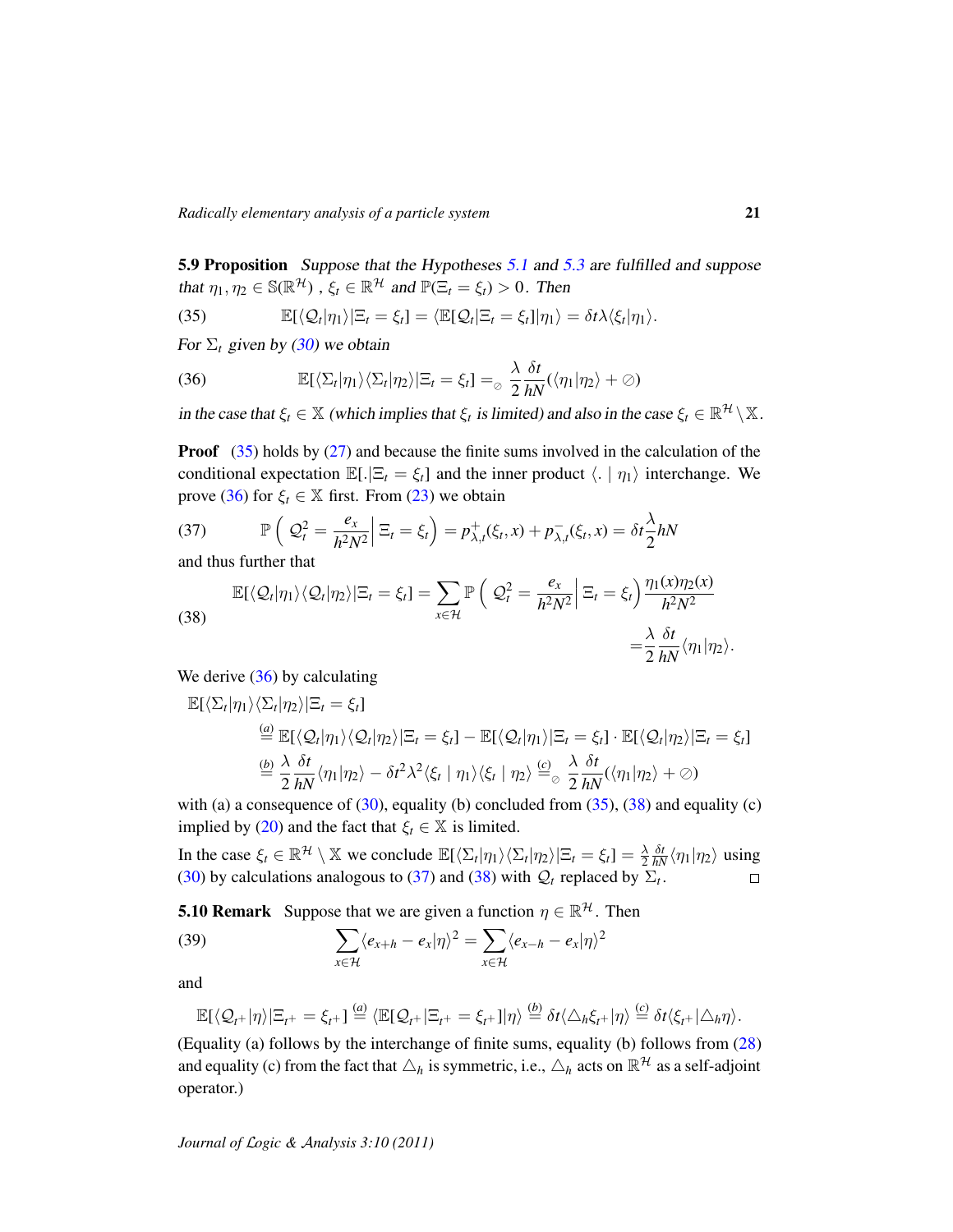**5.9 Proposition** *Suppose that the Hypotheses 5.1 and 5.3 are fulfilled and suppose that $\eta_1, \eta_2 \in \mathbb{S}(\mathbb{R}^{\mathcal{H}})$ , $\xi_t \in \mathbb{R}^{\mathcal{H}}$ and $\mathbb{P}(\Xi_t = \xi_t) > 0$. Then*

$$\mathbb{E}[\langle \mathcal{Q}_t | \eta_1 \rangle | \Xi_t = \xi_t] = \langle \mathbb{E}[\mathcal{Q}_t | \Xi_t = \xi_t] | \eta_1 \rangle = \delta t \lambda \langle \xi_t | \eta_1 \rangle. \tag{35}$$

*For $\Sigma_t$ given by (30) we obtain*

$$\mathbb{E}[\langle \Sigma_t | \eta_1 \rangle \langle \Sigma_t | \eta_2 \rangle | \Xi_t = \xi_t] =_{\oslash} \frac{\lambda}{2} \frac{\delta t}{hN} (\langle \eta_1 | \eta_2 \rangle + \oslash) \tag{36}$$

*in the case that $\xi_t \in \mathbb{X}$ (which implies that $\xi_t$ is limited) and also in the case $\xi_t \in \mathbb{R}^{\mathcal{H}} \setminus \mathbb{X}$.*

**Proof** (35) holds by (27) and because the finite sums involved in the calculation of the conditional expectation $\mathbb{E}[.|\Xi_t = \xi_t]$ and the inner product $\langle . \mid \eta_1 \rangle$ interchange. We prove (36) for $\xi_t \in \mathbb{X}$ first. From (23) we obtain

$$\mathbb{P}\left( \mathcal{Q}_t^2 = \frac{e_x}{h^2 N^2} \Big| \, \Xi_t = \xi_t \right) = p^+_{\lambda,t}(\xi_t, x) + p^-_{\lambda,t}(\xi_t, x) = \delta t \frac{\lambda}{2} hN \tag{37}$$

and thus further that

$$\begin{aligned} \mathbb{E}[\langle \mathcal{Q}_t | \eta_1 \rangle \langle \mathcal{Q}_t | \eta_2 \rangle | \Xi_t = \xi_t] &= \sum_{x \in \mathcal{H}} \mathbb{P}\left( \mathcal{Q}_t^2 = \frac{e_x}{h^2 N^2} \Big| \, \Xi_t = \xi_t \right) \frac{\eta_1(x) \eta_2(x)}{h^2 N^2} \\ &= \frac{\lambda}{2} \frac{\delta t}{hN} \langle \eta_1 | \eta_2 \rangle. \end{aligned} \tag{38}$$

We derive (36) by calculating

$$\begin{aligned} &\mathbb{E}[\langle \Sigma_t | \eta_1 \rangle \langle \Sigma_t | \eta_2 \rangle | \Xi_t = \xi_t] \\ &\overset{(a)}{=} \mathbb{E}[\langle \mathcal{Q}_t | \eta_1 \rangle \langle \mathcal{Q}_t | \eta_2 \rangle | \Xi_t = \xi_t] - \mathbb{E}[\langle \mathcal{Q}_t | \eta_1 \rangle | \Xi_t = \xi_t] \cdot \mathbb{E}[\langle \mathcal{Q}_t | \eta_2 \rangle | \Xi_t = \xi_t] \\ &\overset{(b)}{=} \frac{\lambda}{2} \frac{\delta t}{hN} \langle \eta_1 | \eta_2 \rangle - \delta t^2 \lambda^2 \langle \xi_t \mid \eta_1 \rangle \langle \xi_t \mid \eta_2 \rangle \overset{(c)}{=}_{\oslash} \frac{\lambda}{2} \frac{\delta t}{hN} (\langle \eta_1 | \eta_2 \rangle + \oslash) \end{aligned}$$

with (a) a consequence of (30), equality (b) concluded from (35), (38) and equality (c) implied by (20) and the fact that $\xi_t \in \mathbb{X}$ is limited.

In the case $\xi_t \in \mathbb{R}^{\mathcal{H}} \setminus \mathbb{X}$ we conclude $\mathbb{E}[\langle \Sigma_t | \eta_1 \rangle \langle \Sigma_t | \eta_2 \rangle | \Xi_t = \xi_t] = \frac{\lambda}{2} \frac{\delta t}{hN} \langle \eta_1 | \eta_2 \rangle$ using (30) by calculations analogous to (37) and (38) with $\mathcal{Q}_t$ replaced by $\Sigma_t$. □

**5.10 Remark** Suppose that we are given a function $\eta \in \mathbb{R}^{\mathcal{H}}$. Then

$$\sum_{x \in \mathcal{H}} \langle e_{x+h} - e_x | \eta \rangle^2 = \sum_{x \in \mathcal{H}} \langle e_{x-h} - e_x | \eta \rangle^2 \tag{39}$$

and

$$\mathbb{E}[\langle \mathcal{Q}_{t^+} | \eta \rangle | \Xi_{t^+} = \xi_{t^+}] \overset{(a)}{=} \langle \mathbb{E}[\mathcal{Q}_{t^+} | \Xi_{t^+} = \xi_{t^+}] | \eta \rangle \overset{(b)}{=} \delta t \langle \triangle_h \xi_{t^+} | \eta \rangle \overset{(c)}{=} \delta t \langle \xi_{t^+} | \triangle_h \eta \rangle.$$

(Equality (a) follows by the interchange of finite sums, equality (b) follows from (28) and equality (c) from the fact that $\triangle_h$ is symmetric, i.e., $\triangle_h$ acts on $\mathbb{R}^{\mathcal{H}}$ as a self-adjoint operator.)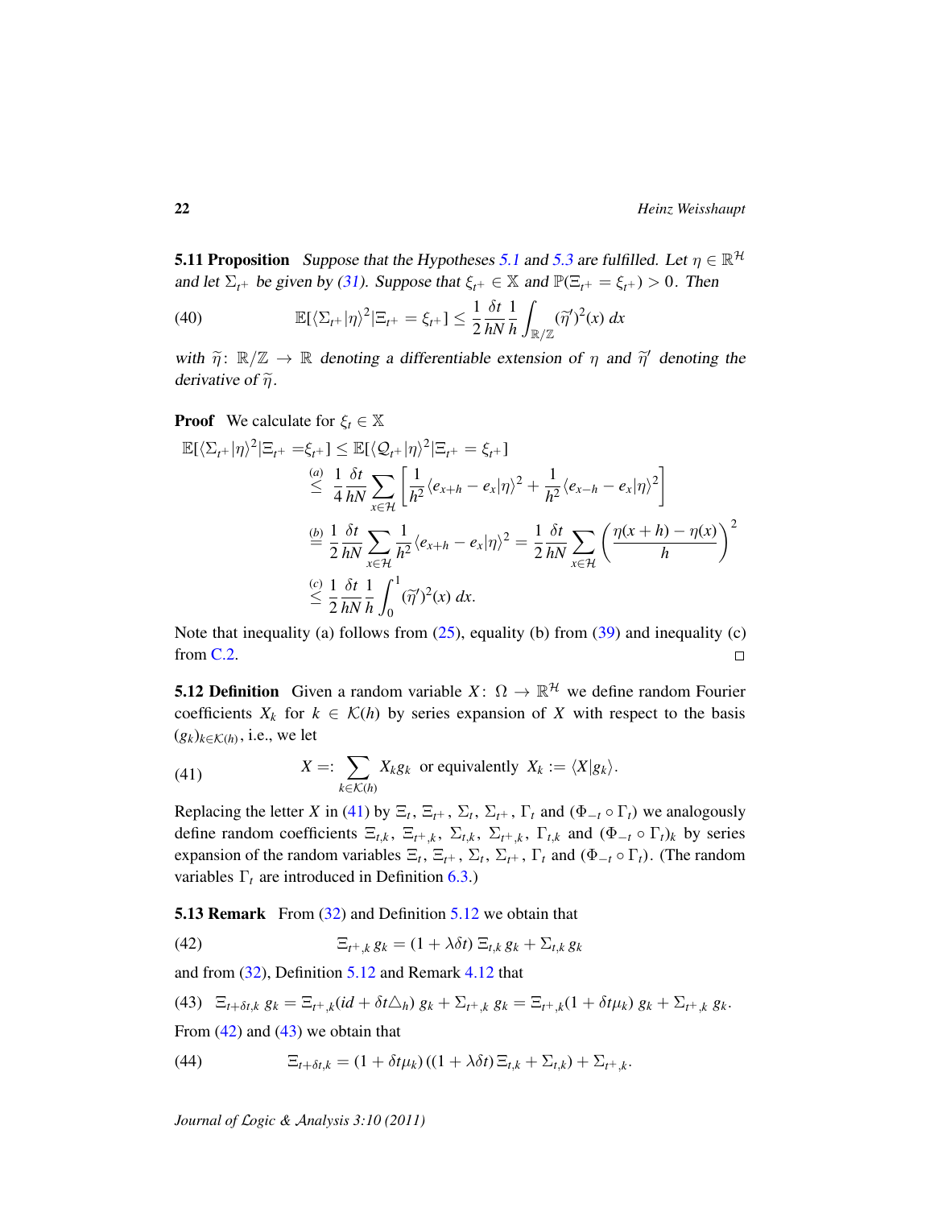**5.11 Proposition** *Suppose that the Hypotheses 5.1 and 5.3 are fulfilled. Let $\eta \in \mathbb{R}^{\mathcal{H}}$ and let $\Sigma_{t^+}$ be given by (31). Suppose that $\xi_{t^+} \in \mathbb{X}$ and $\mathbb{P}(\Xi_{t^+} = \xi_{t^+}) > 0$. Then*

$$\mathbb{E}[\langle \Sigma_{t^+} | \eta \rangle^2 | \Xi_{t^+} = \xi_{t^+}] \leq \frac{1}{2} \frac{\delta t}{hN} \frac{1}{h} \int_{\mathbb{R}/\mathbb{Z}} (\widetilde{\eta}')^2(x)\, dx \tag{40}$$

*with $\widetilde{\eta} \colon \mathbb{R}/\mathbb{Z} \to \mathbb{R}$ denoting a differentiable extension of $\eta$ and $\widetilde{\eta}'$ denoting the derivative of $\widetilde{\eta}$.*

**Proof** We calculate for $\xi_t \in \mathbb{X}$

$$\begin{aligned}
\mathbb{E}[\langle \Sigma_{t^+} | \eta \rangle^2 | \Xi_{t^+} = \xi_{t^+}] &\leq \mathbb{E}[\langle \mathcal{Q}_{t^+} | \eta \rangle^2 | \Xi_{t^+} = \xi_{t^+}] \\
&\overset{(a)}{\leq} \frac{1}{4} \frac{\delta t}{hN} \sum_{x \in \mathcal{H}} \left[ \frac{1}{h^2} \langle e_{x+h} - e_x | \eta \rangle^2 + \frac{1}{h^2} \langle e_{x-h} - e_x | \eta \rangle^2 \right] \\
&\overset{(b)}{=} \frac{1}{2} \frac{\delta t}{hN} \sum_{x \in \mathcal{H}} \frac{1}{h^2} \langle e_{x+h} - e_x | \eta \rangle^2 = \frac{1}{2} \frac{\delta t}{hN} \sum_{x \in \mathcal{H}} \left( \frac{\eta(x+h) - \eta(x)}{h} \right)^2 \\
&\overset{(c)}{\leq} \frac{1}{2} \frac{\delta t}{hN} \frac{1}{h} \int_0^1 (\widetilde{\eta}')^2(x)\, dx.
\end{aligned}$$

Note that inequality (a) follows from (25), equality (b) from (39) and inequality (c) from C.2. □

**5.12 Definition** Given a random variable $X \colon \Omega \to \mathbb{R}^{\mathcal{H}}$ we define random Fourier coefficients $X_k$ for $k \in \mathcal{K}(h)$ by series expansion of $X$ with respect to the basis $(g_k)_{k \in \mathcal{K}(h)}$, i.e., we let

$$X =: \sum_{k \in \mathcal{K}(h)} X_k g_k \quad \text{or equivalently} \quad X_k := \langle X | g_k \rangle. \tag{41}$$

Replacing the letter $X$ in (41) by $\Xi_t$, $\Xi_{t^+}$, $\Sigma_t$, $\Sigma_{t^+}$, $\Gamma_t$ and $(\Phi_{-t} \circ \Gamma_t)$ we analogously define random coefficients $\Xi_{t,k}$, $\Xi_{t^+,k}$, $\Sigma_{t,k}$, $\Sigma_{t^+,k}$, $\Gamma_{t,k}$ and $(\Phi_{-t} \circ \Gamma_t)_k$ by series expansion of the random variables $\Xi_t$, $\Xi_{t^+}$, $\Sigma_t$, $\Sigma_{t^+}$, $\Gamma_t$ and $(\Phi_{-t} \circ \Gamma_t)$. (The random variables $\Gamma_t$ are introduced in Definition 6.3.)

**5.13 Remark** From (32) and Definition 5.12 we obtain that

$$\Xi_{t^+,k}\, g_k = (1 + \lambda \delta t)\, \Xi_{t,k}\, g_k + \Sigma_{t,k}\, g_k \tag{42}$$

and from (32), Definition 5.12 and Remark 4.12 that

$$\Xi_{t+\delta t,k}\, g_k = \Xi_{t^+,k}(id + \delta t \triangle_h)\, g_k + \Sigma_{t^+,k}\, g_k = \Xi_{t^+,k}(1 + \delta t \mu_k)\, g_k + \Sigma_{t^+,k}\, g_k. \tag{43}$$

From (42) and (43) we obtain that

$$\Xi_{t+\delta t,k} = (1 + \delta t \mu_k)\, ((1 + \lambda \delta t)\, \Xi_{t,k} + \Sigma_{t,k}) + \Sigma_{t^+,k}. \tag{44}$$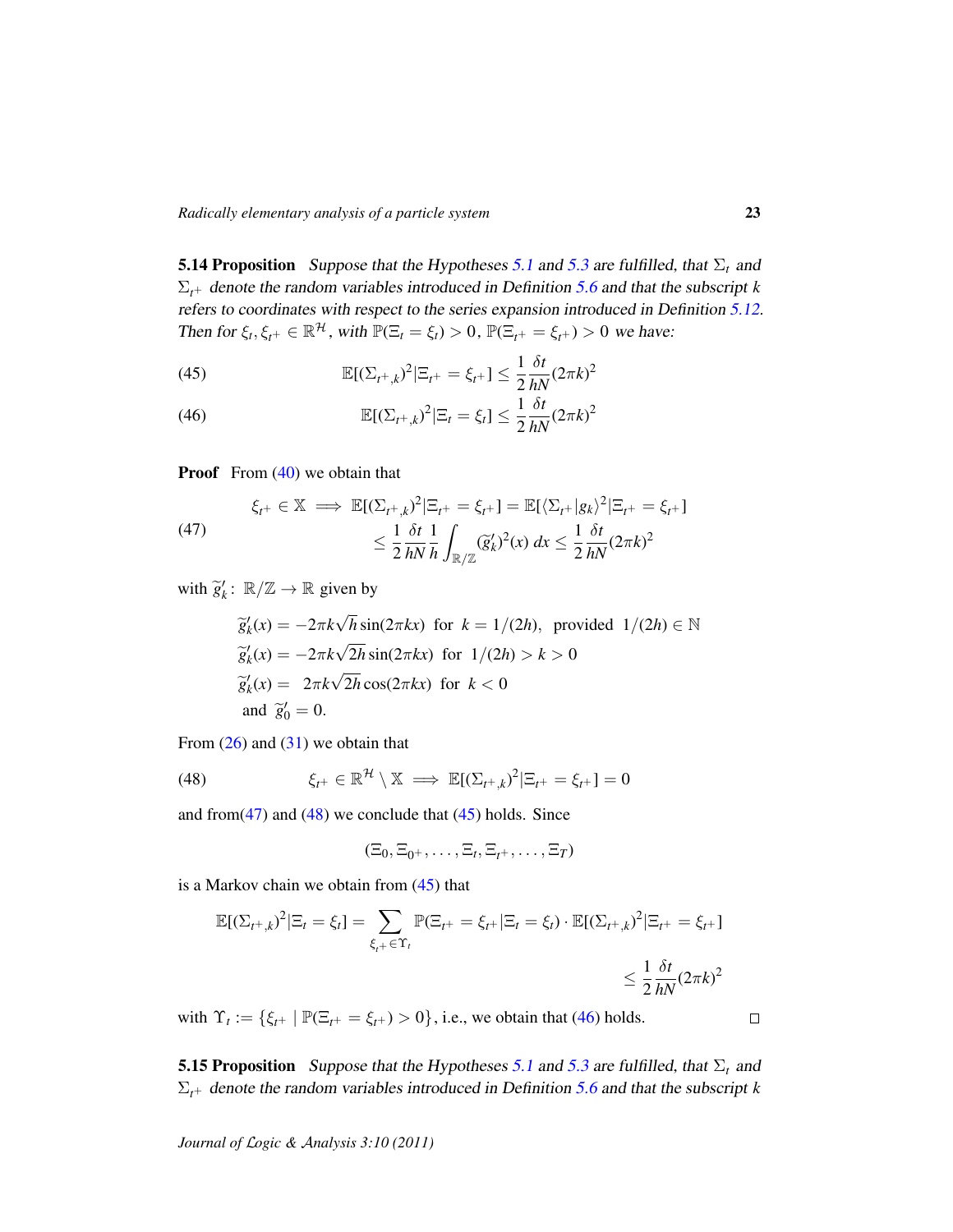**5.14 Proposition** *Suppose that the Hypotheses 5.1 and 5.3 are fulfilled, that $\Sigma_t$ and $\Sigma_{t^+}$ denote the random variables introduced in Definition 5.6 and that the subscript $k$ refers to coordinates with respect to the series expansion introduced in Definition 5.12. Then for $\xi_t, \xi_{t^+} \in \mathbb{R}^{\mathcal{H}}$, with $\mathbb{P}(\Xi_t = \xi_t) > 0$, $\mathbb{P}(\Xi_{t^+} = \xi_{t^+}) > 0$ we have:*

$$\mathbb{E}[(\Sigma_{t^+,k})^2 | \Xi_{t^+} = \xi_{t^+}] \leq \frac{1}{2}\frac{\delta t}{hN}(2\pi k)^2 \tag{45}$$

$$\mathbb{E}[(\Sigma_{t^+,k})^2 | \Xi_t = \xi_t] \leq \frac{1}{2}\frac{\delta t}{hN}(2\pi k)^2 \tag{46}$$

**Proof** From (40) we obtain that

$$\begin{aligned} \xi_{t^+} \in \mathbb{X} \implies \mathbb{E}[(\Sigma_{t^+,k})^2 | \Xi_{t^+} = \xi_{t^+}] &= \mathbb{E}[\langle \Sigma_{t^+} | g_k \rangle^2 | \Xi_{t^+} = \xi_{t^+}] \\ &\leq \frac{1}{2}\frac{\delta t}{hN}\frac{1}{h}\int_{\mathbb{R}/\mathbb{Z}} (\widetilde{g}'_k)^2(x)\, dx \leq \frac{1}{2}\frac{\delta t}{hN}(2\pi k)^2 \end{aligned} \tag{47}$$

with $\widetilde{g}'_k \colon \mathbb{R}/\mathbb{Z} \to \mathbb{R}$ given by

$$\begin{aligned} &\widetilde{g}'_k(x) = -2\pi k\sqrt{h}\sin(2\pi kx) \;\text{ for }\; k = 1/(2h), \;\text{ provided }\; 1/(2h) \in \mathbb{N} \\ &\widetilde{g}'_k(x) = -2\pi k\sqrt{2h}\sin(2\pi kx) \;\text{ for }\; 1/(2h) > k > 0 \\ &\widetilde{g}'_k(x) = \;\;2\pi k\sqrt{2h}\cos(2\pi kx) \;\text{ for }\; k < 0 \\ &\;\text{and }\; \widetilde{g}'_0 = 0. \end{aligned}$$

From (26) and (31) we obtain that

$$\xi_{t^+} \in \mathbb{R}^{\mathcal{H}} \setminus \mathbb{X} \implies \mathbb{E}[(\Sigma_{t^+,k})^2 | \Xi_{t^+} = \xi_{t^+}] = 0 \tag{48}$$

and from(47) and (48) we conclude that (45) holds. Since

$$(\Xi_0, \Xi_{0^+}, \ldots, \Xi_t, \Xi_{t^+}, \ldots, \Xi_T)$$

is a Markov chain we obtain from (45) that

$$\begin{aligned} \mathbb{E}[(\Sigma_{t^+,k})^2 | \Xi_t = \xi_t] = \sum_{\xi_{t^+} \in \Upsilon_t} \mathbb{P}(\Xi_{t^+} = \xi_{t^+} | \Xi_t = \xi_t) \cdot \mathbb{E}[(\Sigma_{t^+,k})^2 | \Xi_{t^+} = \xi_{t^+}] \\ \leq \frac{1}{2}\frac{\delta t}{hN}(2\pi k)^2 \end{aligned}$$

with $\Upsilon_t := \{\xi_{t^+} \mid \mathbb{P}(\Xi_{t^+} = \xi_{t^+}) > 0\}$, i.e., we obtain that (46) holds. □

**5.15 Proposition** *Suppose that the Hypotheses 5.1 and 5.3 are fulfilled, that $\Sigma_t$ and $\Sigma_{t^+}$ denote the random variables introduced in Definition 5.6 and that the subscript $k$*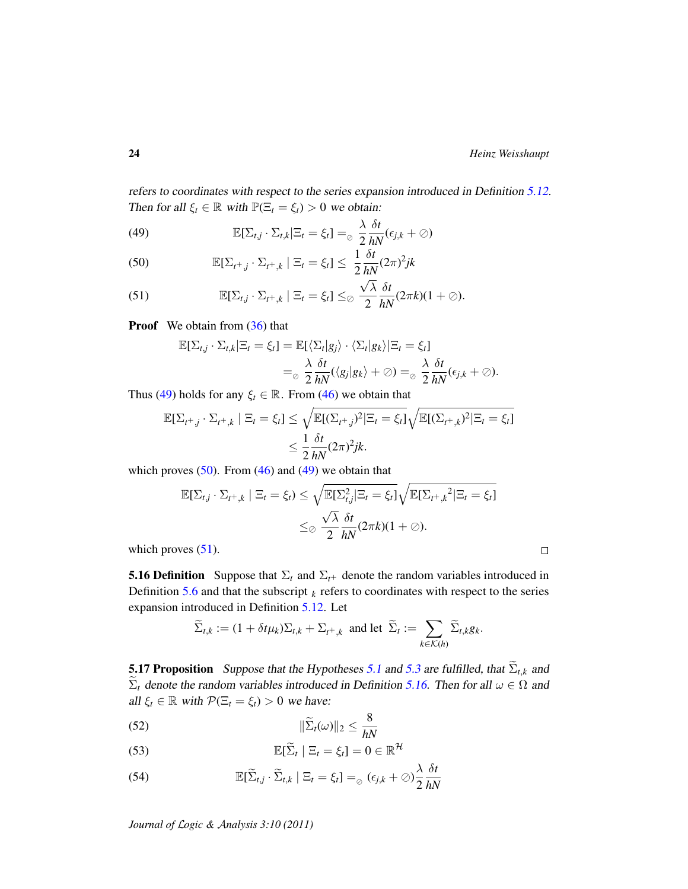*refers to coordinates with respect to the series expansion introduced in Definition 5.12. Then for all $\xi_t \in \mathbb{R}$ with $\mathbb{P}(\Xi_t = \xi_t) > 0$ we obtain:*

$$\mathbb{E}[\Sigma_{t,j} \cdot \Sigma_{t,k} | \Xi_t = \xi_t] =_{\oslash} \frac{\lambda}{2} \frac{\delta t}{hN}(\epsilon_{j,k} + \oslash) \tag{49}$$

$$\mathbb{E}[\Sigma_{t^+,j} \cdot \Sigma_{t^+,k} \mid \Xi_t = \xi_t] \leq \frac{1}{2} \frac{\delta t}{hN}(2\pi)^2 jk \tag{50}$$

$$\mathbb{E}[\Sigma_{t,j} \cdot \Sigma_{t^+,k} \mid \Xi_t = \xi_t] \leq_{\oslash} \frac{\sqrt{\lambda}}{2} \frac{\delta t}{hN}(2\pi k)(1 + \oslash). \tag{51}$$

**Proof** We obtain from (36) that

$$\begin{aligned}
\mathbb{E}[\Sigma_{t,j} \cdot \Sigma_{t,k} | \Xi_t = \xi_t] &= \mathbb{E}[\langle \Sigma_t | g_j \rangle \cdot \langle \Sigma_t | g_k \rangle | \Xi_t = \xi_t] \\
&=_{\oslash} \frac{\lambda}{2} \frac{\delta t}{hN}(\langle g_j | g_k \rangle + \oslash) =_{\oslash} \frac{\lambda}{2} \frac{\delta t}{hN}(\epsilon_{j,k} + \oslash).
\end{aligned}$$

Thus (49) holds for any $\xi_t \in \mathbb{R}$. From (46) we obtain that

$$\begin{aligned}
\mathbb{E}[\Sigma_{t^+,j} \cdot \Sigma_{t^+,k} \mid \Xi_t = \xi_t] &\leq \sqrt{\mathbb{E}[(\Sigma_{t^+,j})^2 | \Xi_t = \xi_t]}\sqrt{\mathbb{E}[(\Sigma_{t^+,k})^2 | \Xi_t = \xi_t]} \\
&\leq \frac{1}{2} \frac{\delta t}{hN}(2\pi)^2 jk.
\end{aligned}$$

which proves (50). From (46) and (49) we obtain that

$$\begin{aligned}
\mathbb{E}[\Sigma_{t,j} \cdot \Sigma_{t^+,k} \mid \Xi_t = \xi_t) &\leq \sqrt{\mathbb{E}[\Sigma_{t,j}^2 | \Xi_t = \xi_t]}\sqrt{\mathbb{E}[{\Sigma_{t^+,k}}^2 | \Xi_t = \xi_t]} \\
&\leq_{\oslash} \frac{\sqrt{\lambda}}{2} \frac{\delta t}{hN}(2\pi k)(1 + \oslash).
\end{aligned}$$

which proves (51). □

**5.16 Definition** Suppose that $\Sigma_t$ and $\Sigma_{t^+}$ denote the random variables introduced in Definition 5.6 and that the subscript $_k$ refers to coordinates with respect to the series expansion introduced in Definition 5.12. Let

$$\widetilde{\Sigma}_{t,k} := (1 + \delta t \mu_k)\Sigma_{t,k} + \Sigma_{t^+,k} \text{ and let } \widetilde{\Sigma}_t := \sum_{k \in \mathcal{K}(h)} \widetilde{\Sigma}_{t,k} g_k.$$

**5.17 Proposition** *Suppose that the Hypotheses 5.1 and 5.3 are fulfilled, that $\widetilde{\Sigma}_{t,k}$ and $\widetilde{\Sigma}_t$ denote the random variables introduced in Definition 5.16. Then for all $\omega \in \Omega$ and all $\xi_t \in \mathbb{R}$ with $\mathcal{P}(\Xi_t = \xi_t) > 0$ we have:*

$$\|\widetilde{\Sigma}_t(\omega)\|_2 \leq \frac{8}{hN} \tag{52}$$

$$\mathbb{E}[\widetilde{\Sigma}_t \mid \Xi_t = \xi_t] = 0 \in \mathbb{R}^{\mathcal{H}} \tag{53}$$

$$\mathbb{E}[\widetilde{\Sigma}_{t,j} \cdot \widetilde{\Sigma}_{t,k} \mid \Xi_t = \xi_t] =_{\oslash} (\epsilon_{j,k} + \oslash)\frac{\lambda}{2} \frac{\delta t}{hN} \tag{54}$$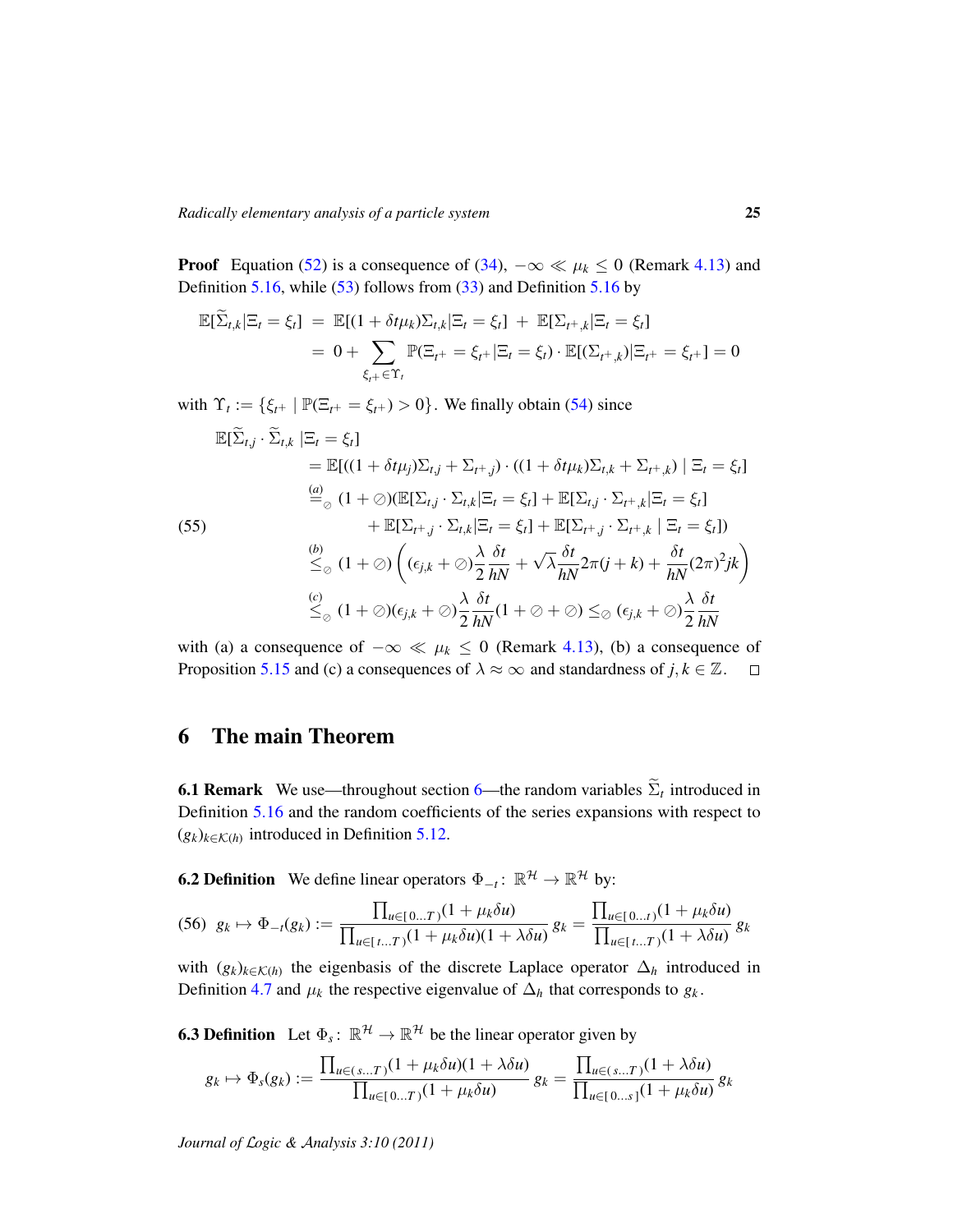**Proof** Equation (52) is a consequence of (34), $-\infty \ll \mu_k \leq 0$ (Remark 4.13) and Definition 5.16, while (53) follows from (33) and Definition 5.16 by

$$\begin{aligned}
\mathbb{E}[\widetilde{\Sigma}_{t,k}|\Xi_t = \xi_t] &= \mathbb{E}[(1+\delta t\mu_k)\Sigma_{t,k}|\Xi_t = \xi_t] \; + \; \mathbb{E}[\Sigma_{t^+,k}|\Xi_t = \xi_t] \\
&= 0 + \sum_{\xi_{t^+}\in\Upsilon_t} \mathbb{P}(\Xi_{t^+} = \xi_{t^+}|\Xi_t = \xi_t) \cdot \mathbb{E}[(\Sigma_{t^+,k})|\Xi_{t^+} = \xi_{t^+}] = 0
\end{aligned}$$

with $\Upsilon_t := \{\xi_{t^+} \mid \mathbb{P}(\Xi_{t^+} = \xi_{t^+}) > 0\}$. We finally obtain (54) since

$$\begin{aligned}
&\mathbb{E}[\widetilde{\Sigma}_{t,j} \cdot \widetilde{\Sigma}_{t,k} \,|\Xi_t = \xi_t] \\
&\quad= \mathbb{E}[((1+\delta t\mu_j)\Sigma_{t,j} + \Sigma_{t^+,j}) \cdot ((1+\delta t\mu_k)\Sigma_{t,k} + \Sigma_{t^+,k}) \mid \Xi_t = \xi_t] \\
&\quad\overset{(a)}{=}_{\oslash} (1+\oslash)(\mathbb{E}[\Sigma_{t,j}\cdot\Sigma_{t,k}|\Xi_t = \xi_t] + \mathbb{E}[\Sigma_{t,j}\cdot\Sigma_{t^+,k}|\Xi_t = \xi_t] \\
&\qquad\qquad + \mathbb{E}[\Sigma_{t^+,j}\cdot\Sigma_{t,k}|\Xi_t = \xi_t] + \mathbb{E}[\Sigma_{t^+,j}\cdot\Sigma_{t^+,k} \mid \Xi_t = \xi_t]) \qquad (55)\\
&\quad\overset{(b)}{\leq}_{\oslash} (1+\oslash)\left((\epsilon_{j,k}+\oslash)\frac{\lambda}{2}\frac{\delta t}{hN} + \sqrt{\lambda}\frac{\delta t}{hN}2\pi(j+k) + \frac{\delta t}{hN}(2\pi)^2 jk\right) \\
&\quad\overset{(c)}{\leq}_{\oslash} (1+\oslash)(\epsilon_{j,k}+\oslash)\frac{\lambda}{2}\frac{\delta t}{hN}(1+\oslash+\oslash) \leq_{\oslash} (\epsilon_{j,k}+\oslash)\frac{\lambda}{2}\frac{\delta t}{hN}
\end{aligned}$$

with (a) a consequence of $-\infty \ll \mu_k \leq 0$ (Remark 4.13), (b) a consequence of Proposition 5.15 and (c) a consequences of $\lambda \approx \infty$ and standardness of $j,k \in \mathbb{Z}$. □

# 6 The main Theorem

**6.1 Remark** We use—throughout section 6—the random variables $\widetilde{\Sigma}_t$ introduced in Definition 5.16 and the random coefficients of the series expansions with respect to $(g_k)_{k\in\mathcal{K}(h)}$ introduced in Definition 5.12.

**6.2 Definition** We define linear operators $\Phi_{-t}\colon \mathbb{R}^{\mathcal{H}} \to \mathbb{R}^{\mathcal{H}}$ by:

$$g_k \mapsto \Phi_{-t}(g_k) := \frac{\prod_{u\in[\,0\ldots T\,)}(1+\mu_k\delta u)}{\prod_{u\in[\,t\ldots T\,)}(1+\mu_k\delta u)(1+\lambda\delta u)}\, g_k = \frac{\prod_{u\in[\,0\ldots t\,)}(1+\mu_k\delta u)}{\prod_{u\in[\,t\ldots T\,)}(1+\lambda\delta u)}\, g_k \qquad (56)$$

with $(g_k)_{k\in\mathcal{K}(h)}$ the eigenbasis of the discrete Laplace operator $\Delta_h$ introduced in Definition 4.7 and $\mu_k$ the respective eigenvalue of $\Delta_h$ that corresponds to $g_k$.

**6.3 Definition** Let $\Phi_s\colon \mathbb{R}^{\mathcal{H}} \to \mathbb{R}^{\mathcal{H}}$ be the linear operator given by

$$g_k \mapsto \Phi_s(g_k) := \frac{\prod_{u\in(\,s\ldots T\,)}(1+\mu_k\delta u)(1+\lambda\delta u)}{\prod_{u\in[\,0\ldots T\,)}(1+\mu_k\delta u)}\, g_k = \frac{\prod_{u\in(\,s\ldots T\,)}(1+\lambda\delta u)}{\prod_{u\in[\,0\ldots s\,]}(1+\mu_k\delta u)}\, g_k$$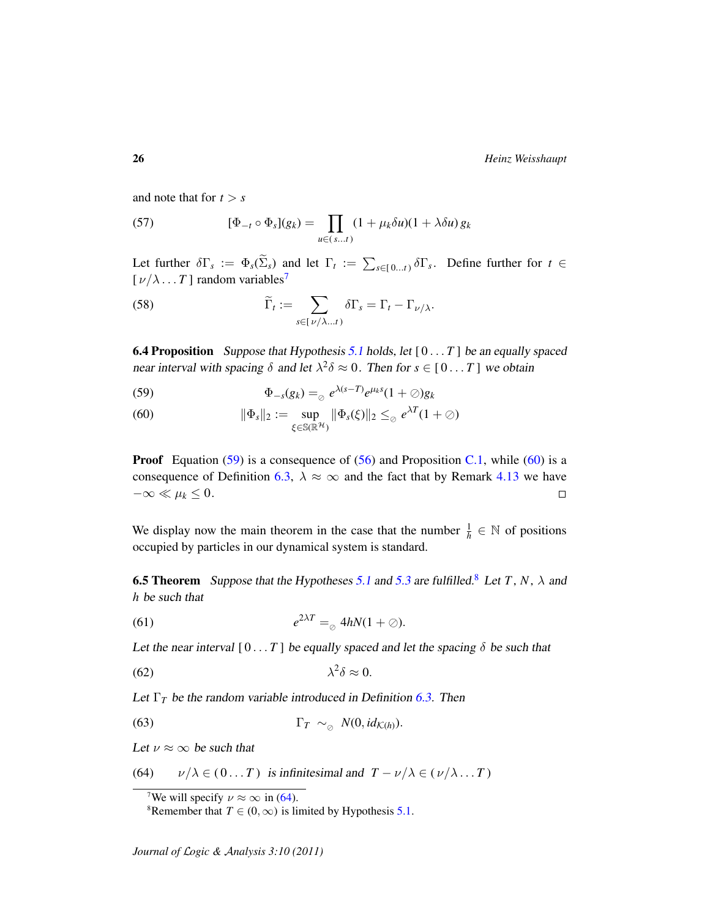and note that for $t > s$

$$[\Phi_{-t} \circ \Phi_s](g_k) = \prod_{u \in (\, s \ldots t\,)} (1 + \mu_k \delta u)(1 + \lambda \delta u)\, g_k \tag{57}$$

Let further $\delta\Gamma_s := \Phi_s(\widetilde{\Sigma}_s)$ and let $\Gamma_t := \sum_{s \in [\,0 \ldots t\,)} \delta\Gamma_s$. Define further for $t \in [\,\nu/\lambda \ldots T\,]$ random variables[7]

$$\widetilde{\Gamma}_t := \sum_{s \in [\,\nu/\lambda \ldots t\,)} \delta\Gamma_s = \Gamma_t - \Gamma_{\nu/\lambda}. \tag{58}$$

**6.4 Proposition** *Suppose that Hypothesis 5.1 holds, let $[\,0 \ldots T\,]$ be an equally spaced near interval with spacing $\delta$ and let $\lambda^2 \delta \approx 0$. Then for $s \in [\,0 \ldots T\,]$ we obtain*

$$\Phi_{-s}(g_k) =_{\oslash} e^{\lambda(s-T)} e^{\mu_k s}(1 + \oslash) g_k \tag{59}$$

$$\|\Phi_s\|_2 := \sup_{\xi \in \mathbb{S}(\mathbb{R}^{\mathcal{H}})} \|\Phi_s(\xi)\|_2 \leq_{\oslash} e^{\lambda T}(1 + \oslash) \tag{60}$$

**Proof** Equation (59) is a consequence of (56) and Proposition C.1, while (60) is a consequence of Definition 6.3, $\lambda \approx \infty$ and the fact that by Remark 4.13 we have $-\infty \ll \mu_k \leq 0$. □

We display now the main theorem in the case that the number $\frac{1}{h} \in \mathbb{N}$ of positions occupied by particles in our dynamical system is standard.

**6.5 Theorem** *Suppose that the Hypotheses 5.1 and 5.3 are fulfilled.*[8] *Let $T$, $N$, $\lambda$ and $h$ be such that*

$$e^{2\lambda T} =_{\oslash} 4hN(1 + \oslash). \tag{61}$$

*Let the near interval $[\,0 \ldots T\,]$ be equally spaced and let the spacing $\delta$ be such that*

$$\lambda^2 \delta \approx 0. \tag{62}$$

*Let $\Gamma_T$ be the random variable introduced in Definition 6.3. Then*

$$\Gamma_T \sim_{\oslash} N(0, id_{\mathcal{K}(h)}). \tag{63}$$

*Let $\nu \approx \infty$ be such that*

$$\nu/\lambda \in (\,0 \ldots T\,) \text{ is infinitesimal and } T - \nu/\lambda \in (\,\nu/\lambda \ldots T\,) \tag{64}$$

[7] We will specify $\nu \approx \infty$ in (64).

[8] Remember that $T \in (0, \infty)$ is limited by Hypothesis 5.1.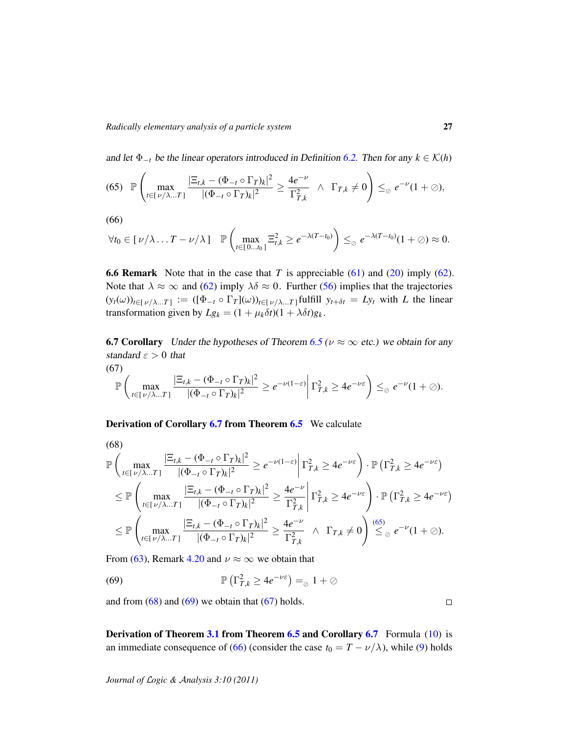*and let $\Phi_{-t}$ be the linear operators introduced in Definition 6.2. Then for any $k \in \mathcal{K}(h)$*

$$\text{(65)}\quad \mathbb{P}\left( \max_{t\in[\,\nu/\lambda \ldots T\,]} \frac{|\Xi_{t,k} - (\Phi_{-t}\circ\Gamma_T)_k|^2}{|(\Phi_{-t}\circ\Gamma_T)_k|^2} \geq \frac{4e^{-\nu}}{\Gamma^2_{T,k}} \;\;\wedge\;\; \Gamma_{T,k}\neq 0 \right) \leq_{\oslash} e^{-\nu}(1+\oslash),$$

(66)

$$\forall t_0 \in [\,\nu/\lambda \ldots T-\nu/\lambda\,] \quad \mathbb{P}\left( \max_{t\in[\,0\ldots t_0\,]} \Xi^2_{t,k} \geq e^{-\lambda(T-t_0)} \right) \leq_{\oslash} e^{-\lambda(T-t_0)}(1+\oslash) \approx 0.$$

**6.6 Remark** Note that in the case that $T$ is appreciable (61) and (20) imply (62). Note that $\lambda \approx \infty$ and (62) imply $\lambda\delta \approx 0$. Further (56) implies that the trajectories $(y_t(\omega))_{t\in[\,\nu/\lambda\ldots T\,]} := ([\Phi_{-t}\circ\Gamma_T](\omega))_{t\in[\,\nu/\lambda\ldots T\,]}$fulfill $y_{t+\delta t} = Ly_t$ with $L$ the linear transformation given by $Lg_k = (1+\mu_k\delta t)(1+\lambda\delta t)g_k$.

**6.7 Corollary** *Under the hypotheses of Theorem 6.5 ($\nu \approx \infty$ etc.) we obtain for any standard $\varepsilon > 0$ that*

(67)

$$\mathbb{P}\left( \max_{t\in[\,\nu/\lambda\ldots T\,]} \frac{|\Xi_{t,k} - (\Phi_{-t}\circ\Gamma_T)_k|^2}{|(\Phi_{-t}\circ\Gamma_T)_k|^2} \geq e^{-\nu(1-\varepsilon)} \,\middle|\, \Gamma^2_{T,k} \geq 4e^{-\nu\varepsilon} \right) \leq_{\oslash} e^{-\nu}(1+\oslash).$$

**Derivation of Corollary 6.7 from Theorem 6.5** We calculate

(68)

$$\begin{aligned}
&\mathbb{P}\left( \max_{t\in[\,\nu/\lambda\ldots T\,]} \frac{|\Xi_{t,k} - (\Phi_{-t}\circ\Gamma_T)_k|^2}{|(\Phi_{-t}\circ\Gamma_T)_k|^2} \geq e^{-\nu(1-\varepsilon)} \,\middle|\, \Gamma^2_{T,k} \geq 4e^{-\nu\varepsilon} \right) \cdot \mathbb{P}\left(\Gamma^2_{T,k} \geq 4e^{-\nu\varepsilon}\right) \\
&\leq \mathbb{P}\left( \max_{t\in[\,\nu/\lambda\ldots T\,]} \frac{|\Xi_{t,k} - (\Phi_{-t}\circ\Gamma_T)_k|^2}{|(\Phi_{-t}\circ\Gamma_T)_k|^2} \geq \frac{4e^{-\nu}}{\Gamma^2_{T,k}} \,\middle|\, \Gamma^2_{T,k} \geq 4e^{-\nu\varepsilon} \right) \cdot \mathbb{P}\left(\Gamma^2_{T,k} \geq 4e^{-\nu\varepsilon}\right) \\
&\leq \mathbb{P}\left( \max_{t\in[\,\nu/\lambda\ldots T\,]} \frac{|\Xi_{t,k} - (\Phi_{-t}\circ\Gamma_T)_k|^2}{|(\Phi_{-t}\circ\Gamma_T)_k|^2} \geq \frac{4e^{-\nu}}{\Gamma^2_{T,k}} \;\;\wedge\;\; \Gamma_{T,k}\neq 0 \right) \overset{(65)}{\leq_{\oslash}} e^{-\nu}(1+\oslash).
\end{aligned}$$

From (63), Remark 4.20 and $\nu \approx \infty$ we obtain that

$$\text{(69)}\qquad \mathbb{P}\left(\Gamma^2_{T,k} \geq 4e^{-\nu\varepsilon}\right) =_{\oslash} 1+\oslash$$

and from (68) and (69) we obtain that (67) holds. $\square$

**Derivation of Theorem 3.1 from Theorem 6.5 and Corollary 6.7** Formula (10) is an immediate consequence of (66) (consider the case $t_0 = T-\nu/\lambda$), while (9) holds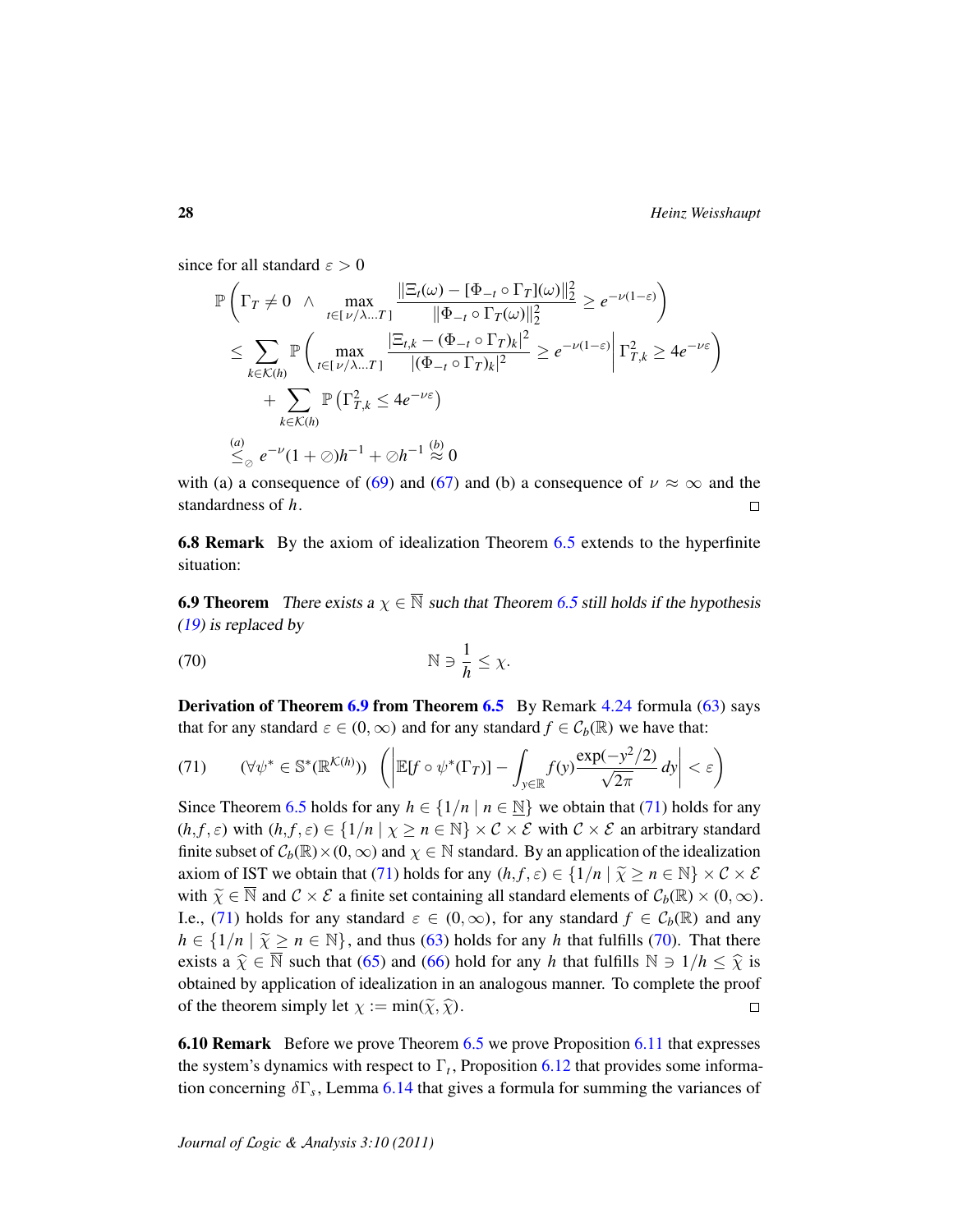since for all standard $\varepsilon > 0$

$$
\begin{aligned}
&\mathbb{P}\left(\Gamma_T \neq 0 \ \wedge \max_{t\in[\nu/\lambda\ldots T]} \frac{\|\Xi_t(\omega) - [\Phi_{-t}\circ\Gamma_T](\omega)\|_2^2}{\|\Phi_{-t}\circ\Gamma_T(\omega)\|_2^2} \geq e^{-\nu(1-\varepsilon)}\right) \\
&\leq \sum_{k\in\mathcal{K}(h)} \mathbb{P}\left(\max_{t\in[\nu/\lambda\ldots T]} \frac{|\Xi_{t,k} - (\Phi_{-t}\circ\Gamma_T)_k|^2}{|(\Phi_{-t}\circ\Gamma_T)_k|^2} \geq e^{-\nu(1-\varepsilon)} \middle| \ \Gamma_{T,k}^2 \geq 4e^{-\nu\varepsilon}\right) \\
&\qquad + \sum_{k\in\mathcal{K}(h)} \mathbb{P}\left(\Gamma_{T,k}^2 \leq 4e^{-\nu\varepsilon}\right) \\
&\overset{(a)}{\leq_{\oslash}} e^{-\nu}(1+\oslash)h^{-1} + \oslash h^{-1} \overset{(b)}{\approx} 0
\end{aligned}
$$

with (a) a consequence of (69) and (67) and (b) a consequence of $\nu \approx \infty$ and the standardness of $h$. $\square$

**6.8 Remark** By the axiom of idealization Theorem 6.5 extends to the hyperfinite situation:

**6.9 Theorem** *There exists a $\chi \in \overline{\mathbb{N}}$ such that Theorem 6.5 still holds if the hypothesis (19) is replaced by*

$$
\mathbb{N} \ni \frac{1}{h} \leq \chi. \tag{70}
$$

**Derivation of Theorem 6.9 from Theorem 6.5** By Remark 4.24 formula (63) says that for any standard $\varepsilon \in (0,\infty)$ and for any standard $f \in \mathcal{C}_b(\mathbb{R})$ we have that:

$$
(\forall \psi^* \in \mathbb{S}^*(\mathbb{R}^{\mathcal{K}(h)})) \quad \left(\left|\mathbb{E}[f\circ\psi^*(\Gamma_T)] - \int_{y\in\mathbb{R}} f(y)\frac{\exp(-y^2/2)}{\sqrt{2\pi}}\,dy\right| < \varepsilon\right) \tag{71}
$$

Since Theorem 6.5 holds for any $h \in \{1/n \mid n \in \underline{\mathbb{N}}\}$ we obtain that (71) holds for any $(h,f,\varepsilon)$ with $(h,f,\varepsilon) \in \{1/n \mid \chi \geq n \in \mathbb{N}\} \times \mathcal{C} \times \mathcal{E}$ with $\mathcal{C}\times\mathcal{E}$ an arbitrary standard finite subset of $\mathcal{C}_b(\mathbb{R})\times(0,\infty)$ and $\chi \in \mathbb{N}$ standard. By an application of the idealization axiom of IST we obtain that (71) holds for any $(h,f,\varepsilon) \in \{1/n \mid \widetilde{\chi} \geq n \in \mathbb{N}\} \times \mathcal{C}\times\mathcal{E}$ with $\widetilde{\chi} \in \overline{\mathbb{N}}$ and $\mathcal{C}\times\mathcal{E}$ a finite set containing all standard elements of $\mathcal{C}_b(\mathbb{R})\times(0,\infty)$. I.e., (71) holds for any standard $\varepsilon \in (0,\infty)$, for any standard $f \in \mathcal{C}_b(\mathbb{R})$ and any $h \in \{1/n \mid \widetilde{\chi} \geq n \in \mathbb{N}\}$, and thus (63) holds for any $h$ that fulfills (70). That there exists a $\widehat{\chi} \in \overline{\mathbb{N}}$ such that (65) and (66) hold for any $h$ that fulfills $\mathbb{N} \ni 1/h \leq \widehat{\chi}$ is obtained by application of idealization in an analogous manner. To complete the proof of the theorem simply let $\chi := \min(\widetilde{\chi},\widehat{\chi})$. $\square$

**6.10 Remark** Before we prove Theorem 6.5 we prove Proposition 6.11 that expresses the system's dynamics with respect to $\Gamma_t$, Proposition 6.12 that provides some information concerning $\delta\Gamma_s$, Lemma 6.14 that gives a formula for summing the variances of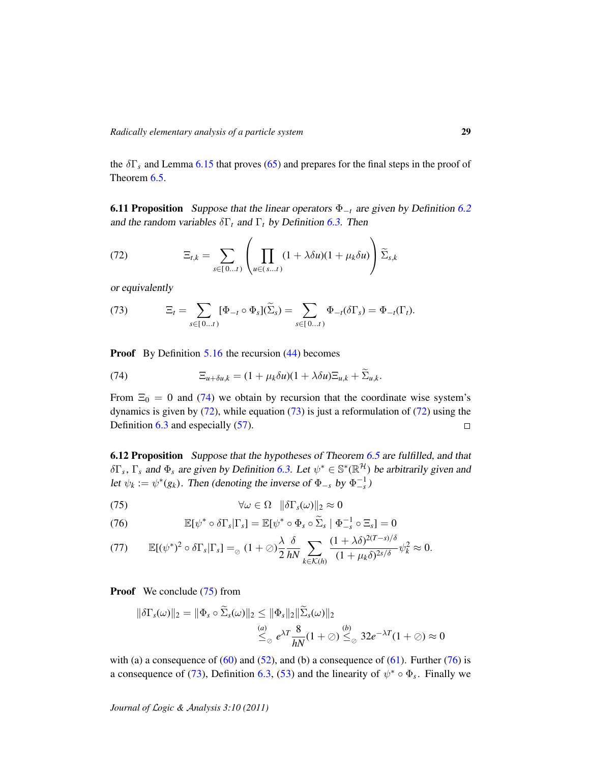the $\delta\Gamma_s$ and Lemma 6.15 that proves (65) and prepares for the final steps in the proof of Theorem 6.5.

**6.11 Proposition** *Suppose that the linear operators $\Phi_{-t}$ are given by Definition 6.2 and the random variables $\delta\Gamma_t$ and $\Gamma_t$ by Definition 6.3. Then*

$$\Xi_{t,k} = \sum_{s\in[0\ldots t)} \left( \prod_{u\in(s\ldots t)} (1+\lambda\delta u)(1+\mu_k\delta u) \right) \widetilde{\Sigma}_{s,k} \tag{72}$$

*or equivalently*

$$\Xi_t = \sum_{s\in[0\ldots t)} [\Phi_{-t}\circ\Phi_s](\widetilde{\Sigma}_s) = \sum_{s\in[0\ldots t)} \Phi_{-t}(\delta\Gamma_s) = \Phi_{-t}(\Gamma_t). \tag{73}$$

**Proof** By Definition 5.16 the recursion (44) becomes

$$\Xi_{u+\delta u,k} = (1+\mu_k\delta u)(1+\lambda\delta u)\Xi_{u,k} + \widetilde{\Sigma}_{u,k}. \tag{74}$$

From $\Xi_0 = 0$ and (74) we obtain by recursion that the coordinate wise system's dynamics is given by (72), while equation (73) is just a reformulation of (72) using the Definition 6.3 and especially (57). □

**6.12 Proposition** *Suppose that the hypotheses of Theorem 6.5 are fulfilled, and that $\delta\Gamma_s$, $\Gamma_s$ and $\Phi_s$ are given by Definition 6.3. Let $\psi^*\in\mathbb{S}^*(\mathbb{R}^{\mathcal{H}})$ be arbitrarily given and let $\psi_k := \psi^*(g_k)$. Then (denoting the inverse of $\Phi_{-s}$ by $\Phi_{-s}^{-1}$)*

$$\forall\omega\in\Omega\quad \|\delta\Gamma_s(\omega)\|_2 \approx 0 \tag{75}$$

$$\mathbb{E}[\psi^*\circ\delta\Gamma_s|\Gamma_s] = \mathbb{E}[\psi^*\circ\Phi_s\circ\widetilde{\Sigma}_s \mid \Phi_{-s}^{-1}\circ\Xi_s] = 0 \tag{76}$$

$$\mathbb{E}[(\psi^*)^2\circ\delta\Gamma_s|\Gamma_s] =_{\oslash} (1+\oslash)\frac{\lambda}{2}\frac{\delta}{hN}\sum_{k\in\mathcal{K}(h)} \frac{(1+\lambda\delta)^{2(T-s)/\delta}}{(1+\mu_k\delta)^{2s/\delta}}\psi_k^2 \approx 0. \tag{77}$$

**Proof** We conclude (75) from

$$\|\delta\Gamma_s(\omega)\|_2 = \|\Phi_s\circ\widetilde{\Sigma}_s(\omega)\|_2 \le \|\Phi_s\|_2\|\widetilde{\Sigma}_s(\omega)\|_2 \overset{(a)}{\le_{\oslash}} e^{\lambda T}\frac{8}{hN}(1+\oslash) \overset{(b)}{\le_{\oslash}} 32e^{-\lambda T}(1+\oslash)\approx 0$$

with (a) a consequence of (60) and (52), and (b) a consequence of (61). Further (76) is a consequence of (73), Definition 6.3, (53) and the linearity of $\psi^*\circ\Phi_s$. Finally we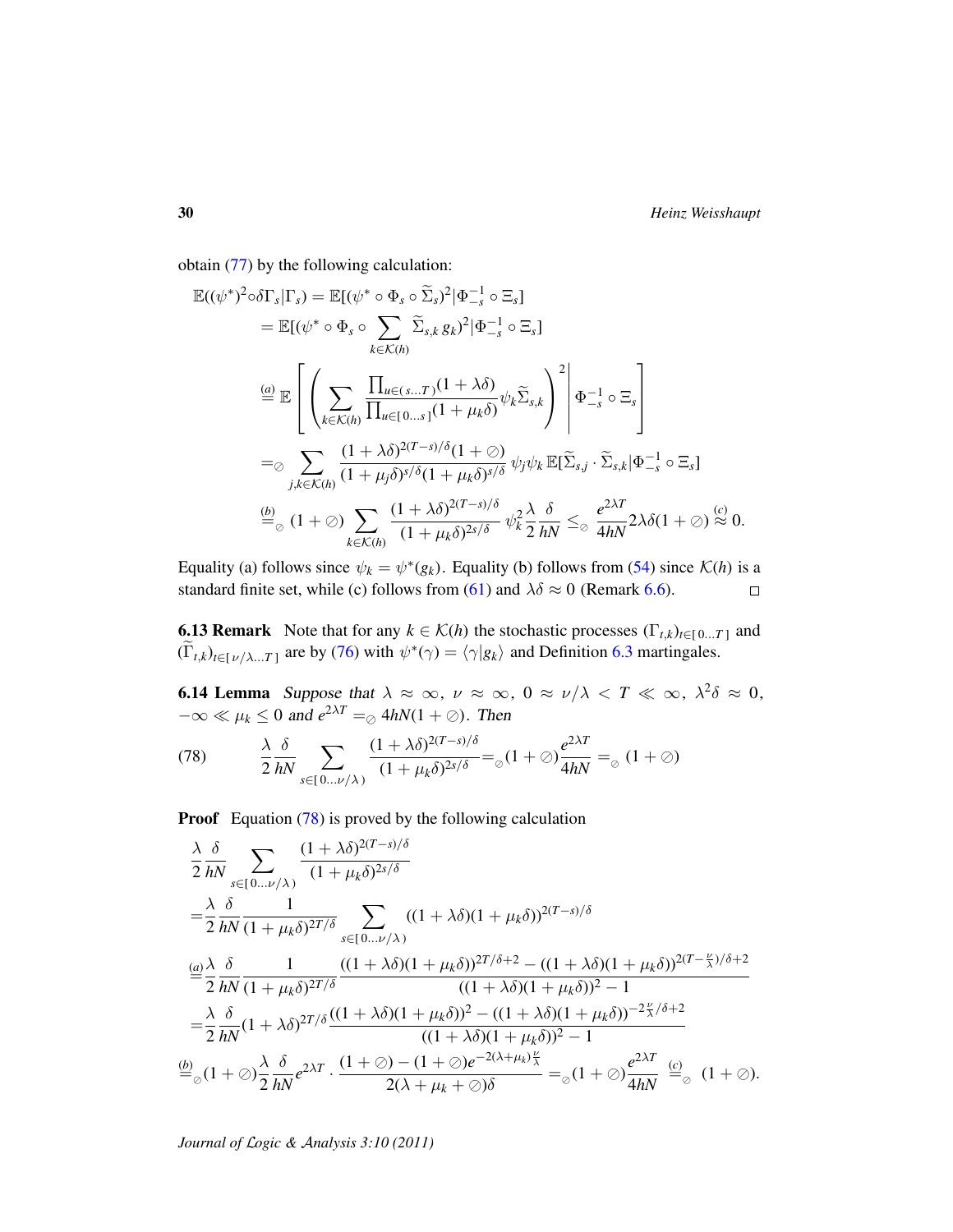obtain (77) by the following calculation:

$$
\begin{aligned}
\mathbb{E}((\psi^*)^2\circ\delta\Gamma_s|\Gamma_s) &= \mathbb{E}[(\psi^*\circ\Phi_s\circ\widetilde{\Sigma}_s)^2|\Phi_{-s}^{-1}\circ\Xi_s] \\
&= \mathbb{E}[(\psi^*\circ\Phi_s\circ\sum_{k\in\mathcal{K}(h)}\widetilde{\Sigma}_{s,k}\,g_k)^2|\Phi_{-s}^{-1}\circ\Xi_s] \\
&\overset{(a)}{=} \mathbb{E}\left[\left(\sum_{k\in\mathcal{K}(h)}\frac{\prod_{u\in(s\ldots T)}(1+\lambda\delta)}{\prod_{u\in[0\ldots s]}(1+\mu_k\delta)}\psi_k\widetilde{\Sigma}_{s,k}\right)^2\middle|\Phi_{-s}^{-1}\circ\Xi_s\right] \\
&=_{\oslash} \sum_{j,k\in\mathcal{K}(h)}\frac{(1+\lambda\delta)^{2(T-s)/\delta}(1+\oslash)}{(1+\mu_j\delta)^{s/\delta}(1+\mu_k\delta)^{s/\delta}}\,\psi_j\psi_k\,\mathbb{E}[\widetilde{\Sigma}_{s,j}\cdot\widetilde{\Sigma}_{s,k}|\Phi_{-s}^{-1}\circ\Xi_s] \\
&\overset{(b)}{=}_{\oslash} (1+\oslash)\sum_{k\in\mathcal{K}(h)}\frac{(1+\lambda\delta)^{2(T-s)/\delta}}{(1+\mu_k\delta)^{2s/\delta}}\,\psi_k^2\frac{\lambda}{2}\frac{\delta}{hN} \leq_{\oslash} \frac{e^{2\lambda T}}{4hN}2\lambda\delta(1+\oslash) \overset{(c)}{\approx} 0.
\end{aligned}
$$

Equality (a) follows since $\psi_k = \psi^*(g_k)$. Equality (b) follows from (54) since $\mathcal{K}(h)$ is a standard finite set, while (c) follows from (61) and $\lambda\delta \approx 0$ (Remark 6.6). □

**6.13 Remark** Note that for any $k \in \mathcal{K}(h)$ the stochastic processes $(\Gamma_{t,k})_{t\in[0\ldots T]}$ and $(\widetilde{\Gamma}_{t,k})_{t\in[\nu/\lambda\ldots T]}$ are by (76) with $\psi^*(\gamma) = \langle\gamma|g_k\rangle$ and Definition 6.3 martingales.

**6.14 Lemma** *Suppose that* $\lambda \approx \infty$, $\nu \approx \infty$, $0 \approx \nu/\lambda < T \ll \infty$, $\lambda^2\delta \approx 0$, $-\infty \ll \mu_k \leq 0$ *and* $e^{2\lambda T} =_{\oslash} 4hN(1+\oslash)$. *Then*

$$
\frac{\lambda}{2}\frac{\delta}{hN}\sum_{s\in[0\ldots\nu/\lambda)}\frac{(1+\lambda\delta)^{2(T-s)/\delta}}{(1+\mu_k\delta)^{2s/\delta}} =_{\oslash} (1+\oslash)\frac{e^{2\lambda T}}{4hN} =_{\oslash} (1+\oslash) \tag{78}
$$

**Proof** Equation (78) is proved by the following calculation

$$
\begin{aligned}
&\frac{\lambda}{2}\frac{\delta}{hN}\sum_{s\in[0\ldots\nu/\lambda)}\frac{(1+\lambda\delta)^{2(T-s)/\delta}}{(1+\mu_k\delta)^{2s/\delta}} \\
&= \frac{\lambda}{2}\frac{\delta}{hN}\frac{1}{(1+\mu_k\delta)^{2T/\delta}}\sum_{s\in[0\ldots\nu/\lambda)}((1+\lambda\delta)(1+\mu_k\delta))^{2(T-s)/\delta} \\
&\overset{(a)}{=} \frac{\lambda}{2}\frac{\delta}{hN}\frac{1}{(1+\mu_k\delta)^{2T/\delta}}\frac{((1+\lambda\delta)(1+\mu_k\delta))^{2T/\delta+2} - ((1+\lambda\delta)(1+\mu_k\delta))^{2(T-\frac{\nu}{\lambda})/\delta+2}}{((1+\lambda\delta)(1+\mu_k\delta))^2 - 1} \\
&= \frac{\lambda}{2}\frac{\delta}{hN}(1+\lambda\delta)^{2T/\delta}\frac{((1+\lambda\delta)(1+\mu_k\delta))^2 - ((1+\lambda\delta)(1+\mu_k\delta))^{-2\frac{\nu}{\lambda}/\delta+2}}{((1+\lambda\delta)(1+\mu_k\delta))^2 - 1} \\
&\overset{(b)}{=}_{\oslash} (1+\oslash)\frac{\lambda}{2}\frac{\delta}{hN}e^{2\lambda T}\cdot\frac{(1+\oslash)-(1+\oslash)e^{-2(\lambda+\mu_k)\frac{\nu}{\lambda}}}{2(\lambda+\mu_k+\oslash)\delta} =_{\oslash} (1+\oslash)\frac{e^{2\lambda T}}{4hN} \overset{(c)}{=}_{\oslash} (1+\oslash).
\end{aligned}
$$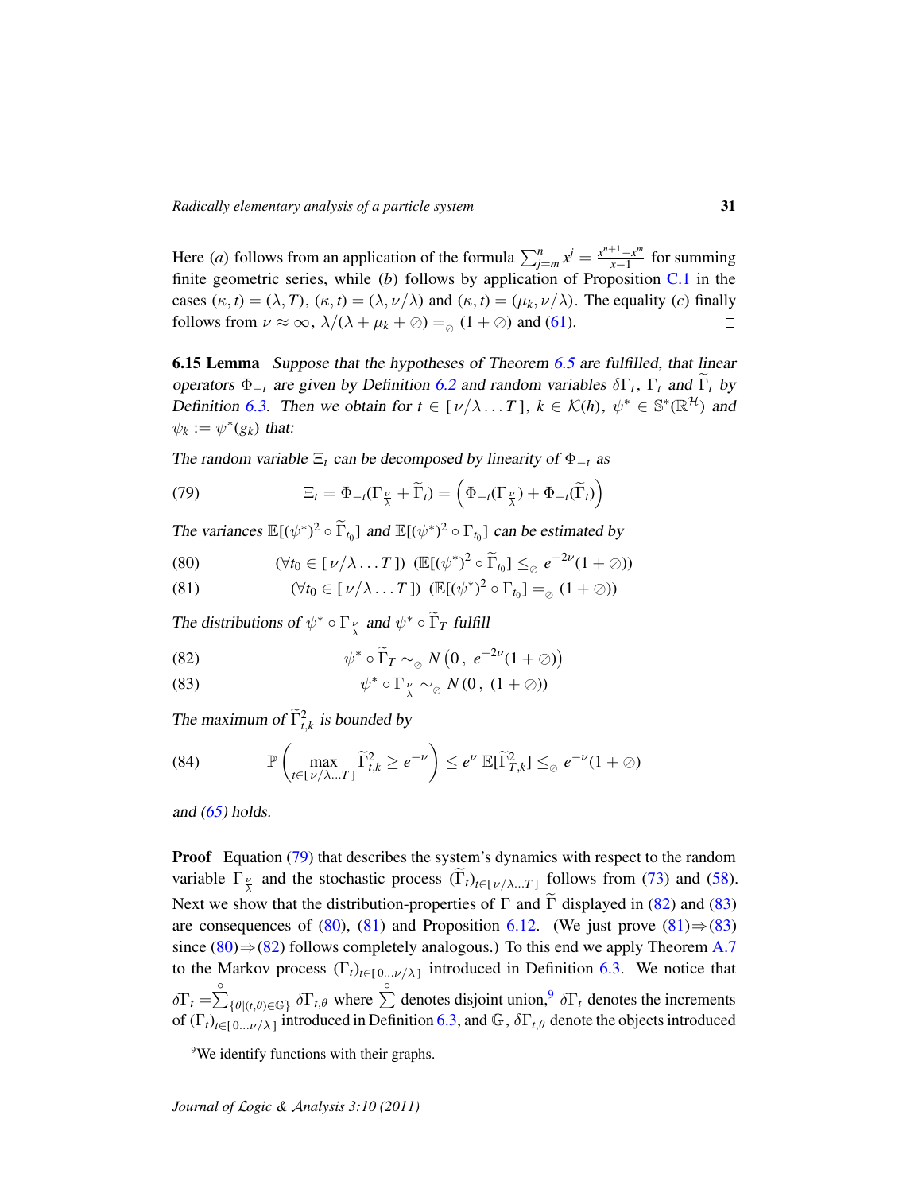Here $(a)$ follows from an application of the formula $\sum_{j=m}^{n} x^j = \frac{x^{n+1}-x^m}{x-1}$ for summing finite geometric series, while $(b)$ follows by application of Proposition C.1 in the cases $(\kappa, t) = (\lambda, T)$, $(\kappa, t) = (\lambda, \nu/\lambda)$ and $(\kappa, t) = (\mu_k, \nu/\lambda)$. The equality $(c)$ finally follows from $\nu \approx \infty$, $\lambda/(\lambda + \mu_k + \oslash) =_{\oslash} (1 + \oslash)$ and (61). □

**6.15 Lemma** *Suppose that the hypotheses of Theorem 6.5 are fulfilled, that linear operators $\Phi_{-t}$ are given by Definition 6.2 and random variables $\delta\Gamma_t$, $\Gamma_t$ and $\widetilde{\Gamma}_t$ by Definition 6.3. Then we obtain for $t \in [\,\nu/\lambda \dots T\,]$, $k \in \mathcal{K}(h)$, $\psi^* \in \mathbb{S}^*(\mathbb{R}^{\mathcal{H}})$ and $\psi_k := \psi^*(g_k)$ that:*

*The random variable $\Xi_t$ can be decomposed by linearity of $\Phi_{-t}$ as*

$$\Xi_t = \Phi_{-t}(\Gamma_{\frac{\nu}{\lambda}} + \widetilde{\Gamma}_t) = \left( \Phi_{-t}(\Gamma_{\frac{\nu}{\lambda}}) + \Phi_{-t}(\widetilde{\Gamma}_t) \right) \tag{79}$$

*The variances $\mathbb{E}[(\psi^*)^2 \circ \widetilde{\Gamma}_{t_0}]$ and $\mathbb{E}[(\psi^*)^2 \circ \Gamma_{t_0}]$ can be estimated by*

$$(\forall t_0 \in [\,\nu/\lambda \dots T\,]) \ \ (\mathbb{E}[(\psi^*)^2 \circ \widetilde{\Gamma}_{t_0}] \leq_{\oslash} e^{-2\nu}(1 + \oslash)) \tag{80}$$

$$(\forall t_0 \in [\,\nu/\lambda \dots T\,]) \ \ (\mathbb{E}[(\psi^*)^2 \circ \Gamma_{t_0}] =_{\oslash} (1 + \oslash)) \tag{81}$$

*The distributions of $\psi^* \circ \Gamma_{\frac{\nu}{\lambda}}$ and $\psi^* \circ \widetilde{\Gamma}_T$ fulfill*

$$\psi^* \circ \widetilde{\Gamma}_T \sim_{\oslash} N\left(0\,,\ e^{-2\nu}(1 + \oslash)\right) \tag{82}$$

$$\psi^* \circ \Gamma_{\frac{\nu}{\lambda}} \sim_{\oslash} N\left(0\,,\ (1 + \oslash)\right) \tag{83}$$

*The maximum of $\widetilde{\Gamma}^2_{t,k}$ is bounded by*

$$\mathbb{P}\left( \max_{t \in [\,\nu/\lambda \dots T\,]} \widetilde{\Gamma}^2_{t,k} \geq e^{-\nu} \right) \leq e^{\nu}\, \mathbb{E}[\widetilde{\Gamma}^2_{T,k}] \leq_{\oslash} e^{-\nu}(1 + \oslash) \tag{84}$$

*and (65) holds.*

**Proof** Equation (79) that describes the system's dynamics with respect to the random variable $\Gamma_{\frac{\nu}{\lambda}}$ and the stochastic process $(\widetilde{\Gamma}_t)_{t \in [\,\nu/\lambda \dots T\,]}$ follows from (73) and (58). Next we show that the distribution-properties of $\Gamma$ and $\widetilde{\Gamma}$ displayed in (82) and (83) are consequences of (80), (81) and Proposition 6.12. (We just prove (81)⇒(83) since (80)⇒(82) follows completely analogous.) To this end we apply Theorem A.7 to the Markov process $(\Gamma_t)_{t \in [\,0 \dots \nu/\lambda\,]}$ introduced in Definition 6.3. We notice that $\delta\Gamma_t = \mathring{\sum}_{\{\theta | (t,\theta) \in \mathbb{G}\}} \delta\Gamma_{t,\theta}$ where $\mathring{\sum}$ denotes disjoint union,[9] $\delta\Gamma_t$ denotes the increments of $(\Gamma_t)_{t \in [\,0 \dots \nu/\lambda\,]}$ introduced in Definition 6.3, and $\mathbb{G}$, $\delta\Gamma_{t,\theta}$ denote the objects introduced

[9] We identify functions with their graphs.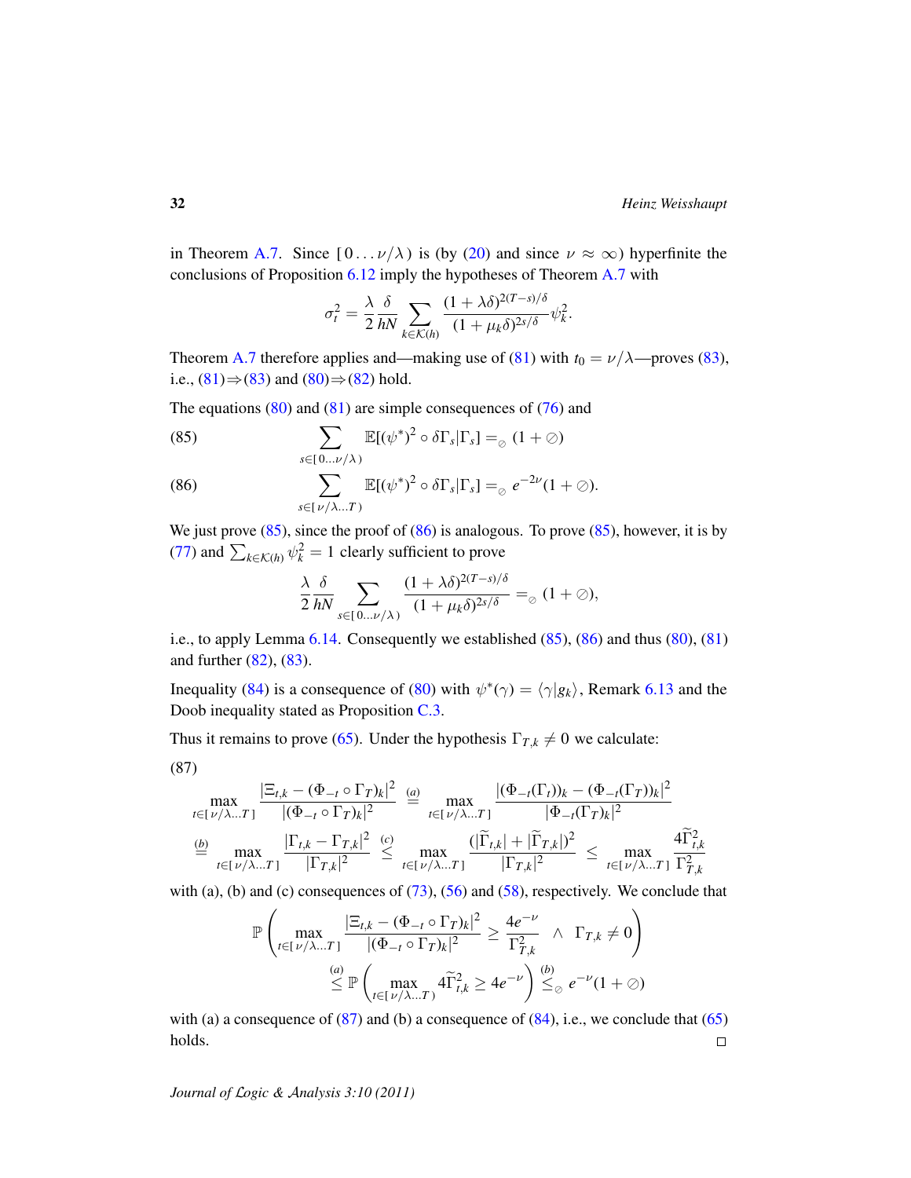in Theorem A.7. Since $[\,0\ldots\nu/\lambda\,)$ is (by (20) and since $\nu \approx \infty$) hyperfinite the conclusions of Proposition 6.12 imply the hypotheses of Theorem A.7 with

$$\sigma_t^2 = \frac{\lambda}{2}\frac{\delta}{hN}\sum_{k\in\mathcal{K}(h)}\frac{(1+\lambda\delta)^{2(T-s)/\delta}}{(1+\mu_k\delta)^{2s/\delta}}\psi_k^2.$$

Theorem A.7 therefore applies and—making use of (81) with $t_0 = \nu/\lambda$—proves (83), i.e., (81)$\Rightarrow$(83) and (80)$\Rightarrow$(82) hold.

The equations (80) and (81) are simple consequences of (76) and

$$\sum_{s\in[\,0\ldots\nu/\lambda\,)}\mathbb{E}[(\psi^*)^2\circ\delta\Gamma_s|\Gamma_s] =_{\oslash} (1+\oslash) \tag{85}$$

$$\sum_{s\in[\,\nu/\lambda\ldots T\,)}\mathbb{E}[(\psi^*)^2\circ\delta\Gamma_s|\Gamma_s] =_{\oslash} e^{-2\nu}(1+\oslash). \tag{86}$$

We just prove (85), since the proof of (86) is analogous. To prove (85), however, it is by (77) and $\sum_{k\in\mathcal{K}(h)}\psi_k^2 = 1$ clearly sufficient to prove

$$\frac{\lambda}{2}\frac{\delta}{hN}\sum_{s\in[\,0\ldots\nu/\lambda\,)}\frac{(1+\lambda\delta)^{2(T-s)/\delta}}{(1+\mu_k\delta)^{2s/\delta}} =_{\oslash} (1+\oslash),$$

i.e., to apply Lemma 6.14. Consequently we established (85), (86) and thus (80), (81) and further (82), (83).

Inequality (84) is a consequence of (80) with $\psi^*(\gamma) = \langle\gamma|g_k\rangle$, Remark 6.13 and the Doob inequality stated as Proposition C.3.

Thus it remains to prove (65). Under the hypothesis $\Gamma_{T,k}\neq 0$ we calculate:

(87)

$$\begin{aligned}
\max_{t\in[\,\nu/\lambda\ldots T\,]}\frac{|\Xi_{t,k}-(\Phi_{-t}\circ\Gamma_T)_k|^2}{|(\Phi_{-t}\circ\Gamma_T)_k|^2} &\overset{(a)}{=} \max_{t\in[\,\nu/\lambda\ldots T\,]}\frac{|(\Phi_{-t}(\Gamma_t))_k-(\Phi_{-t}(\Gamma_T))_k|^2}{|\Phi_{-t}(\Gamma_T)_k|^2}\\
\overset{(b)}{=} \max_{t\in[\,\nu/\lambda\ldots T\,]}\frac{|\Gamma_{t,k}-\Gamma_{T,k}|^2}{|\Gamma_{T,k}|^2} &\overset{(c)}{\leq} \max_{t\in[\,\nu/\lambda\ldots T\,]}\frac{(|\widetilde{\Gamma}_{t,k}|+|\widetilde{\Gamma}_{T,k}|)^2}{|\Gamma_{T,k}|^2} \leq \max_{t\in[\,\nu/\lambda\ldots T\,]}\frac{4\widetilde{\Gamma}_{t,k}^2}{\Gamma_{T,k}^2}
\end{aligned}$$

with (a), (b) and (c) consequences of (73), (56) and (58), respectively. We conclude that

$$\begin{aligned}
\mathbb{P}\left(\max_{t\in[\,\nu/\lambda\ldots T\,]}\frac{|\Xi_{t,k}-(\Phi_{-t}\circ\Gamma_T)_k|^2}{|(\Phi_{-t}\circ\Gamma_T)_k|^2} \geq \frac{4e^{-\nu}}{\Gamma_{T,k}^2} \;\wedge\; \Gamma_{T,k}\neq 0\right)&\\
\overset{(a)}{\leq} \mathbb{P}\left(\max_{t\in[\,\nu/\lambda\ldots T\,)} 4\widetilde{\Gamma}_{t,k}^2 \geq 4e^{-\nu}\right) \overset{(b)}{\leq_{\oslash}} e^{-\nu}(1+\oslash)&
\end{aligned}$$

with (a) a consequence of (87) and (b) a consequence of (84), i.e., we conclude that (65) holds. □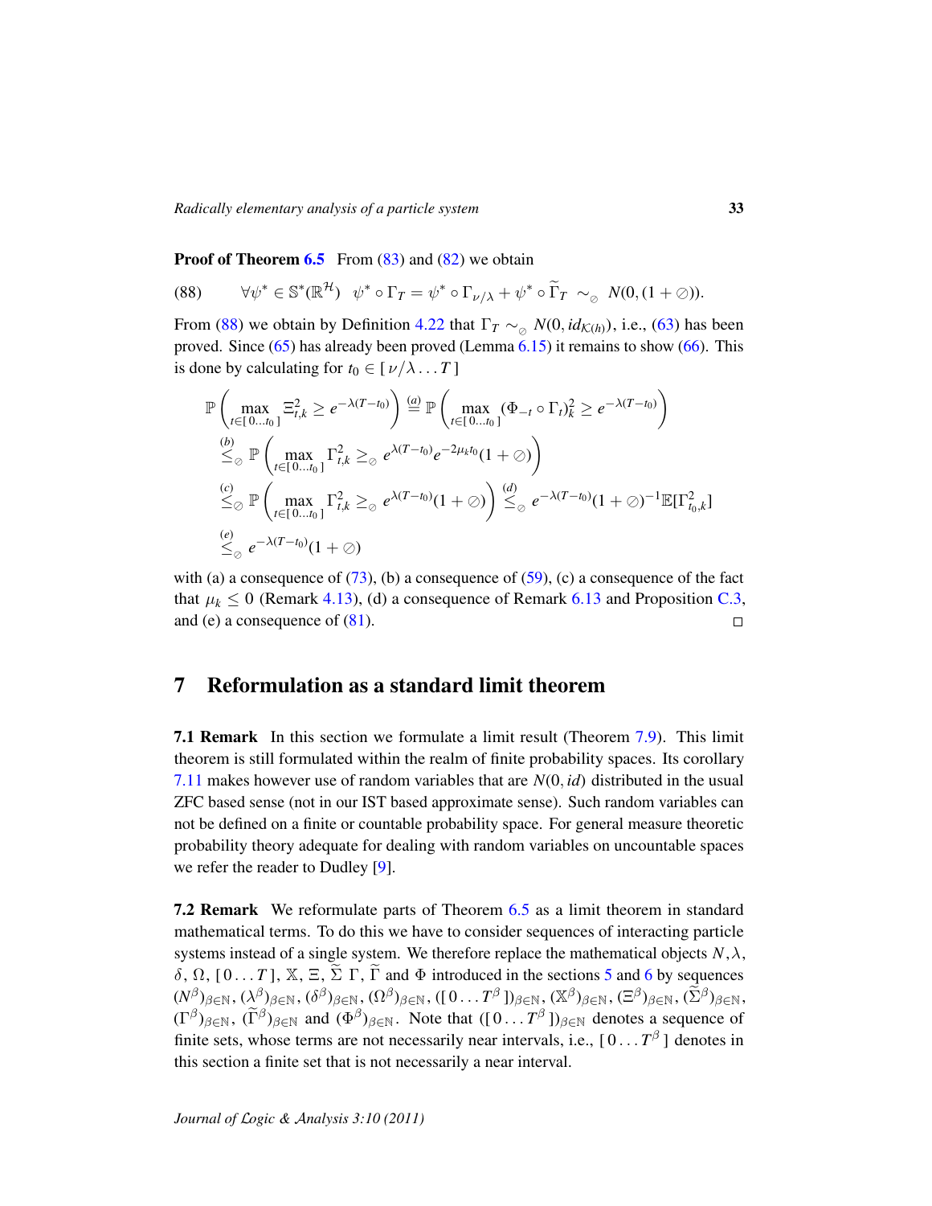**Proof of Theorem 6.5** From (83) and (82) we obtain

$$\forall \psi^* \in \mathbb{S}^*(\mathbb{R}^{\mathcal{H}}) \quad \psi^* \circ \Gamma_T = \psi^* \circ \Gamma_{\nu/\lambda} + \psi^* \circ \widetilde{\Gamma}_T \sim_{\oslash} N(0, (1+\oslash)). \tag{88}$$

From (88) we obtain by Definition 4.22 that $\Gamma_T \sim_{\oslash} N(0, id_{\mathcal{K}(h)})$, i.e., (63) has been proved. Since (65) has already been proved (Lemma 6.15) it remains to show (66). This is done by calculating for $t_0 \in [\,\nu/\lambda \ldots T\,]$

$$\begin{aligned}
&\mathbb{P}\left(\max_{t\in[\,0\ldots t_0\,]} \Xi_{t,k}^2 \geq e^{-\lambda(T-t_0)}\right) \overset{(a)}{=} \mathbb{P}\left(\max_{t\in[\,0\ldots t_0\,]} (\Phi_{-t}\circ\Gamma_t)_k^2 \geq e^{-\lambda(T-t_0)}\right) \\
&\overset{(b)}{\leq_{\oslash}} \mathbb{P}\left(\max_{t\in[\,0\ldots t_0\,]} \Gamma_{t,k}^2 \geq_{\oslash} e^{\lambda(T-t_0)} e^{-2\mu_k t_0}(1+\oslash)\right) \\
&\overset{(c)}{\leq_{\oslash}} \mathbb{P}\left(\max_{t\in[\,0\ldots t_0\,]} \Gamma_{t,k}^2 \geq_{\oslash} e^{\lambda(T-t_0)}(1+\oslash)\right) \overset{(d)}{\leq_{\oslash}} e^{-\lambda(T-t_0)}(1+\oslash)^{-1}\mathbb{E}[\Gamma_{t_0,k}^2] \\
&\overset{(e)}{\leq_{\oslash}} e^{-\lambda(T-t_0)}(1+\oslash)
\end{aligned}$$

with (a) a consequence of (73), (b) a consequence of (59), (c) a consequence of the fact that $\mu_k \leq 0$ (Remark 4.13), (d) a consequence of Remark 6.13 and Proposition C.3, and (e) a consequence of (81). □

## 7 Reformulation as a standard limit theorem

**7.1 Remark** In this section we formulate a limit result (Theorem 7.9). This limit theorem is still formulated within the realm of finite probability spaces. Its corollary 7.11 makes however use of random variables that are $N(0, id)$ distributed in the usual ZFC based sense (not in our IST based approximate sense). Such random variables can not be defined on a finite or countable probability space. For general measure theoretic probability theory adequate for dealing with random variables on uncountable spaces we refer the reader to Dudley [9].

**7.2 Remark** We reformulate parts of Theorem 6.5 as a limit theorem in standard mathematical terms. To do this we have to consider sequences of interacting particle systems instead of a single system. We therefore replace the mathematical objects $N, \lambda$, $\delta$, $\Omega$, $[\,0\ldots T\,]$, $\mathbb{X}$, $\Xi$, $\widetilde{\Sigma}$ $\Gamma$, $\widetilde{\Gamma}$ and $\Phi$ introduced in the sections 5 and 6 by sequences $(N^\beta)_{\beta\in\mathbb{N}}$, $(\lambda^\beta)_{\beta\in\mathbb{N}}$, $(\delta^\beta)_{\beta\in\mathbb{N}}$, $(\Omega^\beta)_{\beta\in\mathbb{N}}$, $([\,0\ldots T^\beta\,])_{\beta\in\mathbb{N}}$, $(\mathbb{X}^\beta)_{\beta\in\mathbb{N}}$, $(\Xi^\beta)_{\beta\in\mathbb{N}}$, $(\widetilde{\Sigma}^\beta)_{\beta\in\mathbb{N}}$, $(\Gamma^\beta)_{\beta\in\mathbb{N}}$, $(\widetilde{\Gamma}^\beta)_{\beta\in\mathbb{N}}$ and $(\Phi^\beta)_{\beta\in\mathbb{N}}$. Note that $([\,0\ldots T^\beta\,])_{\beta\in\mathbb{N}}$ denotes a sequence of finite sets, whose terms are not necessarily near intervals, i.e., $[\,0\ldots T^\beta\,]$ denotes in this section a finite set that is not necessarily a near interval.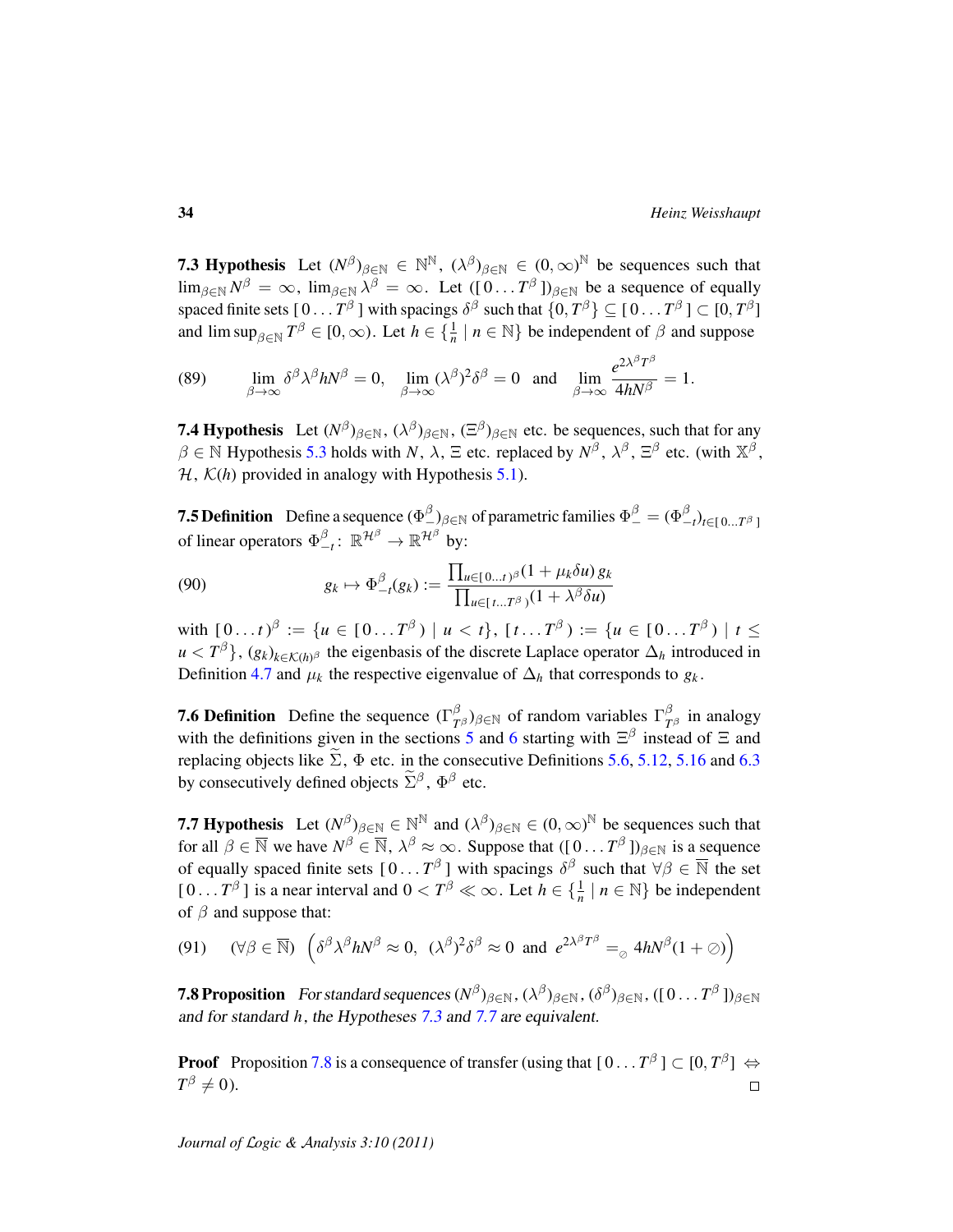**7.3 Hypothesis** Let $(N^\beta)_{\beta\in\mathbb{N}} \in \mathbb{N}^{\mathbb{N}}$, $(\lambda^\beta)_{\beta\in\mathbb{N}} \in (0,\infty)^{\mathbb{N}}$ be sequences such that $\lim_{\beta\in\mathbb{N}} N^\beta = \infty$, $\lim_{\beta\in\mathbb{N}} \lambda^\beta = \infty$. Let $([\,0\ldots T^\beta\,])_{\beta\in\mathbb{N}}$ be a sequence of equally spaced finite sets $[\,0\ldots T^\beta\,]$ with spacings $\delta^\beta$ such that $\{0, T^\beta\} \subseteq [\,0\ldots T^\beta\,] \subset [0, T^\beta]$ and $\limsup_{\beta\in\mathbb{N}} T^\beta \in [0,\infty)$. Let $h \in \{\frac{1}{n} \mid n \in \mathbb{N}\}$ be independent of $\beta$ and suppose

$$
(89) \qquad \lim_{\beta\to\infty} \delta^\beta \lambda^\beta h N^\beta = 0, \quad \lim_{\beta\to\infty} (\lambda^\beta)^2 \delta^\beta = 0 \quad \text{and} \quad \lim_{\beta\to\infty} \frac{e^{2\lambda^\beta T^\beta}}{4hN^\beta} = 1.
$$

**7.4 Hypothesis** Let $(N^\beta)_{\beta\in\mathbb{N}}$, $(\lambda^\beta)_{\beta\in\mathbb{N}}$, $(\Xi^\beta)_{\beta\in\mathbb{N}}$ etc. be sequences, such that for any $\beta \in \mathbb{N}$ Hypothesis 5.3 holds with $N$, $\lambda$, $\Xi$ etc. replaced by $N^\beta$, $\lambda^\beta$, $\Xi^\beta$ etc. (with $\mathbb{X}^\beta$, $\mathcal{H}$, $\mathcal{K}(h)$ provided in analogy with Hypothesis 5.1).

**7.5 Definition** Define a sequence $(\Phi^\beta_-)_{\beta\in\mathbb{N}}$ of parametric families $\Phi^\beta_- = (\Phi^\beta_{-t})_{t\in[\,0\ldots T^\beta\,]}$ of linear operators $\Phi^\beta_{-t} \colon \mathbb{R}^{\mathcal{H}^\beta} \to \mathbb{R}^{\mathcal{H}^\beta}$ by:

$$
(90) \qquad g_k \mapsto \Phi^\beta_{-t}(g_k) := \frac{\prod_{u\in[\,0\ldots t)^\beta}(1+\mu_k \delta u)\, g_k}{\prod_{u\in[\,t\ldots T^\beta\,)}(1+\lambda^\beta \delta u)}
$$

with $[\,0\ldots t)^\beta := \{u \in [\,0\ldots T^\beta\,) \mid u < t\}$, $[\,t\ldots T^\beta\,) := \{u \in [\,0\ldots T^\beta\,) \mid t \leq u < T^\beta\}$, $(g_k)_{k\in\mathcal{K}(h)^\beta}$ the eigenbasis of the discrete Laplace operator $\Delta_h$ introduced in Definition 4.7 and $\mu_k$ the respective eigenvalue of $\Delta_h$ that corresponds to $g_k$.

**7.6 Definition** Define the sequence $(\Gamma^\beta_{T^\beta})_{\beta\in\mathbb{N}}$ of random variables $\Gamma^\beta_{T^\beta}$ in analogy with the definitions given in the sections 5 and 6 starting with $\Xi^\beta$ instead of $\Xi$ and replacing objects like $\widetilde{\Sigma}$, $\Phi$ etc. in the consecutive Definitions 5.6, 5.12, 5.16 and 6.3 by consecutively defined objects $\widetilde{\Sigma}^\beta$, $\Phi^\beta$ etc.

**7.7 Hypothesis** Let $(N^\beta)_{\beta\in\mathbb{N}} \in \mathbb{N}^{\mathbb{N}}$ and $(\lambda^\beta)_{\beta\in\mathbb{N}} \in (0,\infty)^{\mathbb{N}}$ be sequences such that for all $\beta \in \overline{\mathbb{N}}$ we have $N^\beta \in \overline{\mathbb{N}}$, $\lambda^\beta \approx \infty$. Suppose that $([\,0\ldots T^\beta\,])_{\beta\in\mathbb{N}}$ is a sequence of equally spaced finite sets $[\,0\ldots T^\beta\,]$ with spacings $\delta^\beta$ such that $\forall \beta \in \overline{\mathbb{N}}$ the set $[\,0\ldots T^\beta\,]$ is a near interval and $0 < T^\beta \ll \infty$. Let $h \in \{\frac{1}{n} \mid n \in \mathbb{N}\}$ be independent of $\beta$ and suppose that:

$$
(91) \qquad (\forall \beta \in \overline{\mathbb{N}}) \ \left(\delta^\beta \lambda^\beta h N^\beta \approx 0,\ (\lambda^\beta)^2 \delta^\beta \approx 0 \ \text{and} \ e^{2\lambda^\beta T^\beta} =_\oslash 4hN^\beta(1+\oslash)\right)
$$

**7.8 Proposition** *For standard sequences $(N^\beta)_{\beta\in\mathbb{N}}$, $(\lambda^\beta)_{\beta\in\mathbb{N}}$, $(\delta^\beta)_{\beta\in\mathbb{N}}$, $([\,0\ldots T^\beta\,])_{\beta\in\mathbb{N}}$ and for standard $h$, the Hypotheses 7.3 and 7.7 are equivalent.*

**Proof** Proposition 7.8 is a consequence of transfer (using that $[\,0\ldots T^\beta\,] \subset [0, T^\beta] \Leftrightarrow T^\beta \neq 0$). $\square$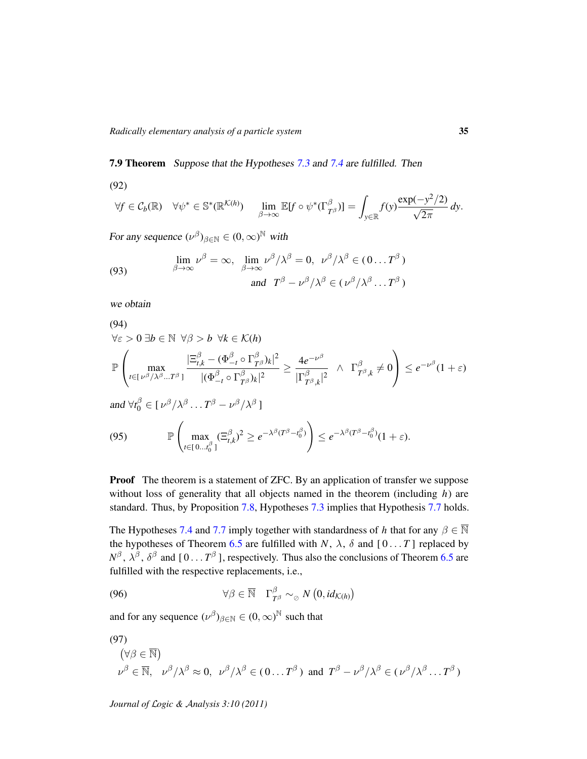**7.9 Theorem** *Suppose that the Hypotheses 7.3 and 7.4 are fulfilled. Then*

(92)

$$\forall f \in \mathcal{C}_b(\mathbb{R}) \quad \forall \psi^* \in \mathbb{S}^*(\mathbb{R}^{\mathcal{K}(h)}) \qquad \lim_{\beta\to\infty} \mathbb{E}[f \circ \psi^*(\Gamma^\beta_{T^\beta})] = \int_{y\in\mathbb{R}} f(y)\frac{\exp(-y^2/2)}{\sqrt{2\pi}}\, dy.$$

*For any sequence* $(\nu^\beta)_{\beta\in\mathbb{N}} \in (0,\infty)^{\mathbb{N}}$ *with*

$$\lim_{\beta\to\infty} \nu^\beta = \infty, \quad \lim_{\beta\to\infty} \nu^\beta/\lambda^\beta = 0, \quad \nu^\beta/\lambda^\beta \in (\,0\ldots T^\beta\,) \\ \text{and} \quad T^\beta - \nu^\beta/\lambda^\beta \in (\,\nu^\beta/\lambda^\beta \ldots T^\beta\,) \tag{93}$$

*we obtain*

(94)

$\forall\varepsilon > 0\; \exists b \in \mathbb{N}\;\; \forall\beta > b\;\; \forall k \in \mathcal{K}(h)$

$$\mathbb{P}\left(\max_{t\in[\,\nu^\beta/\lambda^\beta\ldots T^\beta\,]} \frac{|\Xi^\beta_{t,k} - (\Phi^\beta_{-t}\circ\Gamma^\beta_{T^\beta})_k|^2}{|(\Phi^\beta_{-t}\circ\Gamma^\beta_{T^\beta})_k|^2} \geq \frac{4e^{-\nu^\beta}}{|\Gamma^\beta_{T^\beta,k}|^2} \;\;\wedge\;\; \Gamma^\beta_{T^\beta,k} \neq 0\right) \leq e^{-\nu^\beta}(1+\varepsilon)$$

*and* $\forall t^\beta_0 \in [\,\nu^\beta/\lambda^\beta \ldots T^\beta - \nu^\beta/\lambda^\beta\,]$

$$\mathbb{P}\left(\max_{t\in[\,0\ldots t^\beta_0\,]} (\Xi^\beta_{t,k})^2 \geq e^{-\lambda^\beta(T^\beta - t^\beta_0)}\right) \leq e^{-\lambda^\beta(T^\beta - t^\beta_0)}(1+\varepsilon). \tag{95}$$

**Proof** The theorem is a statement of ZFC. By an application of transfer we suppose without loss of generality that all objects named in the theorem (including $h$) are standard. Thus, by Proposition 7.8, Hypotheses 7.3 implies that Hypothesis 7.7 holds.

The Hypotheses 7.4 and 7.7 imply together with standardness of $h$ that for any $\beta \in \overline{\mathbb{N}}$ the hypotheses of Theorem 6.5 are fulfilled with $N$, $\lambda$, $\delta$ and $[\,0\ldots T\,]$ replaced by $N^\beta$, $\lambda^\beta$, $\delta^\beta$ and $[\,0\ldots T^\beta\,]$, respectively. Thus also the conclusions of Theorem 6.5 are fulfilled with the respective replacements, i.e.,

$$\forall\beta \in \overline{\mathbb{N}} \quad \Gamma^\beta_{T^\beta} \sim_{\oslash} N\left(0, id_{\mathcal{K}(h)}\right) \tag{96}$$

and for any sequence $(\nu^\beta)_{\beta\in\mathbb{N}} \in (0,\infty)^{\mathbb{N}}$ such that

(97)

$\left(\forall\beta \in \overline{\mathbb{N}}\right)$

$\nu^\beta \in \overline{\mathbb{N}}, \quad \nu^\beta/\lambda^\beta \approx 0, \quad \nu^\beta/\lambda^\beta \in (\,0\ldots T^\beta\,)$ and $T^\beta - \nu^\beta/\lambda^\beta \in (\,\nu^\beta/\lambda^\beta \ldots T^\beta\,)$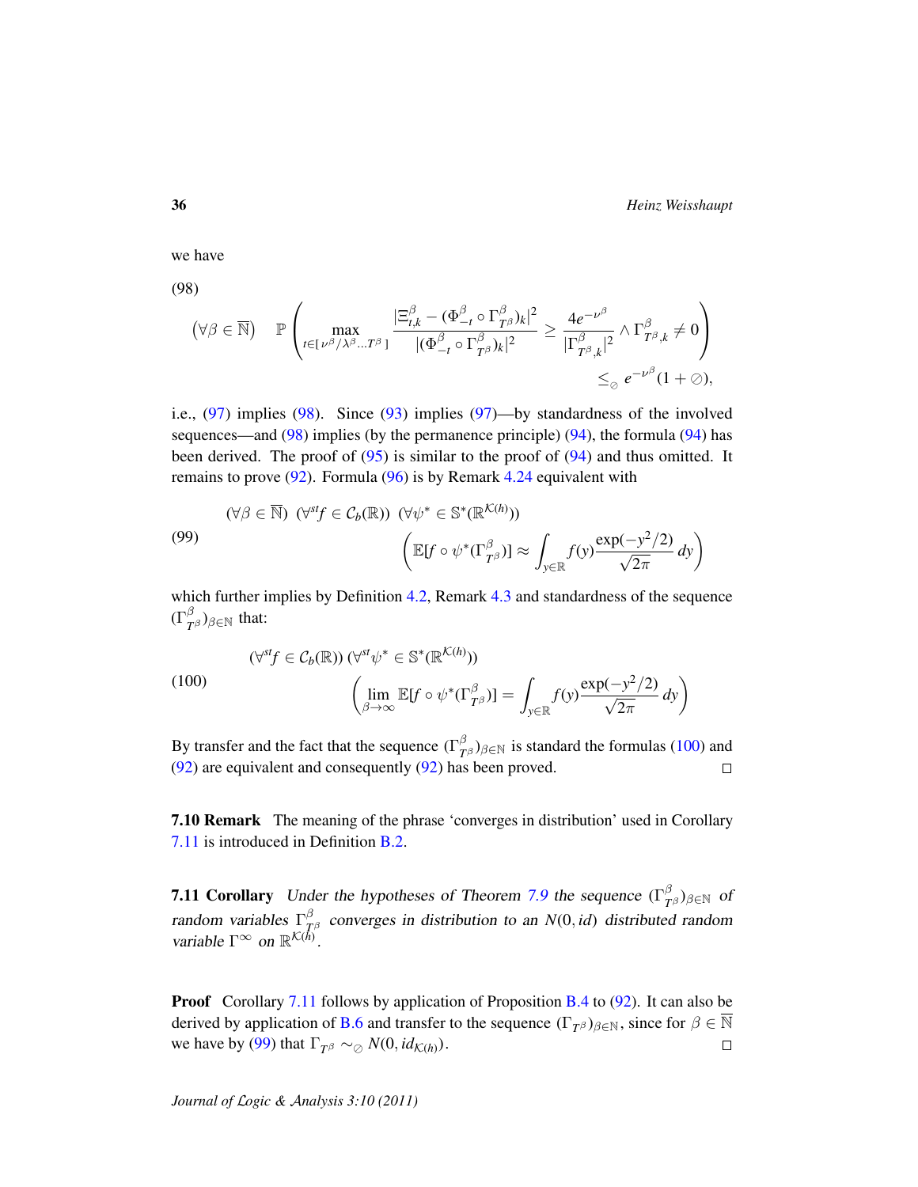we have

(98)

$$(\forall \beta \in \overline{\mathbb{N}}) \quad \mathbb{P}\left( \max_{t \in [\nu^\beta/\lambda^\beta \ldots T^\beta]} \frac{|\Xi^\beta_{t,k} - (\Phi^\beta_{-t} \circ \Gamma^\beta_{T^\beta})_k|^2}{|(\Phi^\beta_{-t} \circ \Gamma^\beta_{T^\beta})_k|^2} \geq \frac{4e^{-\nu^\beta}}{|\Gamma^\beta_{T^\beta,k}|^2} \wedge \Gamma^\beta_{T^\beta,k} \neq 0 \right) \leq_\oslash e^{-\nu^\beta}(1+\oslash),$$

i.e., (97) implies (98). Since (93) implies (97)—by standardness of the involved sequences—and (98) implies (by the permanence principle) (94), the formula (94) has been derived. The proof of (95) is similar to the proof of (94) and thus omitted. It remains to prove (92). Formula (96) is by Remark 4.24 equivalent with

(99)

$$(\forall \beta \in \overline{\mathbb{N}}) \; (\forall^{st} f \in \mathcal{C}_b(\mathbb{R})) \; (\forall \psi^* \in \mathbb{S}^*(\mathbb{R}^{\mathcal{K}(h)})) \left( \mathbb{E}[f \circ \psi^*(\Gamma^\beta_{T^\beta})] \approx \int_{y \in \mathbb{R}} f(y) \frac{\exp(-y^2/2)}{\sqrt{2\pi}} \, dy \right)$$

which further implies by Definition 4.2, Remark 4.3 and standardness of the sequence $(\Gamma^\beta_{T^\beta})_{\beta \in \mathbb{N}}$ that:

(100)

$$(\forall^{st} f \in \mathcal{C}_b(\mathbb{R})) \; (\forall^{st} \psi^* \in \mathbb{S}^*(\mathbb{R}^{\mathcal{K}(h)})) \left( \lim_{\beta \to \infty} \mathbb{E}[f \circ \psi^*(\Gamma^\beta_{T^\beta})] = \int_{y \in \mathbb{R}} f(y) \frac{\exp(-y^2/2)}{\sqrt{2\pi}} \, dy \right)$$

By transfer and the fact that the sequence $(\Gamma^\beta_{T^\beta})_{\beta \in \mathbb{N}}$ is standard the formulas (100) and (92) are equivalent and consequently (92) has been proved. □

**7.10 Remark** The meaning of the phrase 'converges in distribution' used in Corollary 7.11 is introduced in Definition B.2.

**7.11 Corollary** *Under the hypotheses of Theorem 7.9 the sequence $(\Gamma^\beta_{T^\beta})_{\beta \in \mathbb{N}}$ of random variables $\Gamma^\beta_{T^\beta}$ converges in distribution to an $N(0, id)$ distributed random variable $\Gamma^\infty$ on $\mathbb{R}^{\mathcal{K}(h)}$.*

**Proof** Corollary 7.11 follows by application of Proposition B.4 to (92). It can also be derived by application of B.6 and transfer to the sequence $(\Gamma_{T^\beta})_{\beta \in \mathbb{N}}$, since for $\beta \in \overline{\mathbb{N}}$ we have by (99) that $\Gamma_{T^\beta} \sim_\oslash N(0, id_{\mathcal{K}(h)})$. □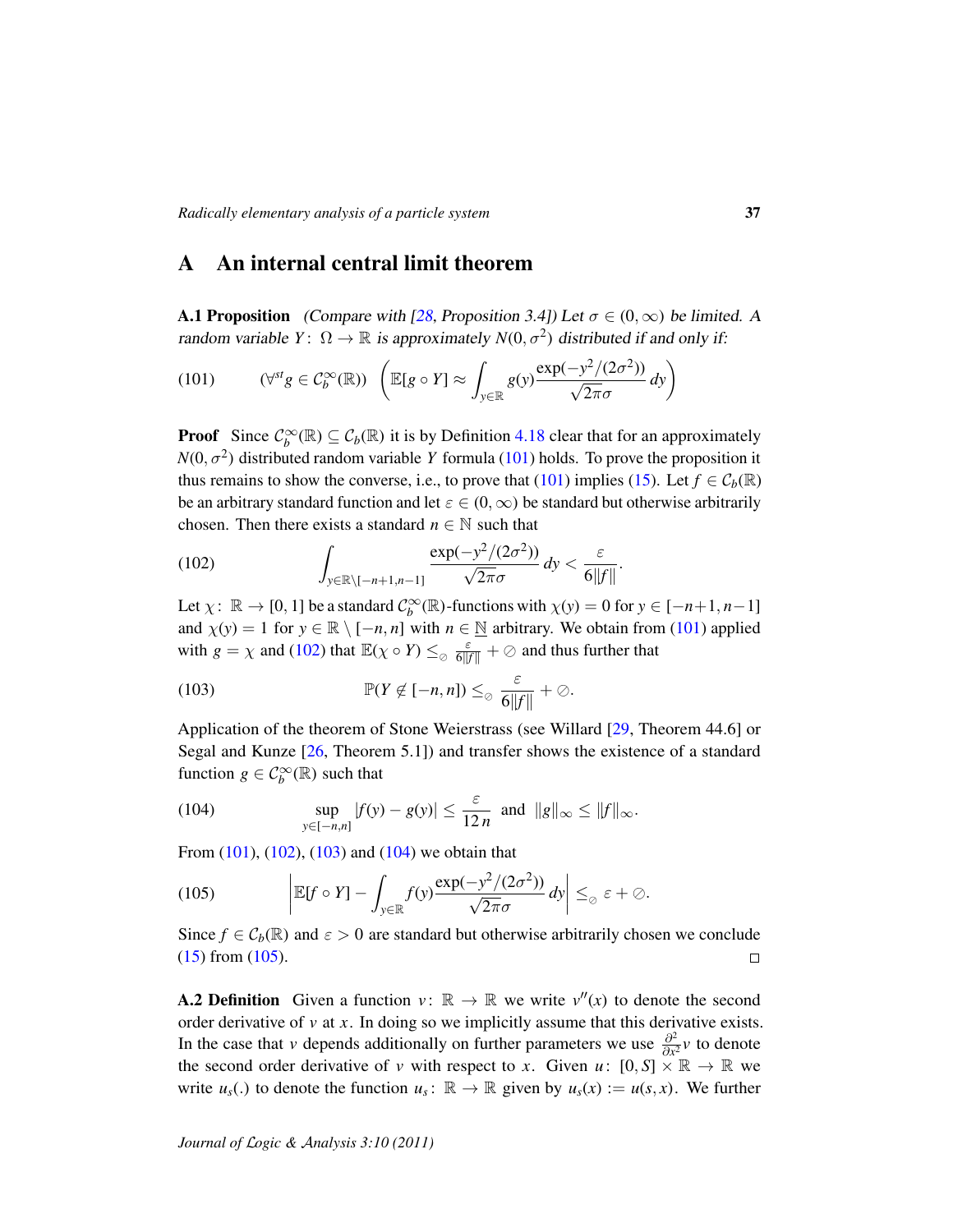## A An internal central limit theorem

**A.1 Proposition** *(Compare with [28, Proposition 3.4]) Let $\sigma \in (0,\infty)$ be limited. A random variable $Y\colon \Omega \to \mathbb{R}$ is approximately $N(0,\sigma^2)$ distributed if and only if:*

$$(101) \qquad (\forall^{st} g \in \mathcal{C}_b^\infty(\mathbb{R})) \quad \left( \mathbb{E}[g \circ Y] \approx \int_{y\in\mathbb{R}} g(y) \frac{\exp(-y^2/(2\sigma^2))}{\sqrt{2\pi}\sigma}\, dy \right)$$

**Proof** Since $\mathcal{C}_b^\infty(\mathbb{R}) \subseteq \mathcal{C}_b(\mathbb{R})$ it is by Definition 4.18 clear that for an approximately $N(0,\sigma^2)$ distributed random variable $Y$ formula (101) holds. To prove the proposition it thus remains to show the converse, i.e., to prove that (101) implies (15). Let $f \in \mathcal{C}_b(\mathbb{R})$ be an arbitrary standard function and let $\varepsilon \in (0,\infty)$ be standard but otherwise arbitrarily chosen. Then there exists a standard $n \in \mathbb{N}$ such that

$$(102) \qquad \int_{y\in\mathbb{R}\setminus[-n+1,n-1]} \frac{\exp(-y^2/(2\sigma^2))}{\sqrt{2\pi}\sigma}\, dy < \frac{\varepsilon}{6\|f\|}.$$

Let $\chi\colon \mathbb{R} \to [0,1]$ be a standard $\mathcal{C}_b^\infty(\mathbb{R})$-functions with $\chi(y) = 0$ for $y \in [-n+1, n-1]$ and $\chi(y) = 1$ for $y \in \mathbb{R} \setminus [-n,n]$ with $n \in \underline{\mathbb{N}}$ arbitrary. We obtain from (101) applied with $g = \chi$ and (102) that $\mathbb{E}(\chi \circ Y) \leq_{\oslash} \frac{\varepsilon}{6\|f\|} + \oslash$ and thus further that

$$(103) \qquad \mathbb{P}(Y \notin [-n,n]) \leq_{\oslash} \frac{\varepsilon}{6\|f\|} + \oslash.$$

Application of the theorem of Stone Weierstrass (see Willard [29, Theorem 44.6] or Segal and Kunze [26, Theorem 5.1]) and transfer shows the existence of a standard function $g \in \mathcal{C}_b^\infty(\mathbb{R})$ such that

$$(104) \qquad \sup_{y\in[-n,n]} |f(y) - g(y)| \leq \frac{\varepsilon}{12\, n} \quad \text{and} \quad \|g\|_\infty \leq \|f\|_\infty.$$

From (101), (102), (103) and (104) we obtain that

$$(105) \qquad \left| \mathbb{E}[f \circ Y] - \int_{y\in\mathbb{R}} f(y) \frac{\exp(-y^2/(2\sigma^2))}{\sqrt{2\pi}\sigma}\, dy \right| \leq_{\oslash} \varepsilon + \oslash.$$

Since $f \in \mathcal{C}_b(\mathbb{R})$ and $\varepsilon > 0$ are standard but otherwise arbitrarily chosen we conclude (15) from (105). □

**A.2 Definition** Given a function $v\colon \mathbb{R} \to \mathbb{R}$ we write $v''(x)$ to denote the second order derivative of $v$ at $x$. In doing so we implicitly assume that this derivative exists. In the case that $v$ depends additionally on further parameters we use $\frac{\partial^2}{\partial x^2} v$ to denote the second order derivative of $v$ with respect to $x$. Given $u\colon [0,S] \times \mathbb{R} \to \mathbb{R}$ we write $u_s(.)$ to denote the function $u_s\colon \mathbb{R} \to \mathbb{R}$ given by $u_s(x) := u(s,x)$. We further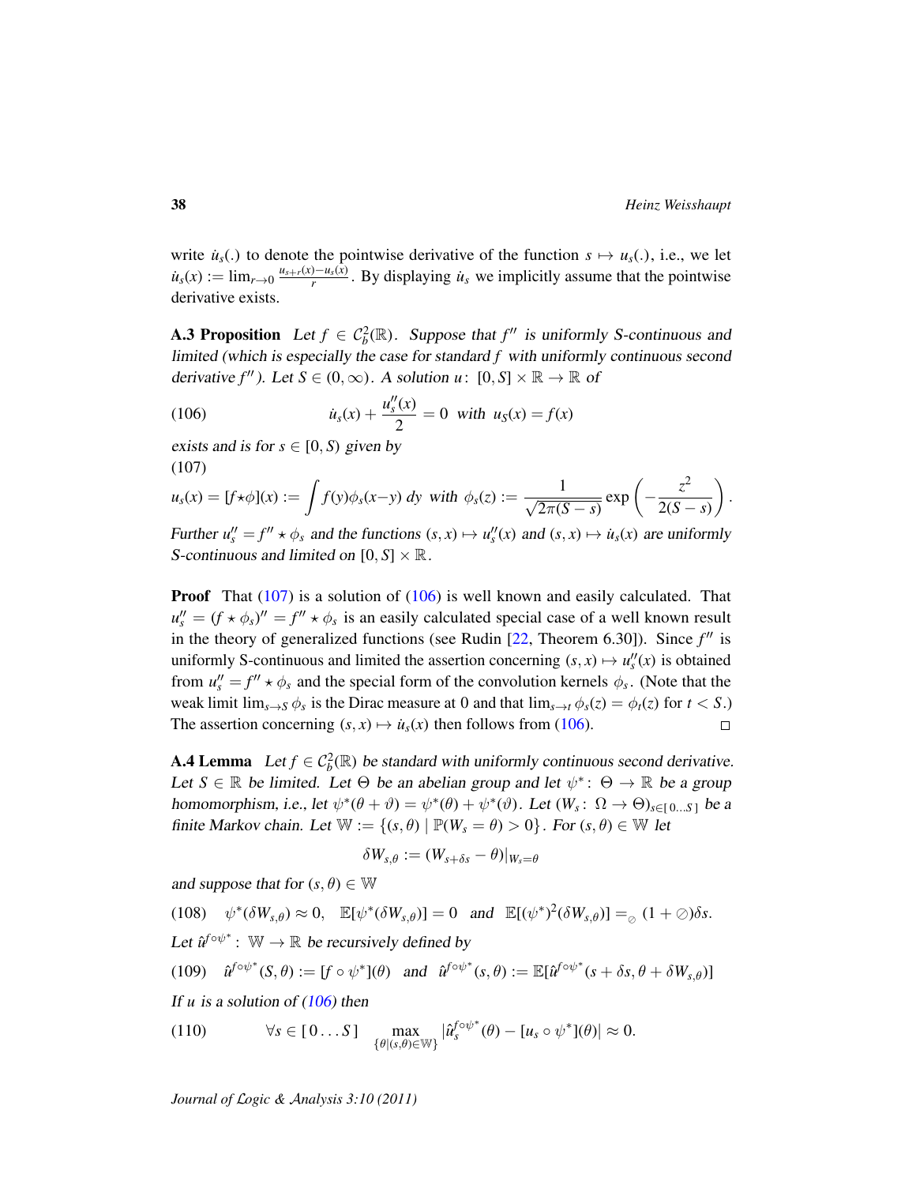write $\dot{u}_s(.)$ to denote the pointwise derivative of the function $s \mapsto u_s(.)$, i.e., we let $\dot{u}_s(x) := \lim_{r\to 0} \frac{u_{s+r}(x)-u_s(x)}{r}$. By displaying $\dot{u}_s$ we implicitly assume that the pointwise derivative exists.

**A.3 Proposition** *Let $f \in \mathcal{C}_b^2(\mathbb{R})$. Suppose that $f''$ is uniformly S-continuous and limited (which is especially the case for standard $f$ with uniformly continuous second derivative $f''$). Let $S \in (0,\infty)$. A solution $u\colon [0,S]\times\mathbb{R}\to\mathbb{R}$ of*

$$\dot{u}_s(x) + \frac{u''_s(x)}{2} = 0 \;\text{ with }\; u_S(x) = f(x) \tag{106}$$

*exists and is for $s \in [0,S)$ given by*

$$u_s(x) = [f\star\phi](x) := \int f(y)\phi_s(x-y)\,dy \;\text{ with }\; \phi_s(z) := \frac{1}{\sqrt{2\pi(S-s)}}\exp\left(-\frac{z^2}{2(S-s)}\right). \tag{107}$$

*Further $u''_s = f''\star\phi_s$ and the functions $(s,x)\mapsto u''_s(x)$ and $(s,x)\mapsto \dot{u}_s(x)$ are uniformly S-continuous and limited on $[0,S]\times\mathbb{R}$.*

**Proof** That (107) is a solution of (106) is well known and easily calculated. That $u''_s = (f\star\phi_s)'' = f''\star\phi_s$ is an easily calculated special case of a well known result in the theory of generalized functions (see Rudin [22, Theorem 6.30]). Since $f''$ is uniformly S-continuous and limited the assertion concerning $(s,x)\mapsto u''_s(x)$ is obtained from $u''_s = f''\star\phi_s$ and the special form of the convolution kernels $\phi_s$. (Note that the weak limit $\lim_{s\to S}\phi_s$ is the Dirac measure at 0 and that $\lim_{s\to t}\phi_s(z) = \phi_t(z)$ for $t < S$.) The assertion concerning $(s,x)\mapsto \dot{u}_s(x)$ then follows from (106). $\square$

**A.4 Lemma** *Let $f \in \mathcal{C}_b^2(\mathbb{R})$ be standard with uniformly continuous second derivative. Let $S \in \mathbb{R}$ be limited. Let $\Theta$ be an abelian group and let $\psi^*\colon \Theta\to\mathbb{R}$ be a group homomorphism, i.e., let $\psi^*(\theta+\vartheta) = \psi^*(\theta)+\psi^*(\vartheta)$. Let $(W_s\colon \Omega\to\Theta)_{s\in[\,0\ldots S\,]}$ be a finite Markov chain. Let $\mathbb{W} := \{(s,\theta) \mid \mathbb{P}(W_s=\theta)>0\}$. For $(s,\theta)\in\mathbb{W}$ let*

$$\delta W_{s,\theta} := (W_{s+\delta s}-\theta)|_{W_s=\theta}$$

*and suppose that for $(s,\theta)\in\mathbb{W}$*

$$\psi^*(\delta W_{s,\theta}) \approx 0, \quad \mathbb{E}[\psi^*(\delta W_{s,\theta})] = 0 \;\text{ and }\; \mathbb{E}[(\psi^*)^2(\delta W_{s,\theta})] =_{\oslash} (1+\oslash)\delta s. \tag{108}$$

*Let $\hat{u}^{f\circ\psi^*}\colon \mathbb{W}\to\mathbb{R}$ be recursively defined by*

$$\hat{u}^{f\circ\psi^*}(S,\theta) := [f\circ\psi^*](\theta) \;\text{ and }\; \hat{u}^{f\circ\psi^*}(s,\theta) := \mathbb{E}[\hat{u}^{f\circ\psi^*}(s+\delta s,\theta+\delta W_{s,\theta})] \tag{109}$$

*If $u$ is a solution of (106) then*

$$\forall s\in[\,0\ldots S\,] \quad \max_{\{\theta\mid(s,\theta)\in\mathbb{W}\}} |\hat{u}_s^{f\circ\psi^*}(\theta) - [u_s\circ\psi^*](\theta)| \approx 0. \tag{110}$$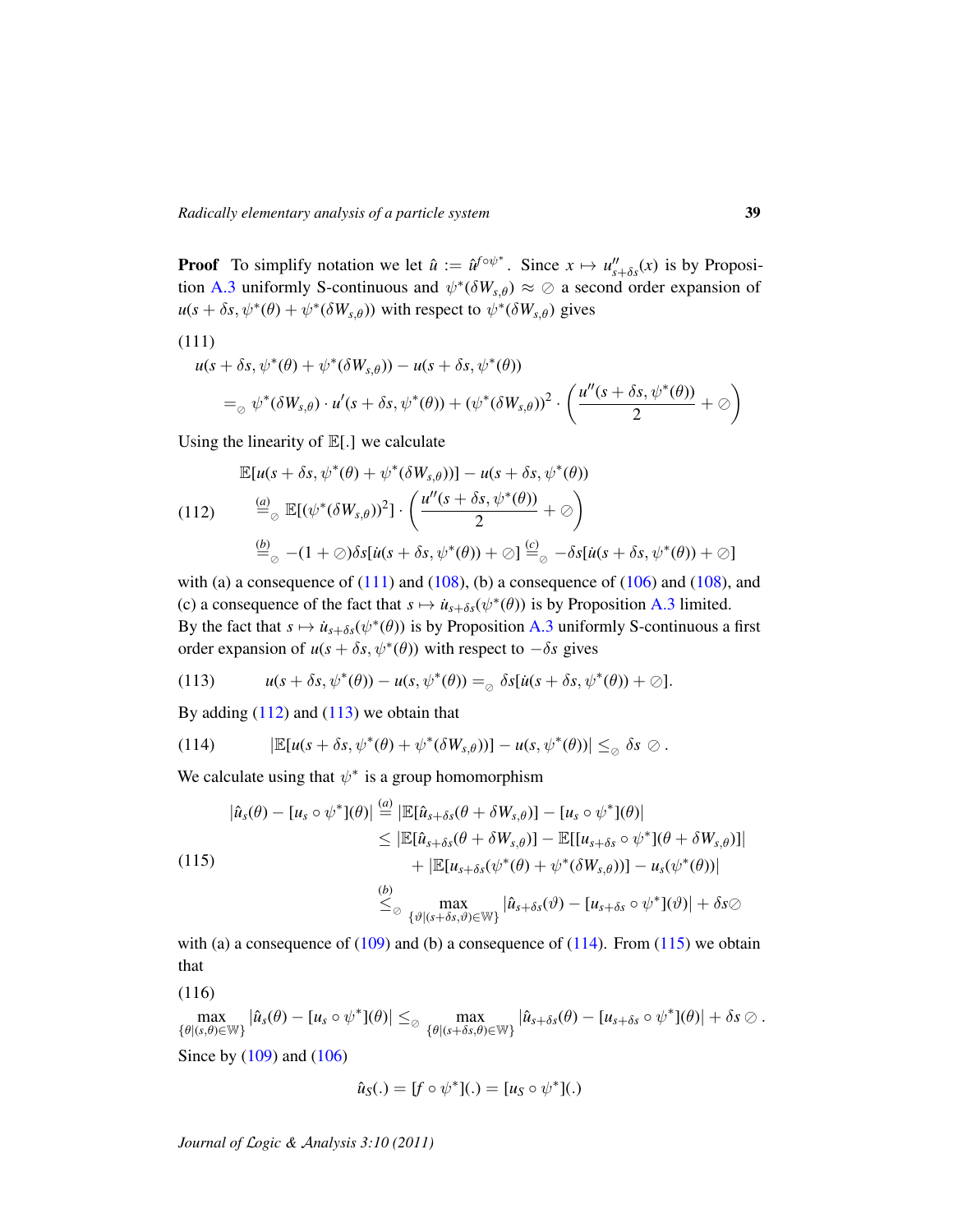**Proof** To simplify notation we let $\hat{u} := \hat{u}^{f\circ\psi^*}$. Since $x \mapsto u''_{s+\delta s}(x)$ is by Proposition A.3 uniformly S-continuous and $\psi^*(\delta W_{s,\theta}) \approx \oslash$ a second order expansion of $u(s+\delta s, \psi^*(\theta) + \psi^*(\delta W_{s,\theta}))$ with respect to $\psi^*(\delta W_{s,\theta})$ gives

(111)
$$
\begin{aligned}
&u(s+\delta s, \psi^*(\theta) + \psi^*(\delta W_{s,\theta})) - u(s+\delta s, \psi^*(\theta)) \\
&\qquad =_\oslash \psi^*(\delta W_{s,\theta}) \cdot u'(s+\delta s, \psi^*(\theta)) + (\psi^*(\delta W_{s,\theta}))^2 \cdot \left( \frac{u''(s+\delta s, \psi^*(\theta))}{2} + \oslash \right)
\end{aligned}
$$

Using the linearity of $\mathbb{E}[.]$ we calculate

$$
\begin{aligned}
&\mathbb{E}[u(s+\delta s, \psi^*(\theta) + \psi^*(\delta W_{s,\theta}))] - u(s+\delta s, \psi^*(\theta)) \\
(112) \qquad &\overset{(a)}{=}_\oslash \mathbb{E}[(\psi^*(\delta W_{s,\theta}))^2] \cdot \left( \frac{u''(s+\delta s, \psi^*(\theta))}{2} + \oslash \right) \\
&\overset{(b)}{=}_\oslash -(1+\oslash)\delta s[\dot{u}(s+\delta s, \psi^*(\theta)) + \oslash] \overset{(c)}{=}_\oslash -\delta s[\dot{u}(s+\delta s, \psi^*(\theta)) + \oslash]
\end{aligned}
$$

with (a) a consequence of (111) and (108), (b) a consequence of (106) and (108), and (c) a consequence of the fact that $s \mapsto \dot{u}_{s+\delta s}(\psi^*(\theta))$ is by Proposition A.3 limited.
By the fact that $s \mapsto \dot{u}_{s+\delta s}(\psi^*(\theta))$ is by Proposition A.3 uniformly S-continuous a first order expansion of $u(s+\delta s, \psi^*(\theta))$ with respect to $-\delta s$ gives

$$
(113) \qquad u(s+\delta s, \psi^*(\theta)) - u(s, \psi^*(\theta)) =_\oslash \delta s[\dot{u}(s+\delta s, \psi^*(\theta)) + \oslash].
$$

By adding (112) and (113) we obtain that

$$
(114) \qquad |\mathbb{E}[u(s+\delta s, \psi^*(\theta) + \psi^*(\delta W_{s,\theta}))] - u(s, \psi^*(\theta))| \leq_\oslash \delta s \oslash .
$$

We calculate using that $\psi^*$ is a group homomorphism

$$
\begin{aligned}
|\hat{u}_s(\theta) - [u_s \circ \psi^*](\theta)| &\overset{(a)}{=} |\mathbb{E}[\hat{u}_{s+\delta s}(\theta + \delta W_{s,\theta})] - [u_s \circ \psi^*](\theta)| \\
&\leq |\mathbb{E}[\hat{u}_{s+\delta s}(\theta + \delta W_{s,\theta})] - \mathbb{E}[[u_{s+\delta s} \circ \psi^*](\theta + \delta W_{s,\theta})]| \\
(115) \qquad &\qquad + |\mathbb{E}[u_{s+\delta s}(\psi^*(\theta) + \psi^*(\delta W_{s,\theta}))] - u_s(\psi^*(\theta))| \\
&\overset{(b)}{\leq}_\oslash \max_{\{\vartheta | (s+\delta s, \vartheta) \in \mathbb{W}\}} |\hat{u}_{s+\delta s}(\vartheta) - [u_{s+\delta s} \circ \psi^*](\vartheta)| + \delta s \oslash
\end{aligned}
$$

with (a) a consequence of (109) and (b) a consequence of (114). From (115) we obtain that

(116)
$$
\max_{\{\theta | (s,\theta) \in \mathbb{W}\}} |\hat{u}_s(\theta) - [u_s \circ \psi^*](\theta)| \leq_\oslash \max_{\{\theta | (s+\delta s, \theta) \in \mathbb{W}\}} |\hat{u}_{s+\delta s}(\theta) - [u_{s+\delta s} \circ \psi^*](\theta)| + \delta s \oslash .
$$

Since by (109) and (106)

$$
\hat{u}_S(.) = [f \circ \psi^*](.) = [u_S \circ \psi^*](.)
$$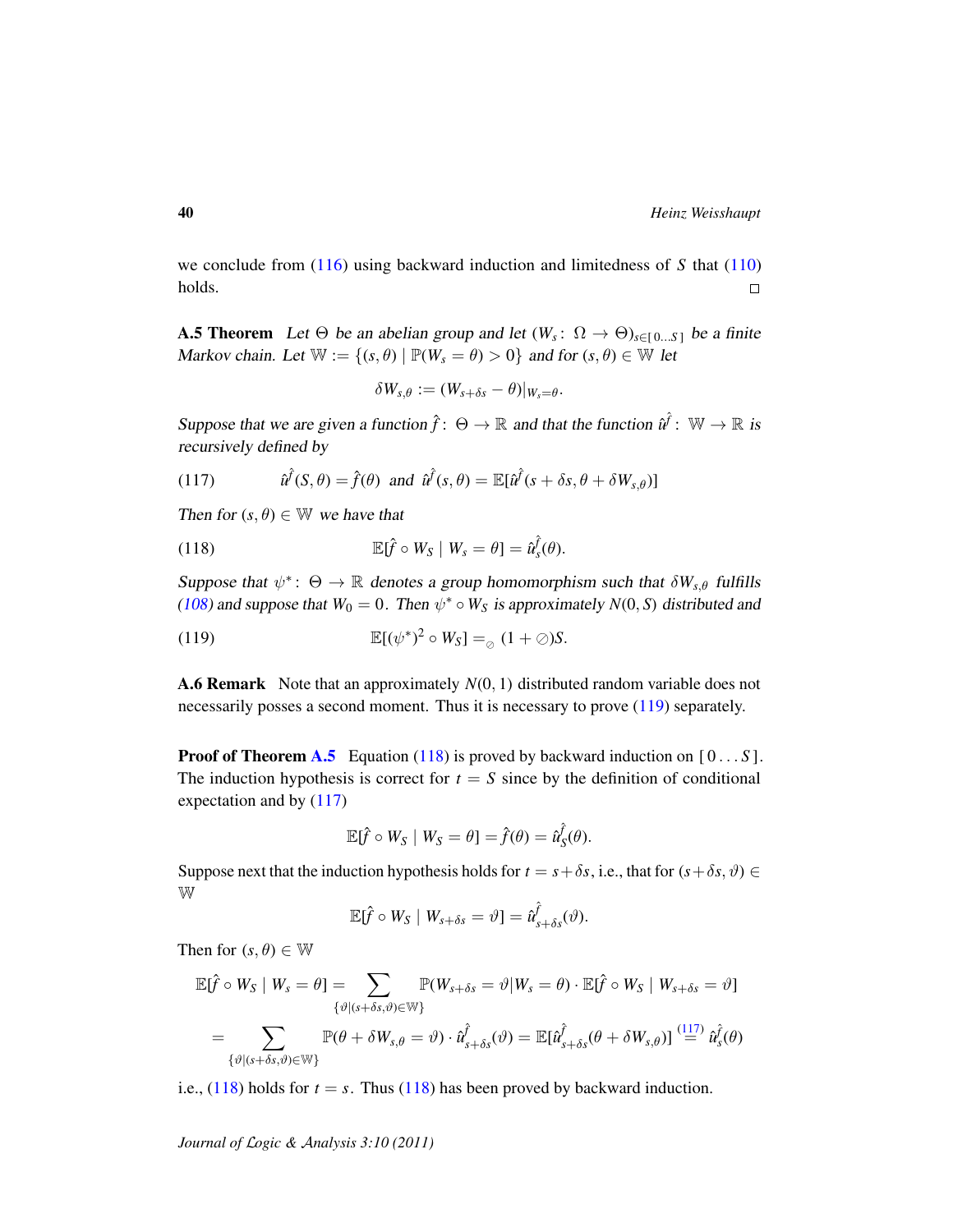we conclude from (116) using backward induction and limitedness of $S$ that (110) holds. $\square$

**A.5 Theorem** *Let $\Theta$ be an abelian group and let $(W_s\colon\ \Omega \to \Theta)_{s\in[\,0\ldots S\,]}$ be a finite Markov chain. Let $\mathbb{W} := \{(s,\theta) \mid \mathbb{P}(W_s = \theta) > 0\}$ and for $(s,\theta) \in \mathbb{W}$ let*

$$\delta W_{s,\theta} := (W_{s+\delta s} - \theta)|_{W_s=\theta}.$$

*Suppose that we are given a function $\hat{f}\colon\ \Theta \to \mathbb{R}$ and that the function $\hat{u}^{\hat{f}}\colon\ \mathbb{W} \to \mathbb{R}$ is recursively defined by*

$$\hat{u}^{\hat{f}}(S,\theta) = \hat{f}(\theta) \ \text{ and } \ \hat{u}^{\hat{f}}(s,\theta) = \mathbb{E}[\hat{u}^{\hat{f}}(s+\delta s, \theta + \delta W_{s,\theta})] \tag{117}$$

*Then for $(s,\theta) \in \mathbb{W}$ we have that*

$$\mathbb{E}[\hat{f} \circ W_S \mid W_s = \theta] = \hat{u}^{\hat{f}}_s(\theta). \tag{118}$$

*Suppose that $\psi^*\colon\ \Theta \to \mathbb{R}$ denotes a group homomorphism such that $\delta W_{s,\theta}$ fulfills (108) and suppose that $W_0 = 0$. Then $\psi^* \circ W_S$ is approximately $N(0,S)$ distributed and*

$$\mathbb{E}[(\psi^*)^2 \circ W_S] =_{\oslash} (1+\oslash)S. \tag{119}$$

**A.6 Remark** Note that an approximately $N(0,1)$ distributed random variable does not necessarily posses a second moment. Thus it is necessary to prove (119) separately.

**Proof of Theorem A.5** Equation (118) is proved by backward induction on $[\,0\ldots S\,]$. The induction hypothesis is correct for $t = S$ since by the definition of conditional expectation and by (117)

$$\mathbb{E}[\hat{f} \circ W_S \mid W_S = \theta] = \hat{f}(\theta) = \hat{u}^{\hat{f}}_S(\theta).$$

Suppose next that the induction hypothesis holds for $t = s+\delta s$, i.e., that for $(s+\delta s, \vartheta) \in \mathbb{W}$

$$\mathbb{E}[\hat{f} \circ W_S \mid W_{s+\delta s} = \vartheta] = \hat{u}^{\hat{f}}_{s+\delta s}(\vartheta).$$

Then for $(s,\theta) \in \mathbb{W}$

$$\mathbb{E}[\hat{f} \circ W_S \mid W_s = \theta] = \sum_{\{\vartheta \mid (s+\delta s,\vartheta)\in\mathbb{W}\}} \mathbb{P}(W_{s+\delta s} = \vartheta | W_s = \theta) \cdot \mathbb{E}[\hat{f} \circ W_S \mid W_{s+\delta s} = \vartheta]$$

$$= \sum_{\{\vartheta \mid (s+\delta s,\vartheta)\in\mathbb{W}\}} \mathbb{P}(\theta + \delta W_{s,\theta} = \vartheta) \cdot \hat{u}^{\hat{f}}_{s+\delta s}(\vartheta) = \mathbb{E}[\hat{u}^{\hat{f}}_{s+\delta s}(\theta + \delta W_{s,\theta})] \overset{(117)}{=} \hat{u}^{\hat{f}}_s(\theta)$$

i.e., (118) holds for $t = s$. Thus (118) has been proved by backward induction.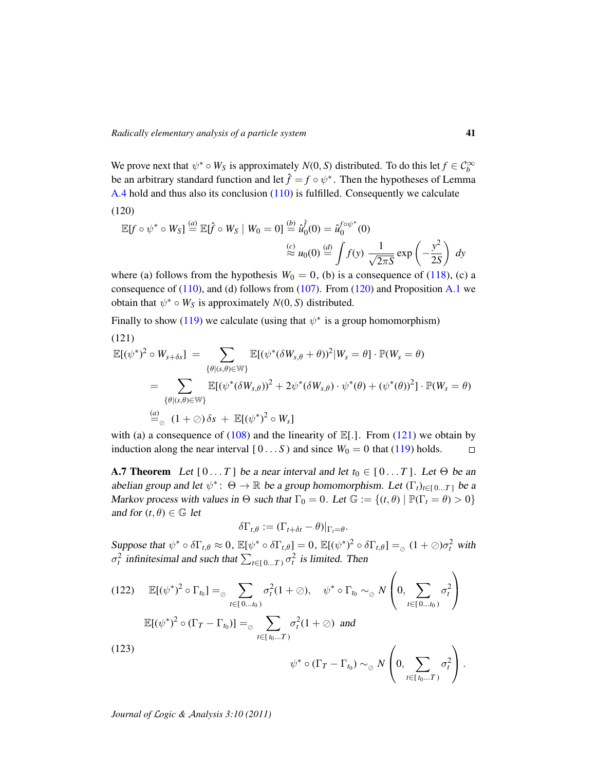We prove next that $\psi^* \circ W_S$ is approximately $N(0, S)$ distributed. To do this let $f \in \mathcal{C}_b^\infty$ be an arbitrary standard function and let $\hat{f} = f \circ \psi^*$. Then the hypotheses of Lemma A.4 hold and thus also its conclusion (110) is fulfilled. Consequently we calculate

(120)

$$\mathbb{E}[f \circ \psi^* \circ W_S] \overset{(a)}{=} \mathbb{E}[\hat{f} \circ W_S \mid W_0 = 0] \overset{(b)}{=} \hat{u}_0^{\hat{f}}(0) = \hat{u}_0^{f\circ\psi^*}(0)$$

$$\overset{(c)}{\approx} u_0(0) \overset{(d)}{=} \int f(y) \, \frac{1}{\sqrt{2\pi S}} \exp\left(-\frac{y^2}{2S}\right) \, dy$$

where (a) follows from the hypothesis $W_0 = 0$, (b) is a consequence of (118), (c) a consequence of (110), and (d) follows from (107). From (120) and Proposition A.1 we obtain that $\psi^* \circ W_S$ is approximately $N(0, S)$ distributed.

Finally to show (119) we calculate (using that $\psi^*$ is a group homomorphism)

(121)

$$\mathbb{E}[(\psi^*)^2 \circ W_{s+\delta s}] = \sum_{\{\theta | (s,\theta) \in \mathbb{W}\}} \mathbb{E}[(\psi^*(\delta W_{s,\theta} + \theta))^2 | W_s = \theta] \cdot \mathbb{P}(W_s = \theta)$$

$$= \sum_{\{\theta | (s,\theta) \in \mathbb{W}\}} \mathbb{E}[(\psi^*(\delta W_{s,\theta}))^2 + 2\psi^*(\delta W_{s,\theta}) \cdot \psi^*(\theta) + (\psi^*(\theta))^2] \cdot \mathbb{P}(W_s = \theta)$$

$$\overset{(a)}{=}_\oslash \; (1 + \oslash) \, \delta s \; + \; \mathbb{E}[(\psi^*)^2 \circ W_s]$$

with (a) a consequence of (108) and the linearity of $\mathbb{E}[.]$. From (121) we obtain by induction along the near interval $[\,0 \ldots S\,)$ and since $W_0 = 0$ that (119) holds. □

**A.7 Theorem** *Let $[\,0 \ldots T\,]$ be a near interval and let $t_0 \in [\,0 \ldots T\,]$. Let $\Theta$ be an abelian group and let $\psi^* \colon \Theta \to \mathbb{R}$ be a group homomorphism. Let $(\Gamma_t)_{t \in [\,0 \ldots T\,]}$ be a Markov process with values in $\Theta$ such that $\Gamma_0 = 0$. Let $\mathbb{G} := \{(t, \theta) \mid \mathbb{P}(\Gamma_t = \theta) > 0\}$ and for $(t, \theta) \in \mathbb{G}$ let*

$$\delta\Gamma_{t,\theta} := (\Gamma_{t+\delta t} - \theta)|_{\Gamma_t = \theta}.$$

*Suppose that $\psi^* \circ \delta\Gamma_{t,\theta} \approx 0$, $\mathbb{E}[\psi^* \circ \delta\Gamma_{t,\theta}] = 0$, $\mathbb{E}[(\psi^*)^2 \circ \delta\Gamma_{t,\theta}] =_\oslash (1 + \oslash)\sigma_t^2$ with $\sigma_t^2$ infinitesimal and such that $\sum_{t \in [\,0 \ldots T\,)} \sigma_t^2$ is limited. Then*

$$\text{(122)} \qquad \mathbb{E}[(\psi^*)^2 \circ \Gamma_{t_0}] =_\oslash \sum_{t \in [\,0 \ldots t_0\,)} \sigma_t^2(1 + \oslash), \quad \psi^* \circ \Gamma_{t_0} \sim_\oslash N\left(0, \sum_{t \in [\,0 \ldots t_0\,)} \sigma_t^2\right)$$

$$\mathbb{E}[(\psi^*)^2 \circ (\Gamma_T - \Gamma_{t_0})] =_\oslash \sum_{t \in [\,t_0 \ldots T\,)} \sigma_t^2(1 + \oslash) \;\; \text{and}$$

(123)

$$\psi^* \circ (\Gamma_T - \Gamma_{t_0}) \sim_\oslash N\left(0, \sum_{t \in [\,t_0 \ldots T\,)} \sigma_t^2\right).$$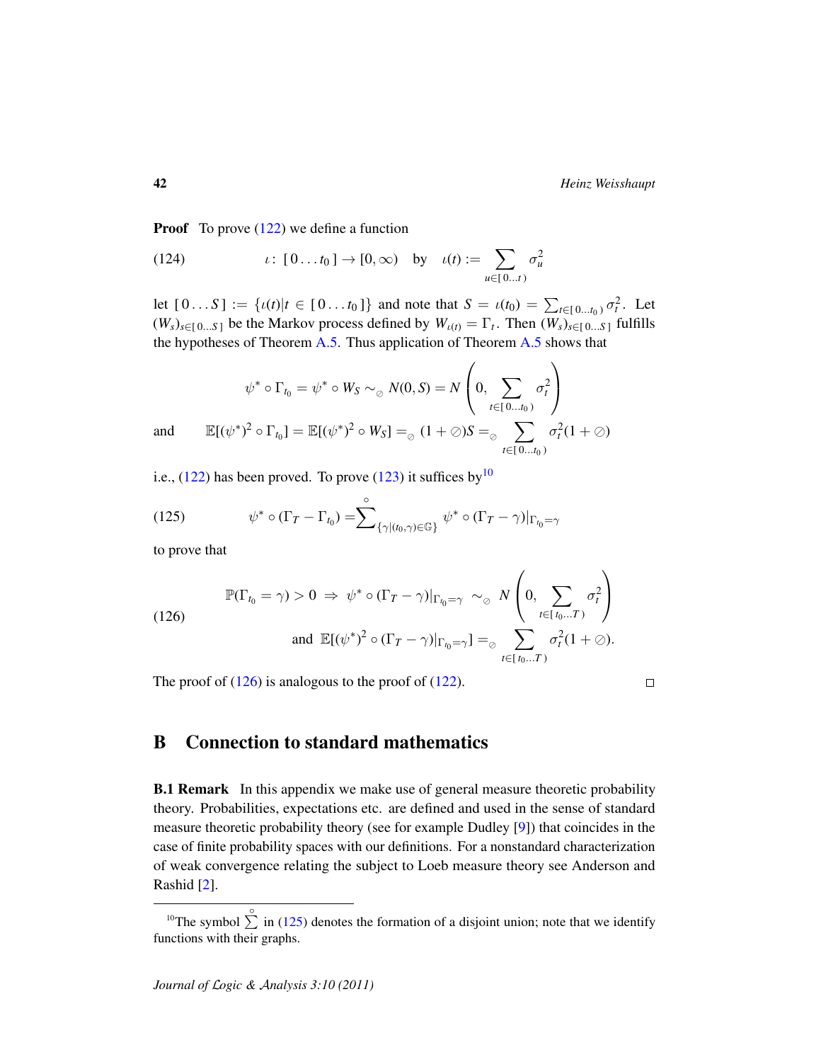**Proof** To prove (122) we define a function

$$\iota\colon [\,0\ldots t_0\,] \to [0,\infty) \quad \text{by} \quad \iota(t) := \sum_{u\in[\,0\ldots t\,)} \sigma_u^2 \tag{124}$$

let $[\,0\ldots S\,] := \{\iota(t) | t \in [\,0\ldots t_0\,]\}$ and note that $S = \iota(t_0) = \sum_{t\in[\,0\ldots t_0\,)} \sigma_t^2$. Let $(W_s)_{s\in[\,0\ldots S\,]}$ be the Markov process defined by $W_{\iota(t)} = \Gamma_t$. Then $(W_s)_{s\in[\,0\ldots S\,]}$ fulfills the hypotheses of Theorem A.5. Thus application of Theorem A.5 shows that

$$\psi^* \circ \Gamma_{t_0} = \psi^* \circ W_S \sim_{\oslash} N(0,S) = N\left(0, \sum_{t\in[\,0\ldots t_0\,)} \sigma_t^2\right)$$

$$\text{and} \qquad \mathbb{E}[(\psi^*)^2 \circ \Gamma_{t_0}] = \mathbb{E}[(\psi^*)^2 \circ W_S] =_{\oslash} (1+\oslash)S =_{\oslash} \sum_{t\in[\,0\ldots t_0\,)} \sigma_t^2(1+\oslash)$$

i.e., (122) has been proved. To prove (123) it suffices by[10]

$$\psi^* \circ (\Gamma_T - \Gamma_{t_0}) = \overset{\circ}{\sum}_{\{\gamma | (t_0,\gamma)\in\mathbb{G}\}} \psi^* \circ (\Gamma_T - \gamma)|_{\Gamma_{t_0}=\gamma} \tag{125}$$

to prove that

$$\begin{aligned} &\mathbb{P}(\Gamma_{t_0} = \gamma) > 0 \;\Rightarrow\; \psi^* \circ (\Gamma_T - \gamma)|_{\Gamma_{t_0}=\gamma} \sim_{\oslash} N\left(0, \sum_{t\in[\,t_0\ldots T\,)} \sigma_t^2\right) \\ &\qquad\qquad \text{and} \;\; \mathbb{E}[(\psi^*)^2 \circ (\Gamma_T - \gamma)|_{\Gamma_{t_0}=\gamma}] =_{\oslash} \sum_{t\in[\,t_0\ldots T\,)} \sigma_t^2(1+\oslash). \end{aligned} \tag{126}$$

The proof of (126) is analogous to the proof of (122). □

## B Connection to standard mathematics

**B.1 Remark** In this appendix we make use of general measure theoretic probability theory. Probabilities, expectations etc. are defined and used in the sense of standard measure theoretic probability theory (see for example Dudley [9]) that coincides in the case of finite probability spaces with our definitions. For a nonstandard characterization of weak convergence relating the subject to Loeb measure theory see Anderson and Rashid [2].

---

[10] The symbol $\overset{\circ}{\sum}$ in (125) denotes the formation of a disjoint union; note that we identify functions with their graphs.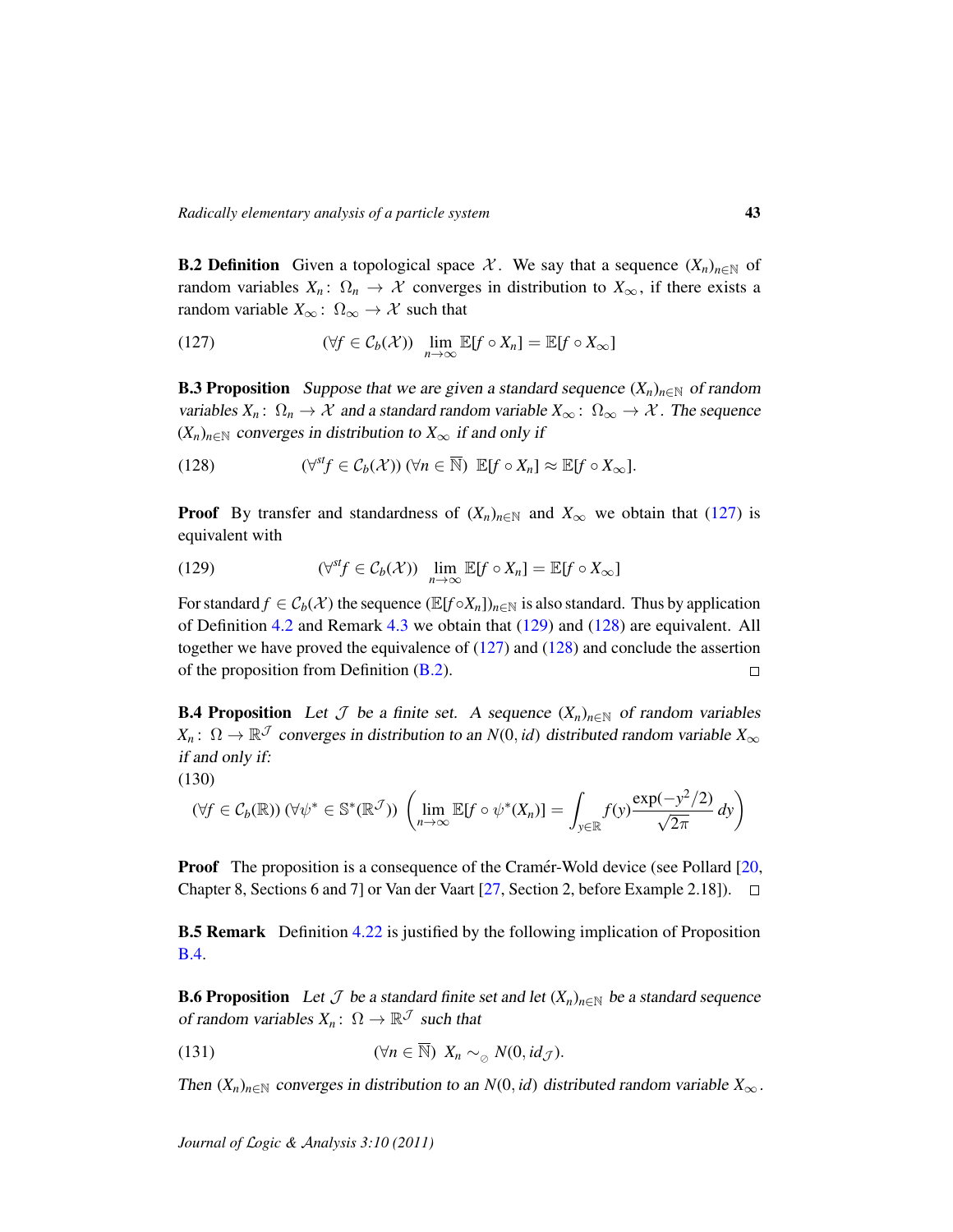**B.2 Definition** Given a topological space $\mathcal{X}$. We say that a sequence $(X_n)_{n\in\mathbb{N}}$ of random variables $X_n\colon\ \Omega_n \to \mathcal{X}$ converges in distribution to $X_\infty$, if there exists a random variable $X_\infty\colon\ \Omega_\infty \to \mathcal{X}$ such that

$$(\forall f \in \mathcal{C}_b(\mathcal{X}))\ \ \lim_{n\to\infty} \mathbb{E}[f \circ X_n] = \mathbb{E}[f \circ X_\infty] \tag{127}$$

**B.3 Proposition** *Suppose that we are given a standard sequence $(X_n)_{n\in\mathbb{N}}$ of random variables $X_n\colon\ \Omega_n \to \mathcal{X}$ and a standard random variable $X_\infty\colon\ \Omega_\infty \to \mathcal{X}$. The sequence $(X_n)_{n\in\mathbb{N}}$ converges in distribution to $X_\infty$ if and only if*

$$(\forall^{st} f \in \mathcal{C}_b(\mathcal{X}))\ (\forall n \in \overline{\mathbb{N}})\ \ \mathbb{E}[f \circ X_n] \approx \mathbb{E}[f \circ X_\infty]. \tag{128}$$

**Proof** By transfer and standardness of $(X_n)_{n\in\mathbb{N}}$ and $X_\infty$ we obtain that (127) is equivalent with

$$(\forall^{st} f \in \mathcal{C}_b(\mathcal{X}))\ \ \lim_{n\to\infty} \mathbb{E}[f \circ X_n] = \mathbb{E}[f \circ X_\infty] \tag{129}$$

For standard $f \in \mathcal{C}_b(\mathcal{X})$ the sequence $(\mathbb{E}[f \circ X_n])_{n\in\mathbb{N}}$ is also standard. Thus by application of Definition 4.2 and Remark 4.3 we obtain that (129) and (128) are equivalent. All together we have proved the equivalence of (127) and (128) and conclude the assertion of the proposition from Definition (B.2). $\square$

**B.4 Proposition** *Let $\mathcal{J}$ be a finite set. A sequence $(X_n)_{n\in\mathbb{N}}$ of random variables $X_n\colon\ \Omega \to \mathbb{R}^{\mathcal{J}}$ converges in distribution to an $N(0, id)$ distributed random variable $X_\infty$ if and only if:*

$$(\forall f \in \mathcal{C}_b(\mathbb{R}))\ (\forall \psi^* \in \mathbb{S}^*(\mathbb{R}^{\mathcal{J}}))\ \left(\lim_{n\to\infty} \mathbb{E}[f \circ \psi^*(X_n)] = \int_{y\in\mathbb{R}} f(y)\frac{\exp(-y^2/2)}{\sqrt{2\pi}}\, dy\right) \tag{130}$$

**Proof** The proposition is a consequence of the Cramér-Wold device (see Pollard [20, Chapter 8, Sections 6 and 7] or Van der Vaart [27, Section 2, before Example 2.18]). $\square$

**B.5 Remark** Definition 4.22 is justified by the following implication of Proposition B.4.

**B.6 Proposition** *Let $\mathcal{J}$ be a standard finite set and let $(X_n)_{n\in\mathbb{N}}$ be a standard sequence of random variables $X_n\colon\ \Omega \to \mathbb{R}^{\mathcal{J}}$ such that*

$$(\forall n \in \overline{\mathbb{N}})\ \ X_n \sim_{\oslash} N(0, id_{\mathcal{J}}). \tag{131}$$

*Then $(X_n)_{n\in\mathbb{N}}$ converges in distribution to an $N(0, id)$ distributed random variable $X_\infty$.*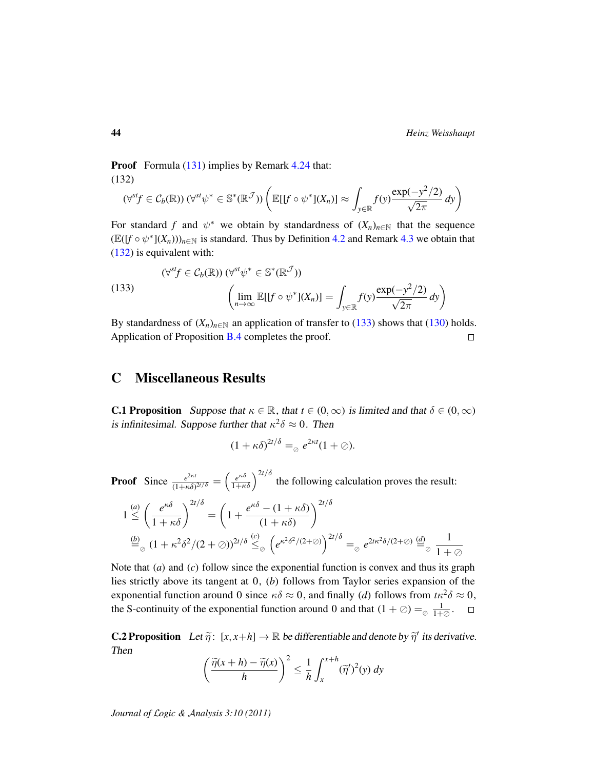**Proof** Formula (131) implies by Remark 4.24 that:

$$(\forall^{st} f \in \mathcal{C}_b(\mathbb{R}))\ (\forall^{st} \psi^* \in \mathbb{S}^*(\mathbb{R}^{\mathcal{J}}))\ \left( \mathbb{E}[[f \circ \psi^*](X_n)] \approx \int_{y \in \mathbb{R}} f(y) \frac{\exp(-y^2/2)}{\sqrt{2\pi}}\, dy \right) \tag{132}$$

For standard $f$ and $\psi^*$ we obtain by standardness of $(X_n)_{n\in\mathbb{N}}$ that the sequence $(\mathbb{E}([f \circ \psi^*](X_n)))_{n\in\mathbb{N}}$ is standard. Thus by Definition 4.2 and Remark 4.3 we obtain that (132) is equivalent with:

$$(\forall^{st} f \in \mathcal{C}_b(\mathbb{R}))\ (\forall^{st} \psi^* \in \mathbb{S}^*(\mathbb{R}^{\mathcal{J}}))\ \left( \lim_{n\to\infty} \mathbb{E}[[f \circ \psi^*](X_n)] = \int_{y \in \mathbb{R}} f(y) \frac{\exp(-y^2/2)}{\sqrt{2\pi}}\, dy \right) \tag{133}$$

By standardness of $(X_n)_{n\in\mathbb{N}}$ an application of transfer to (133) shows that (130) holds. Application of Proposition B.4 completes the proof. $\square$

# C Miscellaneous Results

**C.1 Proposition** *Suppose that $\kappa \in \mathbb{R}$, that $t \in (0, \infty)$ is limited and that $\delta \in (0, \infty)$ is infinitesimal. Suppose further that $\kappa^2\delta \approx 0$. Then*

$$(1 + \kappa\delta)^{2t/\delta} =_{\oslash} e^{2\kappa t}(1 + \oslash).$$

**Proof** Since $\frac{e^{2\kappa t}}{(1+\kappa\delta)^{2t/\delta}} = \left(\frac{e^{\kappa\delta}}{1+\kappa\delta}\right)^{2t/\delta}$ the following calculation proves the result:

$$1 \overset{(a)}{\leq} \left(\frac{e^{\kappa\delta}}{1+\kappa\delta}\right)^{2t/\delta} = \left(1 + \frac{e^{\kappa\delta} - (1+\kappa\delta)}{(1+\kappa\delta)}\right)^{2t/\delta}$$
$$\overset{(b)}{=}_{\oslash} (1 + \kappa^2\delta^2/(2+\oslash))^{2t/\delta} \overset{(c)}{\leq}_{\oslash} \left(e^{\kappa^2\delta^2/(2+\oslash)}\right)^{2t/\delta} =_{\oslash} e^{2t\kappa^2\delta/(2+\oslash)} \overset{(d)}{=}_{\oslash} \frac{1}{1+\oslash}$$

Note that $(a)$ and $(c)$ follow since the exponential function is convex and thus its graph lies strictly above its tangent at $0$, $(b)$ follows from Taylor series expansion of the exponential function around $0$ since $\kappa\delta \approx 0$, and finally $(d)$ follows from $t\kappa^2\delta \approx 0$, the S-continuity of the exponential function around $0$ and that $(1+\oslash) =_{\oslash} \frac{1}{1+\oslash}$. $\square$

**C.2 Proposition** *Let $\widetilde{\eta} \colon [x, x+h] \to \mathbb{R}$ be differentiable and denote by $\widetilde{\eta}'$ its derivative. Then*

$$\left(\frac{\widetilde{\eta}(x+h) - \widetilde{\eta}(x)}{h}\right)^2 \leq \frac{1}{h}\int_x^{x+h} (\widetilde{\eta}')^2(y)\, dy$$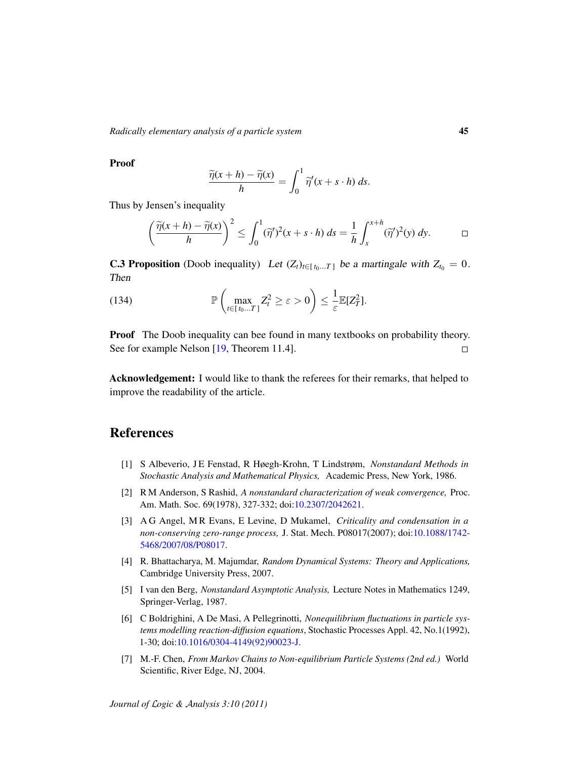**Proof**

$$\frac{\widetilde{\eta}(x+h) - \widetilde{\eta}(x)}{h} = \int_0^1 \widetilde{\eta}'(x + s \cdot h)\, ds.$$

Thus by Jensen's inequality

$$\left( \frac{\widetilde{\eta}(x+h) - \widetilde{\eta}(x)}{h} \right)^2 \leq \int_0^1 (\widetilde{\eta}')^2(x + s \cdot h)\, ds = \frac{1}{h} \int_x^{x+h} (\widetilde{\eta}')^2(y)\, dy. \qquad \square$$

**C.3 Proposition** (Doob inequality) *Let $(Z_t)_{t \in [\, t_0 \ldots T\, ]}$ be a martingale with $Z_{t_0} = 0$. Then*

$$\mathbb{P}\left( \max_{t \in [\, t_0 \ldots T\, ]} Z_t^2 \geq \varepsilon > 0 \right) \leq \frac{1}{\varepsilon} \mathbb{E}[Z_T^2]. \tag{134}$$

**Proof** The Doob inequality can bee found in many textbooks on probability theory. See for example Nelson [19, Theorem 11.4]. $\square$

**Acknowledgement:** I would like to thank the referees for their remarks, that helped to improve the readability of the article.

## References

[1] S Albeverio, J E Fenstad, R Høegh-Krohn, T Lindstrøm, *Nonstandard Methods in Stochastic Analysis and Mathematical Physics,* Academic Press, New York, 1986.

[2] R M Anderson, S Rashid, *A nonstandard characterization of weak convergence,* Proc. Am. Math. Soc. 69(1978), 327-332; doi:10.2307/2042621.

[3] A G Angel, M R Evans, E Levine, D Mukamel, *Criticality and condensation in a non-conserving zero-range process,* J. Stat. Mech. P08017(2007); doi:10.1088/1742-5468/2007/08/P08017.

[4] R. Bhattacharya, M. Majumdar, *Random Dynamical Systems: Theory and Applications,* Cambridge University Press, 2007.

[5] I van den Berg, *Nonstandard Asymptotic Analysis,* Lecture Notes in Mathematics 1249, Springer-Verlag, 1987.

[6] C Boldrighini, A De Masi, A Pellegrinotti, *Nonequilibrium fluctuations in particle systems modelling reaction-diffusion equations*, Stochastic Processes Appl. 42, No.1(1992), 1-30; doi:10.1016/0304-4149(92)90023-J.

[7] M.-F. Chen, *From Markov Chains to Non-equilibrium Particle Systems (2nd ed.)* World Scientific, River Edge, NJ, 2004.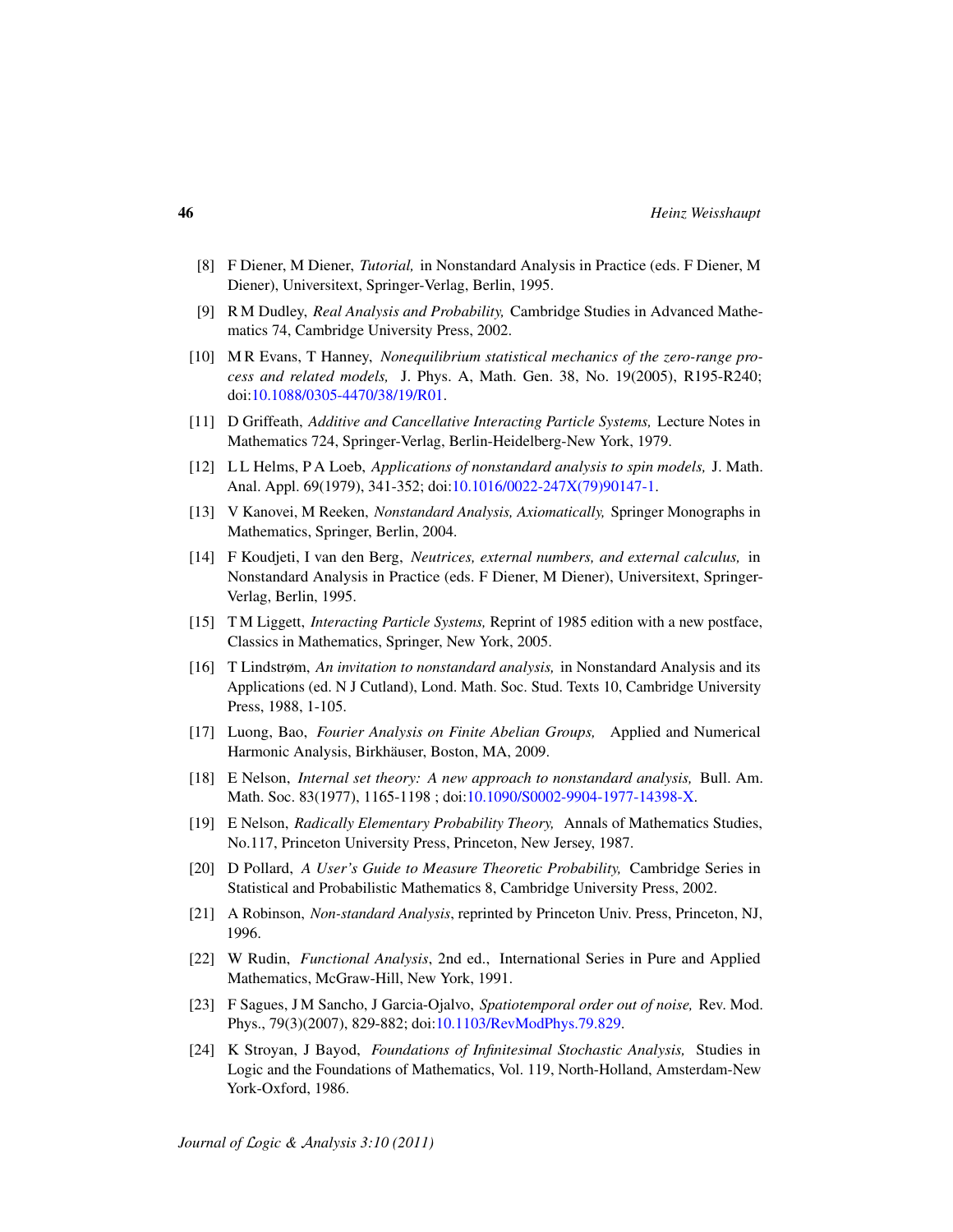[8] F Diener, M Diener, *Tutorial,* in Nonstandard Analysis in Practice (eds. F Diener, M Diener), Universitext, Springer-Verlag, Berlin, 1995.

[9] R M Dudley, *Real Analysis and Probability,* Cambridge Studies in Advanced Mathematics 74, Cambridge University Press, 2002.

[10] M R Evans, T Hanney, *Nonequilibrium statistical mechanics of the zero-range process and related models,* J. Phys. A, Math. Gen. 38, No. 19(2005), R195-R240; doi:10.1088/0305-4470/38/19/R01.

[11] D Griffeath, *Additive and Cancellative Interacting Particle Systems,* Lecture Notes in Mathematics 724, Springer-Verlag, Berlin-Heidelberg-New York, 1979.

[12] L L Helms, P A Loeb, *Applications of nonstandard analysis to spin models,* J. Math. Anal. Appl. 69(1979), 341-352; doi:10.1016/0022-247X(79)90147-1.

[13] V Kanovei, M Reeken, *Nonstandard Analysis, Axiomatically,* Springer Monographs in Mathematics, Springer, Berlin, 2004.

[14] F Koudjeti, I van den Berg, *Neutrices, external numbers, and external calculus,* in Nonstandard Analysis in Practice (eds. F Diener, M Diener), Universitext, Springer-Verlag, Berlin, 1995.

[15] T M Liggett, *Interacting Particle Systems,* Reprint of 1985 edition with a new postface, Classics in Mathematics, Springer, New York, 2005.

[16] T Lindstrøm, *An invitation to nonstandard analysis,* in Nonstandard Analysis and its Applications (ed. N J Cutland), Lond. Math. Soc. Stud. Texts 10, Cambridge University Press, 1988, 1-105.

[17] Luong, Bao, *Fourier Analysis on Finite Abelian Groups,* Applied and Numerical Harmonic Analysis, Birkhäuser, Boston, MA, 2009.

[18] E Nelson, *Internal set theory: A new approach to nonstandard analysis,* Bull. Am. Math. Soc. 83(1977), 1165-1198 ; doi:10.1090/S0002-9904-1977-14398-X.

[19] E Nelson, *Radically Elementary Probability Theory,* Annals of Mathematics Studies, No.117, Princeton University Press, Princeton, New Jersey, 1987.

[20] D Pollard, *A User's Guide to Measure Theoretic Probability,* Cambridge Series in Statistical and Probabilistic Mathematics 8, Cambridge University Press, 2002.

[21] A Robinson, *Non-standard Analysis*, reprinted by Princeton Univ. Press, Princeton, NJ, 1996.

[22] W Rudin, *Functional Analysis*, 2nd ed., International Series in Pure and Applied Mathematics, McGraw-Hill, New York, 1991.

[23] F Sagues, J M Sancho, J Garcia-Ojalvo, *Spatiotemporal order out of noise,* Rev. Mod. Phys., 79(3)(2007), 829-882; doi:10.1103/RevModPhys.79.829.

[24] K Stroyan, J Bayod, *Foundations of Infinitesimal Stochastic Analysis,* Studies in Logic and the Foundations of Mathematics, Vol. 119, North-Holland, Amsterdam-New York-Oxford, 1986.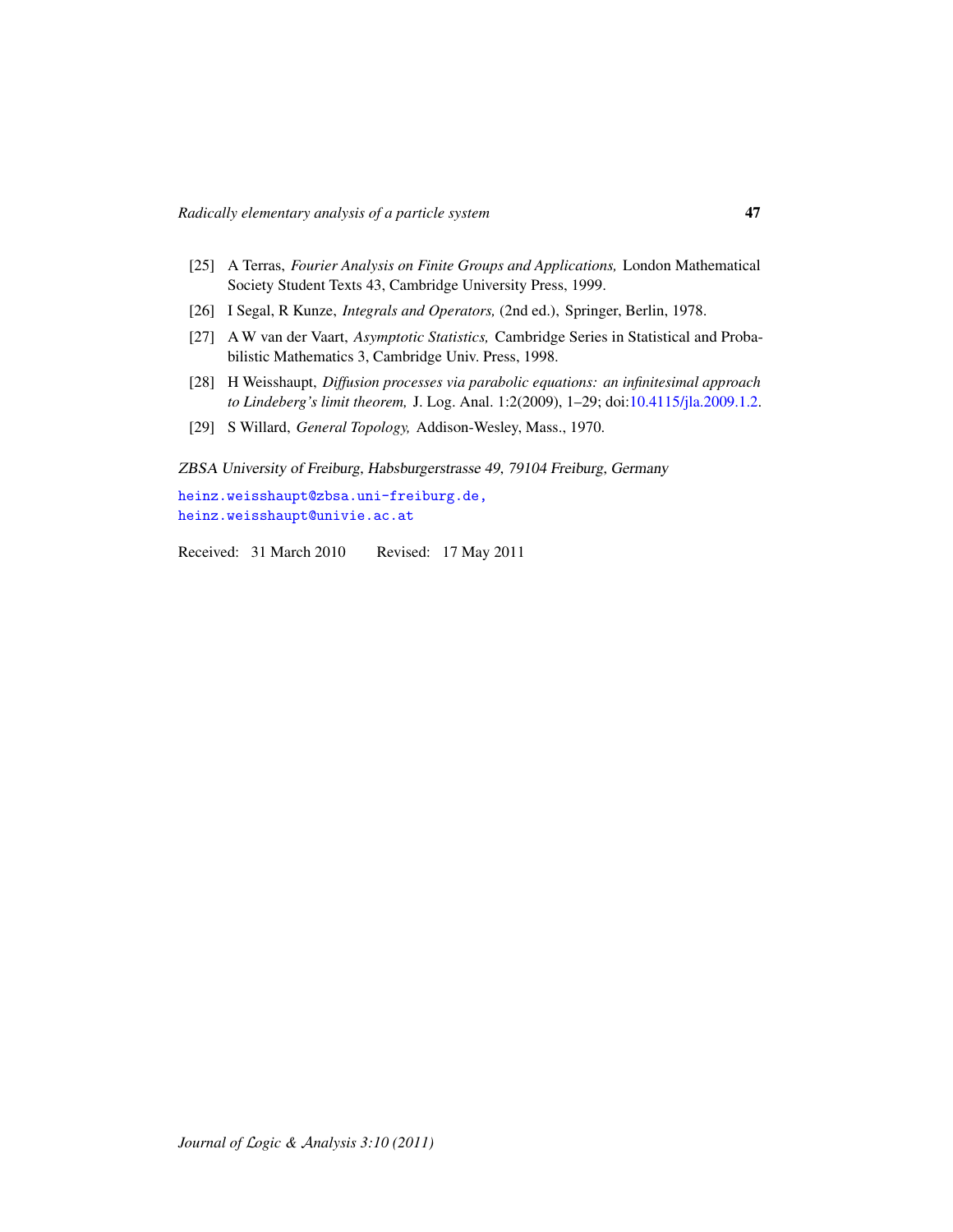- [25] A Terras, *Fourier Analysis on Finite Groups and Applications,* London Mathematical Society Student Texts 43, Cambridge University Press, 1999.
- [26] I Segal, R Kunze, *Integrals and Operators,* (2nd ed.), Springer, Berlin, 1978.
- [27] A W van der Vaart, *Asymptotic Statistics,* Cambridge Series in Statistical and Probabilistic Mathematics 3, Cambridge Univ. Press, 1998.
- [28] H Weisshaupt, *Diffusion processes via parabolic equations: an infinitesimal approach to Lindeberg's limit theorem,* J. Log. Anal. 1:2(2009), 1–29; doi:10.4115/jla.2009.1.2.
- [29] S Willard, *General Topology,* Addison-Wesley, Mass., 1970.

*ZBSA University of Freiburg, Habsburgerstrasse 49, 79104 Freiburg, Germany*

heinz.weisshaupt@zbsa.uni-freiburg.de,
heinz.weisshaupt@univie.ac.at

Received: 31 March 2010 Revised: 17 May 2011